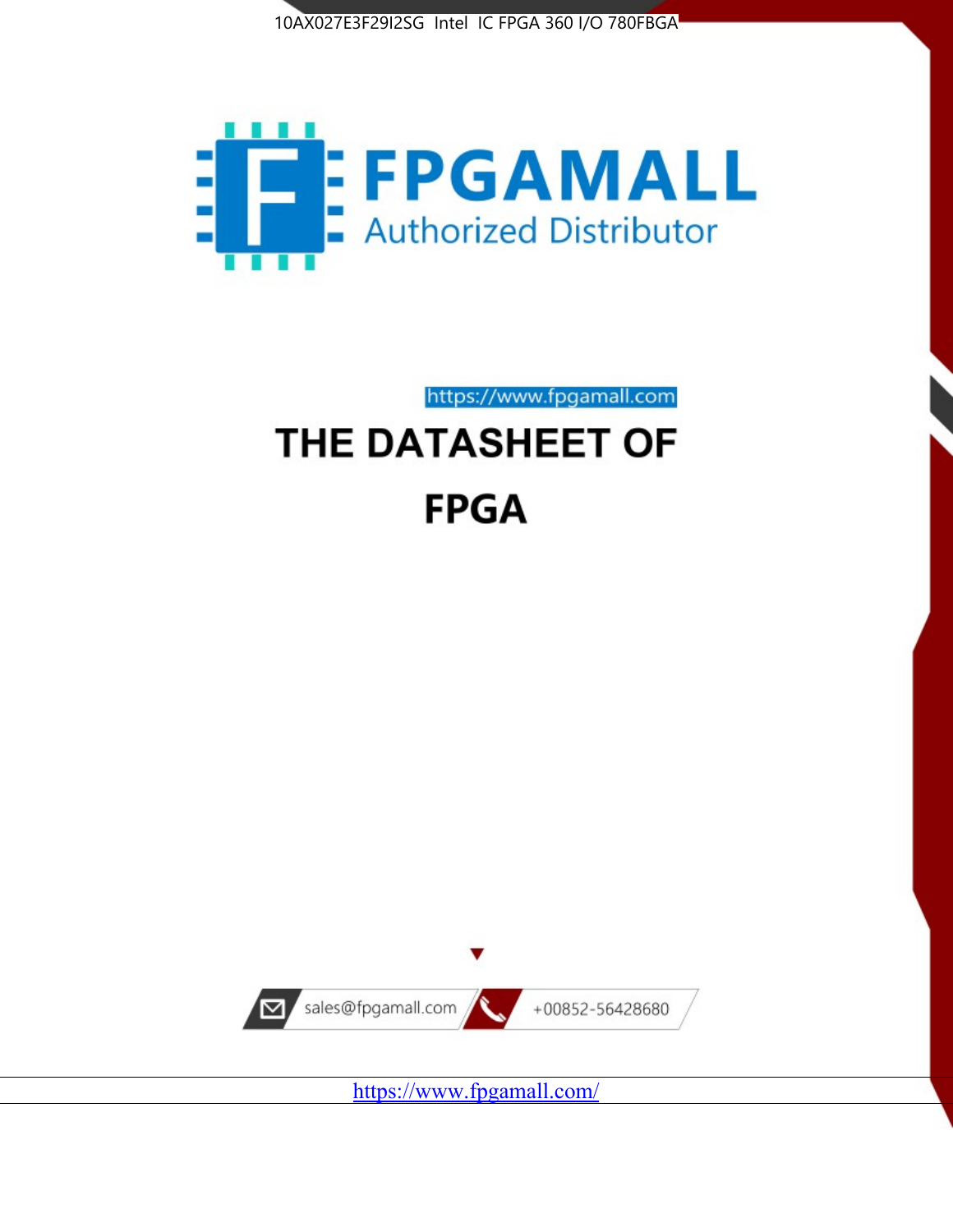10AX027E3F29I2SG Intel IC FPGA 360 I/O 780FBGA

FPGAMALL

Authorized Distributor

https://www.fpgamall.com

# THE DATASHEET OF

# FPGA

sales@fpgamall.com

+00852-56428680

https://www.fpgamall.com/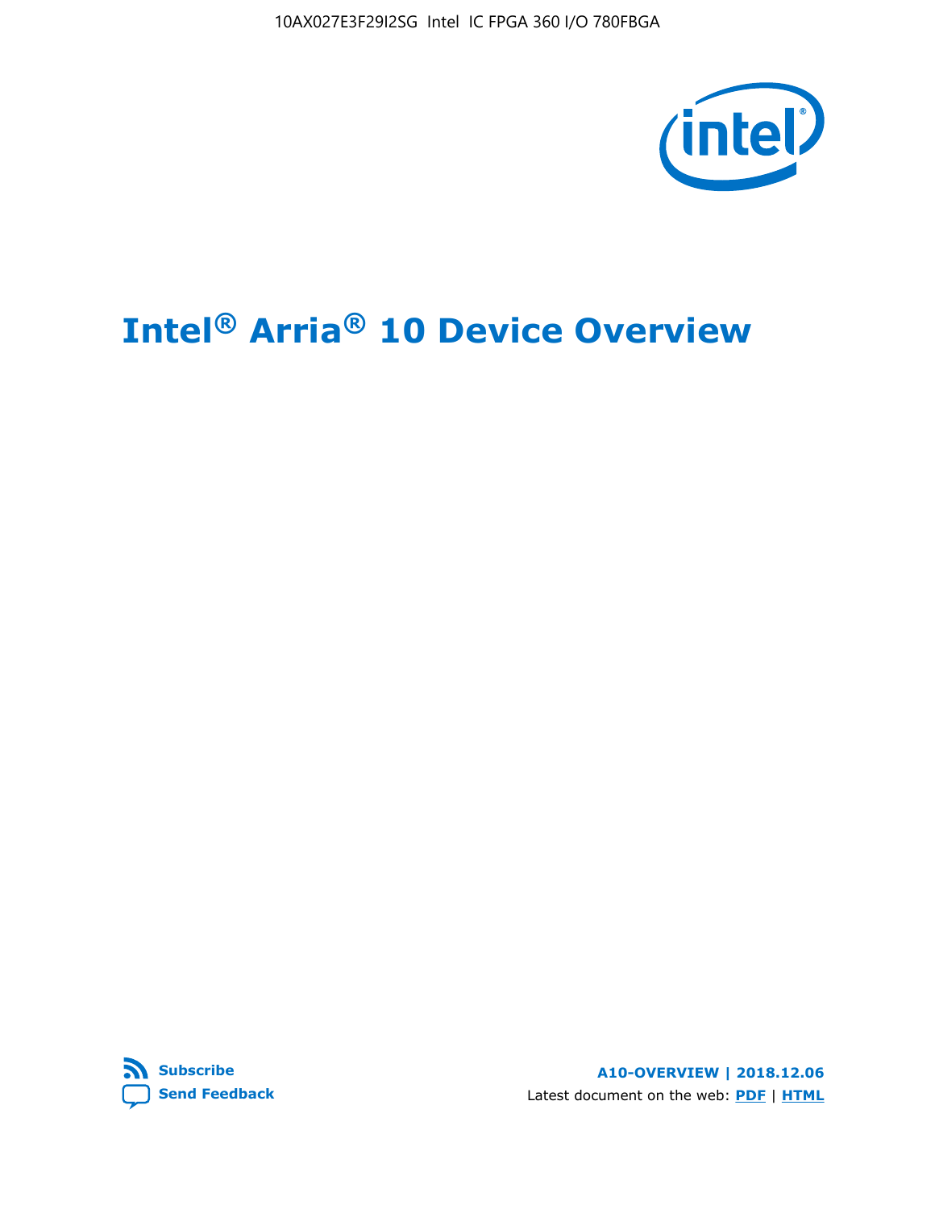# Intel® Arria® 10 Device Overview

Subscribe

Send Feedback

A10-OVERVIEW | 2018.12.06

Latest document on the web: PDF | HTML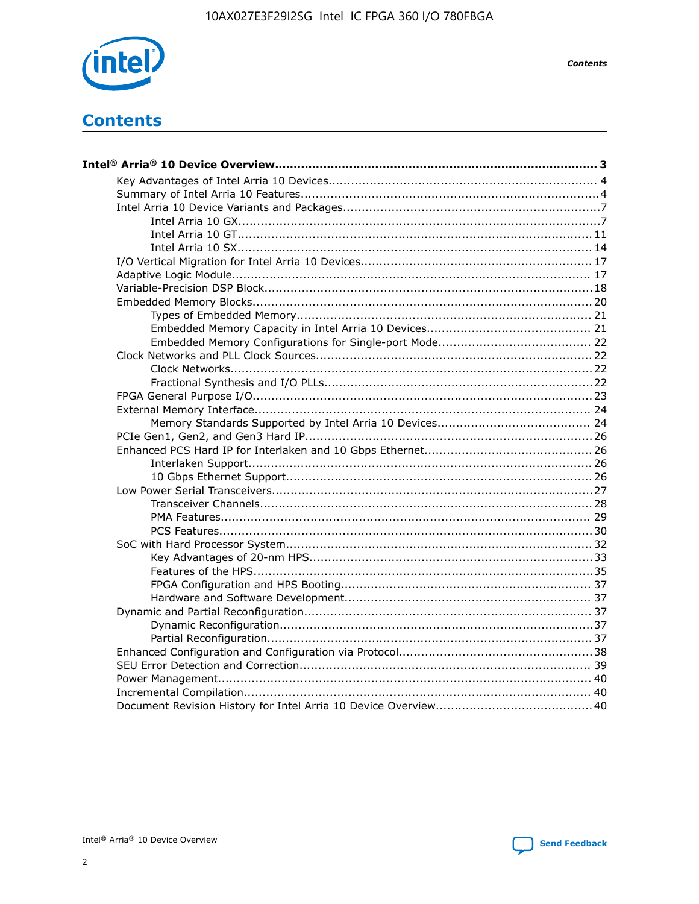# Contents

**Intel® Arria® 10 Device Overview** ..... 3

- Key Advantages of Intel Arria 10 Devices ..... 4
- Summary of Intel Arria 10 Features ..... 4
- Intel Arria 10 Device Variants and Packages ..... 7
  - Intel Arria 10 GX ..... 7
  - Intel Arria 10 GT ..... 11
  - Intel Arria 10 SX ..... 14
- I/O Vertical Migration for Intel Arria 10 Devices ..... 17
- Adaptive Logic Module ..... 17
- Variable-Precision DSP Block ..... 18
- Embedded Memory Blocks ..... 20
  - Types of Embedded Memory ..... 21
  - Embedded Memory Capacity in Intel Arria 10 Devices ..... 21
  - Embedded Memory Configurations for Single-port Mode ..... 22
- Clock Networks and PLL Clock Sources ..... 22
  - Clock Networks ..... 22
  - Fractional Synthesis and I/O PLLs ..... 22
- FPGA General Purpose I/O ..... 23
- External Memory Interface ..... 24
  - Memory Standards Supported by Intel Arria 10 Devices ..... 24
- PCIe Gen1, Gen2, and Gen3 Hard IP ..... 26
- Enhanced PCS Hard IP for Interlaken and 10 Gbps Ethernet ..... 26
  - Interlaken Support ..... 26
  - 10 Gbps Ethernet Support ..... 26
- Low Power Serial Transceivers ..... 27
  - Transceiver Channels ..... 28
  - PMA Features ..... 29
  - PCS Features ..... 30
- SoC with Hard Processor System ..... 32
  - Key Advantages of 20-nm HPS ..... 33
  - Features of the HPS ..... 35
  - FPGA Configuration and HPS Booting ..... 37
  - Hardware and Software Development ..... 37
- Dynamic and Partial Reconfiguration ..... 37
  - Dynamic Reconfiguration ..... 37
  - Partial Reconfiguration ..... 37
- Enhanced Configuration and Configuration via Protocol ..... 38
- SEU Error Detection and Correction ..... 39
- Power Management ..... 40
- Incremental Compilation ..... 40
- Document Revision History for Intel Arria 10 Device Overview ..... 40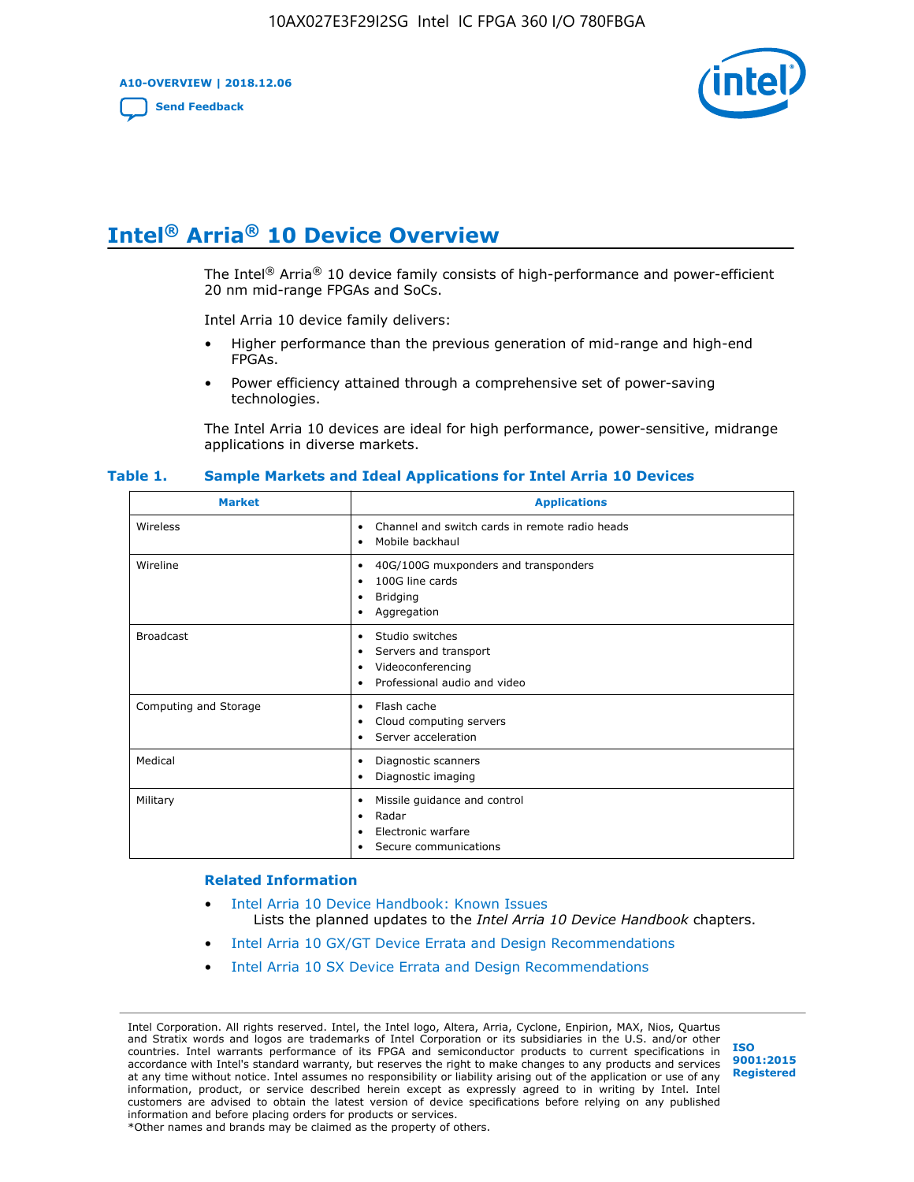# Intel® Arria® 10 Device Overview

The Intel® Arria® 10 device family consists of high-performance and power-efficient 20 nm mid-range FPGAs and SoCs.

Intel Arria 10 device family delivers:

- Higher performance than the previous generation of mid-range and high-end FPGAs.
- Power efficiency attained through a comprehensive set of power-saving technologies.

The Intel Arria 10 devices are ideal for high performance, power-sensitive, midrange applications in diverse markets.

**Table 1. Sample Markets and Ideal Applications for Intel Arria 10 Devices**

| Market | Applications |
|---|---|
| Wireless | • Channel and switch cards in remote radio heads<br>• Mobile backhaul |
| Wireline | • 40G/100G muxponders and transponders<br>• 100G line cards<br>• Bridging<br>• Aggregation |
| Broadcast | • Studio switches<br>• Servers and transport<br>• Videoconferencing<br>• Professional audio and video |
| Computing and Storage | • Flash cache<br>• Cloud computing servers<br>• Server acceleration |
| Medical | • Diagnostic scanners<br>• Diagnostic imaging |
| Military | • Missile guidance and control<br>• Radar<br>• Electronic warfare<br>• Secure communications |

### Related Information

- Intel Arria 10 Device Handbook: Known Issues
  Lists the planned updates to the *Intel Arria 10 Device Handbook* chapters.
- Intel Arria 10 GX/GT Device Errata and Design Recommendations
- Intel Arria 10 SX Device Errata and Design Recommendations

Intel Corporation. All rights reserved. Intel, the Intel logo, Altera, Arria, Cyclone, Enpirion, MAX, Nios, Quartus and Stratix words and logos are trademarks of Intel Corporation or its subsidiaries in the U.S. and/or other countries. Intel warrants performance of its FPGA and semiconductor products to current specifications in accordance with Intel's standard warranty, but reserves the right to make changes to any products and services at any time without notice. Intel assumes no responsibility or liability arising out of the application or use of any information, product, or service described herein except as expressly agreed to in writing by Intel. Intel customers are advised to obtain the latest version of device specifications before relying on any published information and before placing orders for products or services.
*Other names and brands may be claimed as the property of others.

ISO 9001:2015 Registered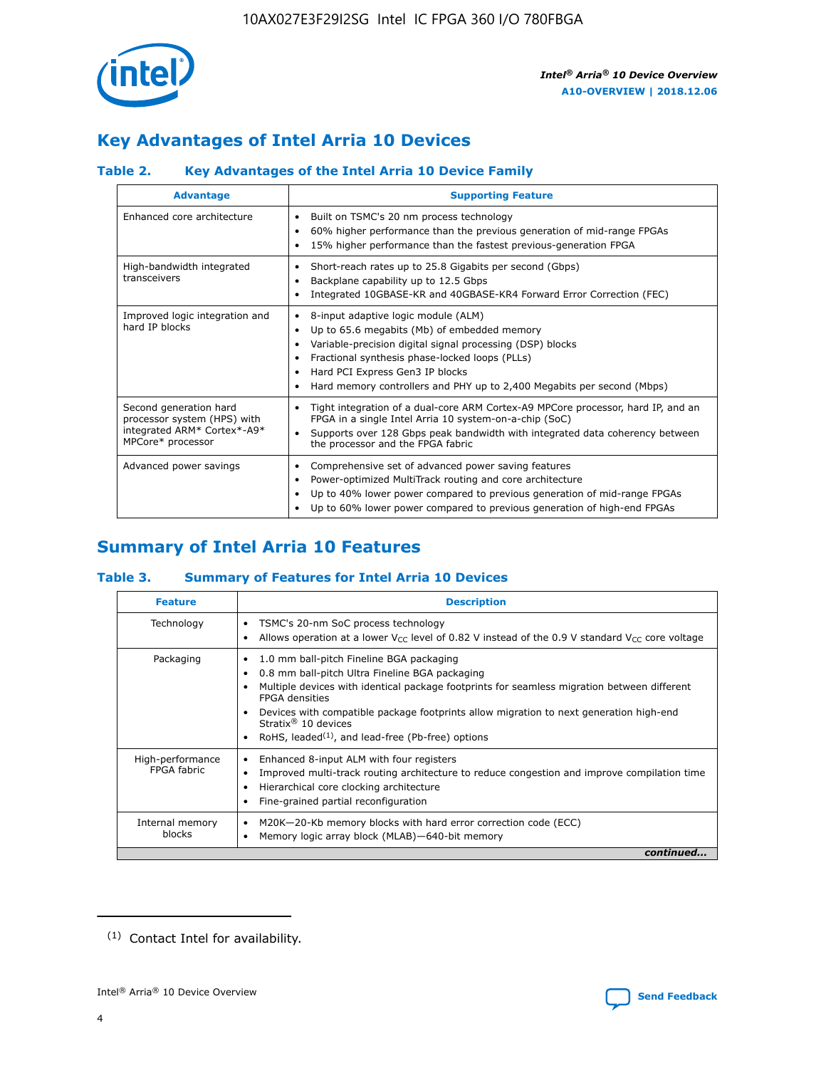## Key Advantages of Intel Arria 10 Devices

### Table 2. Key Advantages of the Intel Arria 10 Device Family

| Advantage | Supporting Feature |
|---|---|
| Enhanced core architecture | • Built on TSMC's 20 nm process technology<br>• 60% higher performance than the previous generation of mid-range FPGAs<br>• 15% higher performance than the fastest previous-generation FPGA |
| High-bandwidth integrated transceivers | • Short-reach rates up to 25.8 Gigabits per second (Gbps)<br>• Backplane capability up to 12.5 Gbps<br>• Integrated 10GBASE-KR and 40GBASE-KR4 Forward Error Correction (FEC) |
| Improved logic integration and hard IP blocks | • 8-input adaptive logic module (ALM)<br>• Up to 65.6 megabits (Mb) of embedded memory<br>• Variable-precision digital signal processing (DSP) blocks<br>• Fractional synthesis phase-locked loops (PLLs)<br>• Hard PCI Express Gen3 IP blocks<br>• Hard memory controllers and PHY up to 2,400 Megabits per second (Mbps) |
| Second generation hard processor system (HPS) with integrated ARM* Cortex*-A9* MPCore* processor | • Tight integration of a dual-core ARM Cortex-A9 MPCore processor, hard IP, and an FPGA in a single Intel Arria 10 system-on-a-chip (SoC)<br>• Supports over 128 Gbps peak bandwidth with integrated data coherency between the processor and the FPGA fabric |
| Advanced power savings | • Comprehensive set of advanced power saving features<br>• Power-optimized MultiTrack routing and core architecture<br>• Up to 40% lower power compared to previous generation of mid-range FPGAs<br>• Up to 60% lower power compared to previous generation of high-end FPGAs |

## Summary of Intel Arria 10 Features

### Table 3. Summary of Features for Intel Arria 10 Devices

| Feature | Description |
|---|---|
| Technology | • TSMC's 20-nm SoC process technology<br>• Allows operation at a lower $V_{CC}$ level of 0.82 V instead of the 0.9 V standard $V_{CC}$ core voltage |
| Packaging | • 1.0 mm ball-pitch Fineline BGA packaging<br>• 0.8 mm ball-pitch Ultra Fineline BGA packaging<br>• Multiple devices with identical package footprints for seamless migration between different FPGA densities<br>• Devices with compatible package footprints allow migration to next generation high-end Stratix® 10 devices<br>• RoHS, leaded[(1)], and lead-free (Pb-free) options |
| High-performance FPGA fabric | • Enhanced 8-input ALM with four registers<br>• Improved multi-track routing architecture to reduce congestion and improve compilation time<br>• Hierarchical core clocking architecture<br>• Fine-grained partial reconfiguration |
| Internal memory blocks | • M20K—20-Kb memory blocks with hard error correction code (ECC)<br>• Memory logic array block (MLAB)—640-bit memory |

*continued...*

(1) Contact Intel for availability.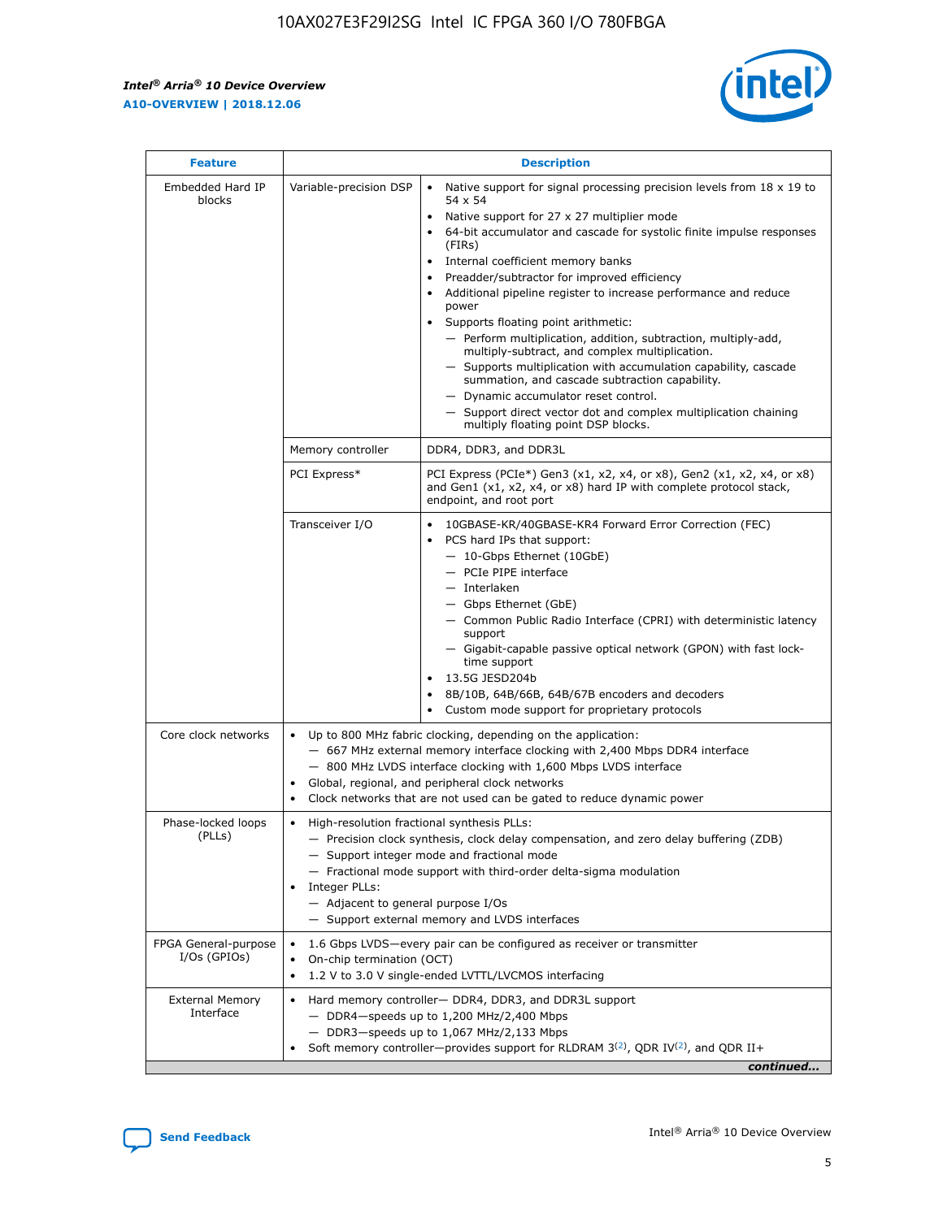| Feature | Description | |
|---|---|---|
| Embedded Hard IP blocks | Variable-precision DSP | • Native support for signal processing precision levels from 18 x 19 to 54 x 54<br>• Native support for 27 x 27 multiplier mode<br>• 64-bit accumulator and cascade for systolic finite impulse responses (FIRs)<br>• Internal coefficient memory banks<br>• Preadder/subtractor for improved efficiency<br>• Additional pipeline register to increase performance and reduce power<br>• Supports floating point arithmetic:<br>— Perform multiplication, addition, subtraction, multiply-add, multiply-subtract, and complex multiplication.<br>— Supports multiplication with accumulation capability, cascade summation, and cascade subtraction capability.<br>— Dynamic accumulator reset control.<br>— Support direct vector dot and complex multiplication chaining multiply floating point DSP blocks. |
| | Memory controller | DDR4, DDR3, and DDR3L |
| | PCI Express* | PCI Express (PCIe*) Gen3 (x1, x2, x4, or x8), Gen2 (x1, x2, x4, or x8) and Gen1 (x1, x2, x4, or x8) hard IP with complete protocol stack, endpoint, and root port |
| | Transceiver I/O | • 10GBASE-KR/40GBASE-KR4 Forward Error Correction (FEC)<br>• PCS hard IPs that support:<br>— 10-Gbps Ethernet (10GbE)<br>— PCIe PIPE interface<br>— Interlaken<br>— Gbps Ethernet (GbE)<br>— Common Public Radio Interface (CPRI) with deterministic latency support<br>— Gigabit-capable passive optical network (GPON) with fast lock-time support<br>• 13.5G JESD204b<br>• 8B/10B, 64B/66B, 64B/67B encoders and decoders<br>• Custom mode support for proprietary protocols |
| Core clock networks | • Up to 800 MHz fabric clocking, depending on the application:<br>— 667 MHz external memory interface clocking with 2,400 Mbps DDR4 interface<br>— 800 MHz LVDS interface clocking with 1,600 Mbps LVDS interface<br>• Global, regional, and peripheral clock networks<br>• Clock networks that are not used can be gated to reduce dynamic power | |
| Phase-locked loops (PLLs) | • High-resolution fractional synthesis PLLs:<br>— Precision clock synthesis, clock delay compensation, and zero delay buffering (ZDB)<br>— Support integer mode and fractional mode<br>— Fractional mode support with third-order delta-sigma modulation<br>• Integer PLLs:<br>— Adjacent to general purpose I/Os<br>— Support external memory and LVDS interfaces | |
| FPGA General-purpose I/Os (GPIOs) | • 1.6 Gbps LVDS—every pair can be configured as receiver or transmitter<br>• On-chip termination (OCT)<br>• 1.2 V to 3.0 V single-ended LVTTL/LVCMOS interfacing | |
| External Memory Interface | • Hard memory controller— DDR4, DDR3, and DDR3L support<br>— DDR4—speeds up to 1,200 MHz/2,400 Mbps<br>— DDR3—speeds up to 1,067 MHz/2,133 Mbps<br>• Soft memory controller—provides support for RLDRAM 3[(2)], QDR IV[(2)], and QDR II+ | |

*continued...*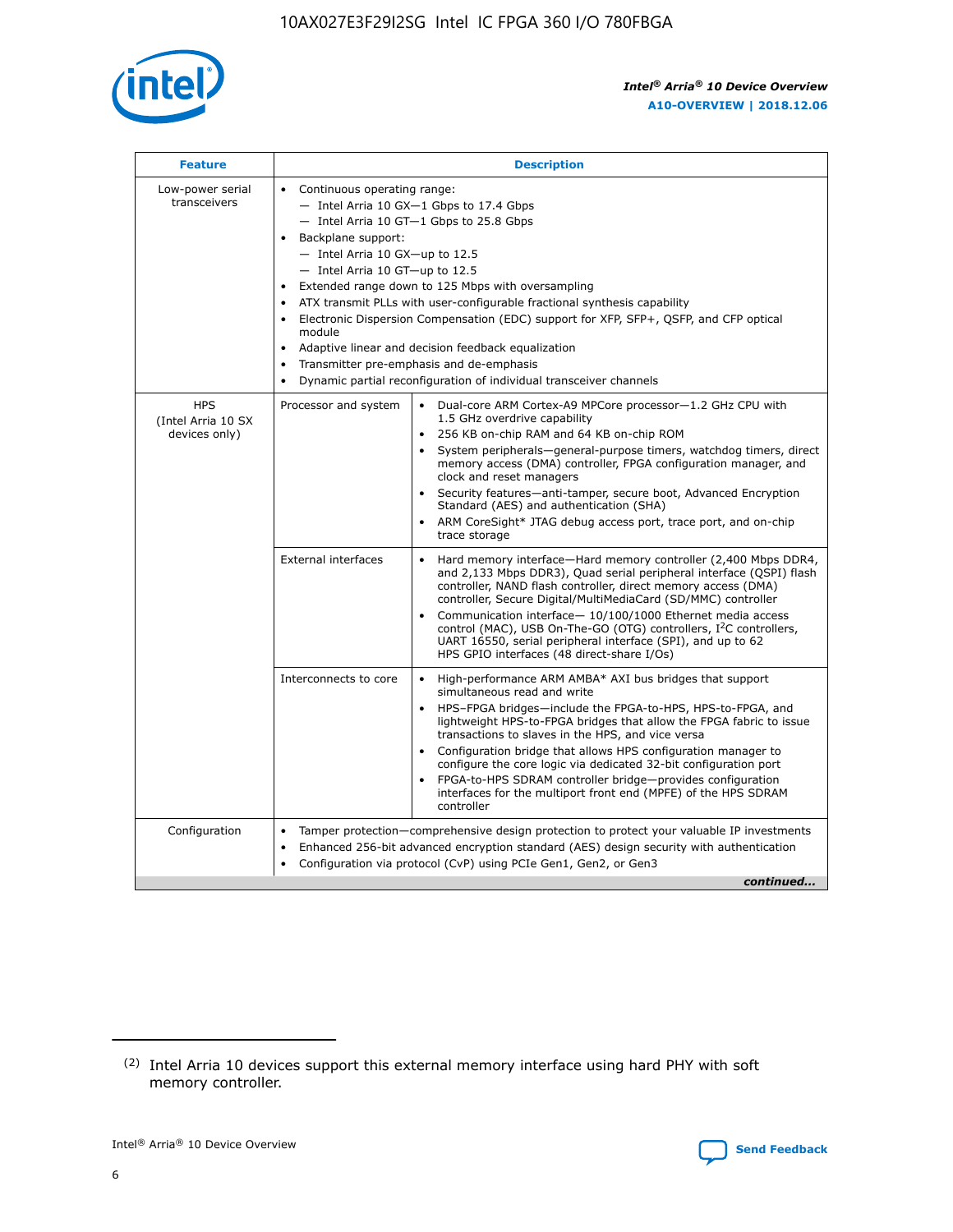| Feature | Description | |
|---|---|---|
| Low-power serial transceivers | • Continuous operating range:<br>— Intel Arria 10 GX—1 Gbps to 17.4 Gbps<br>— Intel Arria 10 GT—1 Gbps to 25.8 Gbps<br>• Backplane support:<br>— Intel Arria 10 GX—up to 12.5<br>— Intel Arria 10 GT—up to 12.5<br>• Extended range down to 125 Mbps with oversampling<br>• ATX transmit PLLs with user-configurable fractional synthesis capability<br>• Electronic Dispersion Compensation (EDC) support for XFP, SFP+, QSFP, and CFP optical module<br>• Adaptive linear and decision feedback equalization<br>• Transmitter pre-emphasis and de-emphasis<br>• Dynamic partial reconfiguration of individual transceiver channels | |
| HPS (Intel Arria 10 SX devices only) | Processor and system | • Dual-core ARM Cortex-A9 MPCore processor—1.2 GHz CPU with 1.5 GHz overdrive capability<br>• 256 KB on-chip RAM and 64 KB on-chip ROM<br>• System peripherals—general-purpose timers, watchdog timers, direct memory access (DMA) controller, FPGA configuration manager, and clock and reset managers<br>• Security features—anti-tamper, secure boot, Advanced Encryption Standard (AES) and authentication (SHA)<br>• ARM CoreSight* JTAG debug access port, trace port, and on-chip trace storage |
| | External interfaces | • Hard memory interface—Hard memory controller (2,400 Mbps DDR4, and 2,133 Mbps DDR3), Quad serial peripheral interface (QSPI) flash controller, NAND flash controller, direct memory access (DMA) controller, Secure Digital/MultiMediaCard (SD/MMC) controller<br>• Communication interface— 10/100/1000 Ethernet media access control (MAC), USB On-The-GO (OTG) controllers, I$^2$C controllers, UART 16550, serial peripheral interface (SPI), and up to 62 HPS GPIO interfaces (48 direct-share I/Os) |
| | Interconnects to core | • High-performance ARM AMBA* AXI bus bridges that support simultaneous read and write<br>• HPS–FPGA bridges—include the FPGA-to-HPS, HPS-to-FPGA, and lightweight HPS-to-FPGA bridges that allow the FPGA fabric to issue transactions to slaves in the HPS, and vice versa<br>• Configuration bridge that allows HPS configuration manager to configure the core logic via dedicated 32-bit configuration port<br>• FPGA-to-HPS SDRAM controller bridge—provides configuration interfaces for the multiport front end (MPFE) of the HPS SDRAM controller |
| Configuration | • Tamper protection—comprehensive design protection to protect your valuable IP investments<br>• Enhanced 256-bit advanced encryption standard (AES) design security with authentication<br>• Configuration via protocol (CvP) using PCIe Gen1, Gen2, or Gen3 | |

*continued...*

(2) Intel Arria 10 devices support this external memory interface using hard PHY with soft memory controller.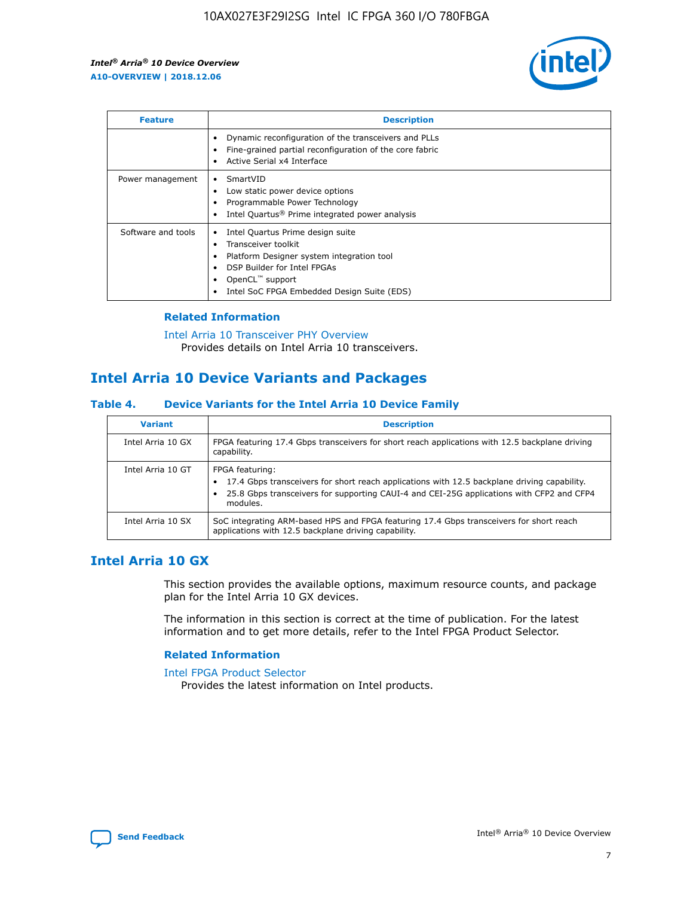| Feature | Description |
| --- | --- |
|  | • Dynamic reconfiguration of the transceivers and PLLs<br>• Fine-grained partial reconfiguration of the core fabric<br>• Active Serial x4 Interface |
| Power management | • SmartVID<br>• Low static power device options<br>• Programmable Power Technology<br>• Intel Quartus® Prime integrated power analysis |
| Software and tools | • Intel Quartus Prime design suite<br>• Transceiver toolkit<br>• Platform Designer system integration tool<br>• DSP Builder for Intel FPGAs<br>• OpenCL™ support<br>• Intel SoC FPGA Embedded Design Suite (EDS) |

### Related Information

Intel Arria 10 Transceiver PHY Overview
Provides details on Intel Arria 10 transceivers.

## Intel Arria 10 Device Variants and Packages

#### Table 4. Device Variants for the Intel Arria 10 Device Family

| Variant | Description |
| --- | --- |
| Intel Arria 10 GX | FPGA featuring 17.4 Gbps transceivers for short reach applications with 12.5 backplane driving capability. |
| Intel Arria 10 GT | FPGA featuring:<br>• 17.4 Gbps transceivers for short reach applications with 12.5 backplane driving capability.<br>• 25.8 Gbps transceivers for supporting CAUI-4 and CEI-25G applications with CFP2 and CFP4 modules. |
| Intel Arria 10 SX | SoC integrating ARM-based HPS and FPGA featuring 17.4 Gbps transceivers for short reach applications with 12.5 backplane driving capability. |

## Intel Arria 10 GX

This section provides the available options, maximum resource counts, and package plan for the Intel Arria 10 GX devices.

The information in this section is correct at the time of publication. For the latest information and to get more details, refer to the Intel FPGA Product Selector.

### Related Information

Intel FPGA Product Selector
Provides the latest information on Intel products.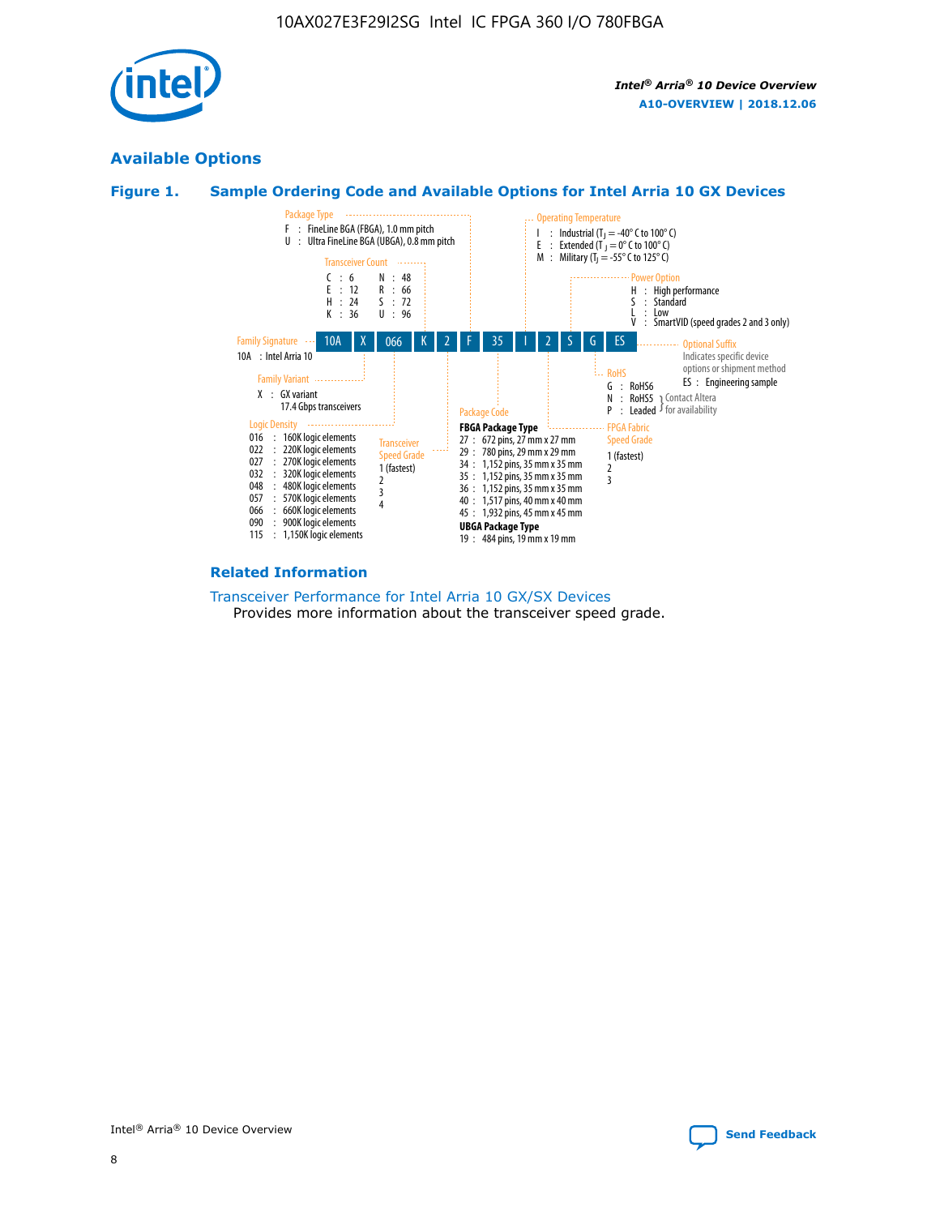## Available Options

### Figure 1. Sample Ordering Code and Available Options for Intel Arria 10 GX Devices

Sample ordering code: 10A X 066 K 2 F 35 I 2 S G ES

**Family Signature**
- 10A : Intel Arria 10

**Family Variant**
- X : GX variant 17.4 Gbps transceivers

**Logic Density**
- 016 : 160K logic elements
- 022 : 220K logic elements
- 027 : 270K logic elements
- 032 : 320K logic elements
- 048 : 480K logic elements
- 057 : 570K logic elements
- 066 : 660K logic elements
- 090 : 900K logic elements
- 115 : 1,150K logic elements

**Transceiver Count**
- C : 6
- E : 12
- H : 24
- K : 36
- N : 48
- R : 66
- S : 72
- U : 96

**Transceiver Speed Grade**
- 1 (fastest)
- 2
- 3
- 4

**Package Type**
- F : FineLine BGA (FBGA), 1.0 mm pitch
- U : Ultra FineLine BGA (UBGA), 0.8 mm pitch

**Package Code**

**FBGA Package Type**
- 27 : 672 pins, 27 mm x 27 mm
- 29 : 780 pins, 29 mm x 29 mm
- 34 : 1,152 pins, 35 mm x 35 mm
- 35 : 1,152 pins, 35 mm x 35 mm
- 36 : 1,152 pins, 35 mm x 35 mm
- 40 : 1,517 pins, 40 mm x 40 mm
- 45 : 1,932 pins, 45 mm x 45 mm

**UBGA Package Type**
- 19 : 484 pins, 19 mm x 19 mm

**Operating Temperature**
- I : Industrial ($T_J$ = -40° C to 100° C)
- E : Extended ($T_J$ = 0° C to 100° C)
- M : Military ($T_J$ = -55° C to 125° C)

**FPGA Fabric Speed Grade**
- 1 (fastest)
- 2
- 3

**Power Option**
- H : High performance
- S : Standard
- L : Low
- V : SmartVID (speed grades 2 and 3 only)

**RoHS**
- G : RoHS6
- N : RoHS5 (Contact Altera for availability)
- P : Leaded (Contact Altera for availability)

**Optional Suffix**

Indicates specific device options or shipment method
- ES : Engineering sample

### Related Information

Transceiver Performance for Intel Arria 10 GX/SX Devices

Provides more information about the transceiver speed grade.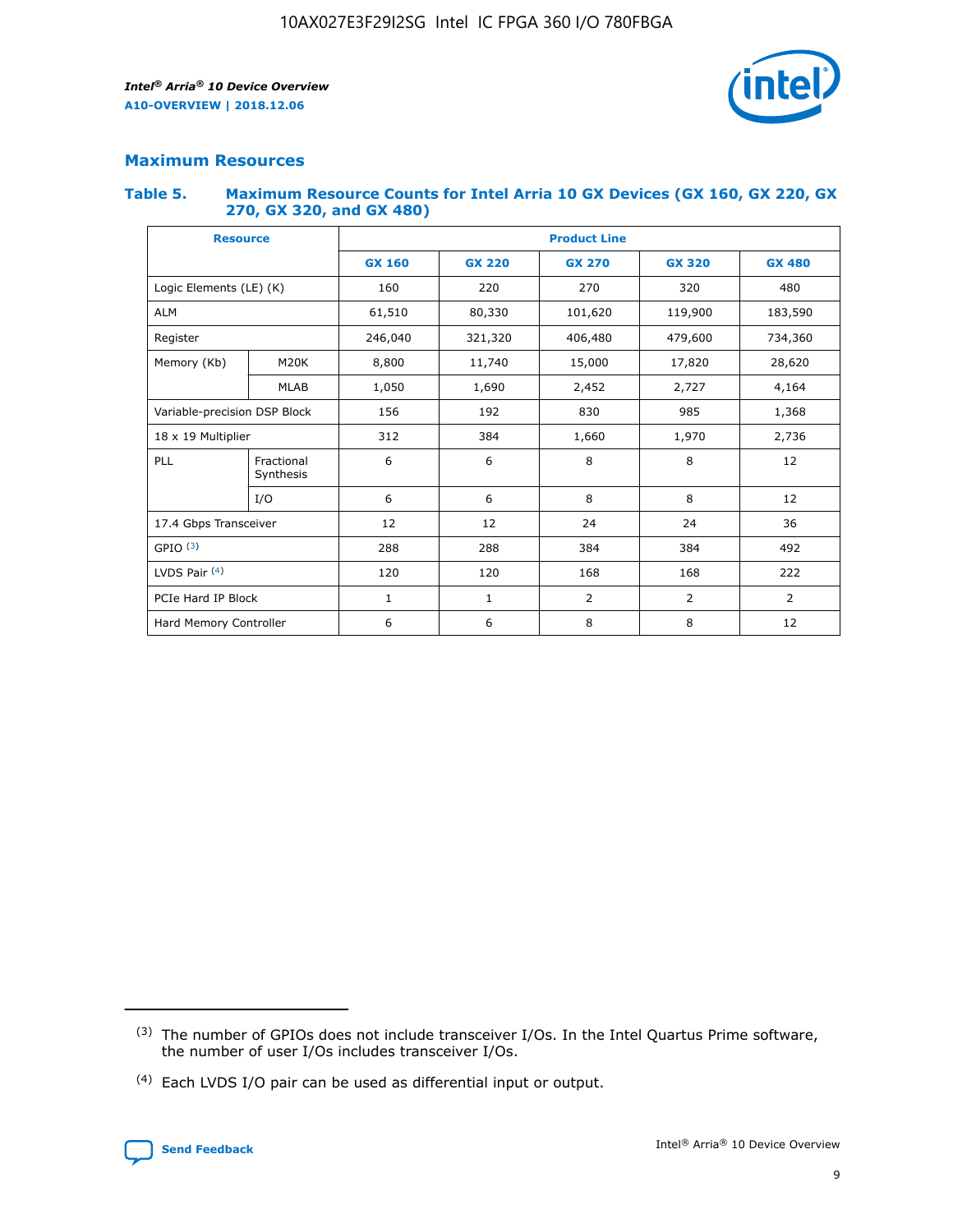## Maximum Resources

### Table 5. Maximum Resource Counts for Intel Arria 10 GX Devices (GX 160, GX 220, GX 270, GX 320, and GX 480)

| Resource | | Product Line | | | | |
|---|---|---|---|---|---|---|
| | | GX 160 | GX 220 | GX 270 | GX 320 | GX 480 |
| Logic Elements (LE) (K) | | 160 | 220 | 270 | 320 | 480 |
| ALM | | 61,510 | 80,330 | 101,620 | 119,900 | 183,590 |
| Register | | 246,040 | 321,320 | 406,480 | 479,600 | 734,360 |
| Memory (Kb) | M20K | 8,800 | 11,740 | 15,000 | 17,820 | 28,620 |
| | MLAB | 1,050 | 1,690 | 2,452 | 2,727 | 4,164 |
| Variable-precision DSP Block | | 156 | 192 | 830 | 985 | 1,368 |
| 18 x 19 Multiplier | | 312 | 384 | 1,660 | 1,970 | 2,736 |
| PLL | Fractional Synthesis | 6 | 6 | 8 | 8 | 12 |
| | I/O | 6 | 6 | 8 | 8 | 12 |
| 17.4 Gbps Transceiver | | 12 | 12 | 24 | 24 | 36 |
| GPIO [(3)] | | 288 | 288 | 384 | 384 | 492 |
| LVDS Pair [(4)] | | 120 | 120 | 168 | 168 | 222 |
| PCIe Hard IP Block | | 1 | 1 | 2 | 2 | 2 |
| Hard Memory Controller | | 6 | 6 | 8 | 8 | 12 |

(3) The number of GPIOs does not include transceiver I/Os. In the Intel Quartus Prime software, the number of user I/Os includes transceiver I/Os.

(4) Each LVDS I/O pair can be used as differential input or output.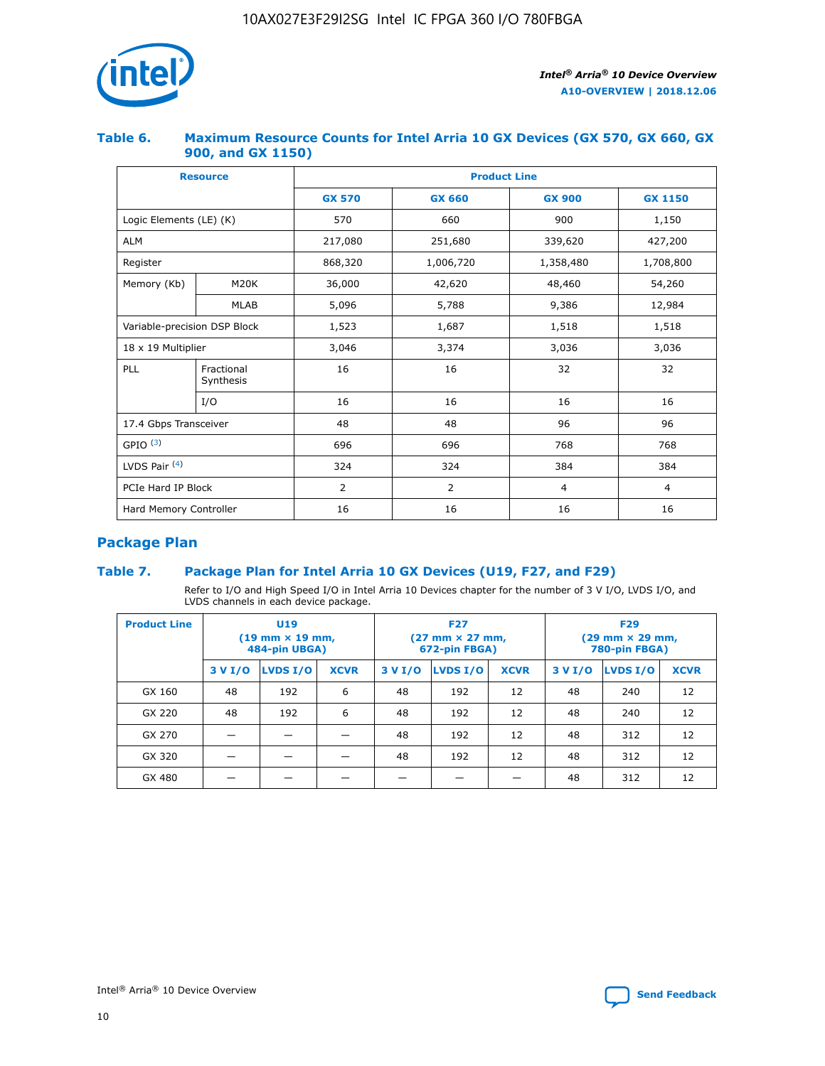## Table 6. Maximum Resource Counts for Intel Arria 10 GX Devices (GX 570, GX 660, GX 900, and GX 1150)

| Resource | | Product Line | | | |
|---|---|---|---|---|---|
| | | GX 570 | GX 660 | GX 900 | GX 1150 |
| Logic Elements (LE) (K) | | 570 | 660 | 900 | 1,150 |
| ALM | | 217,080 | 251,680 | 339,620 | 427,200 |
| Register | | 868,320 | 1,006,720 | 1,358,480 | 1,708,800 |
| Memory (Kb) | M20K | 36,000 | 42,620 | 48,460 | 54,260 |
| | MLAB | 5,096 | 5,788 | 9,386 | 12,984 |
| Variable-precision DSP Block | | 1,523 | 1,687 | 1,518 | 1,518 |
| 18 x 19 Multiplier | | 3,046 | 3,374 | 3,036 | 3,036 |
| PLL | Fractional Synthesis | 16 | 16 | 32 | 32 |
| | I/O | 16 | 16 | 16 | 16 |
| 17.4 Gbps Transceiver | | 48 | 48 | 96 | 96 |
| GPIO [(3)] | | 696 | 696 | 768 | 768 |
| LVDS Pair [(4)] | | 324 | 324 | 384 | 384 |
| PCIe Hard IP Block | | 2 | 2 | 4 | 4 |
| Hard Memory Controller | | 16 | 16 | 16 | 16 |

## Package Plan

## Table 7. Package Plan for Intel Arria 10 GX Devices (U19, F27, and F29)

Refer to I/O and High Speed I/O in Intel Arria 10 Devices chapter for the number of 3 V I/O, LVDS I/O, and LVDS channels in each device package.

| Product Line | U19 (19 mm × 19 mm, 484-pin UBGA) | | | F27 (27 mm × 27 mm, 672-pin FBGA) | | | F29 (29 mm × 29 mm, 780-pin FBGA) | | |
|---|---|---|---|---|---|---|---|---|---|
| | 3 V I/O | LVDS I/O | XCVR | 3 V I/O | LVDS I/O | XCVR | 3 V I/O | LVDS I/O | XCVR |
| GX 160 | 48 | 192 | 6 | 48 | 192 | 12 | 48 | 240 | 12 |
| GX 220 | 48 | 192 | 6 | 48 | 192 | 12 | 48 | 240 | 12 |
| GX 270 | — | — | — | 48 | 192 | 12 | 48 | 312 | 12 |
| GX 320 | — | — | — | 48 | 192 | 12 | 48 | 312 | 12 |
| GX 480 | — | — | — | — | — | — | 48 | 312 | 12 |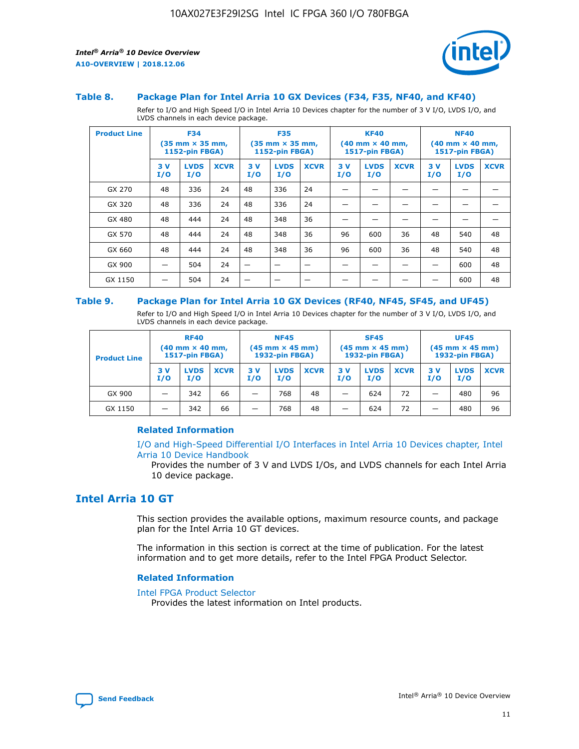### Table 8. Package Plan for Intel Arria 10 GX Devices (F34, F35, NF40, and KF40)

Refer to I/O and High Speed I/O in Intel Arria 10 Devices chapter for the number of 3 V I/O, LVDS I/O, and LVDS channels in each device package.

| Product Line | F34 (35 mm × 35 mm, 1152-pin FBGA) | | | F35 (35 mm × 35 mm, 1152-pin FBGA) | | | KF40 (40 mm × 40 mm, 1517-pin FBGA) | | | NF40 (40 mm × 40 mm, 1517-pin FBGA) | | |
|---|---|---|---|---|---|---|---|---|---|---|---|---|
| | 3 V I/O | LVDS I/O | XCVR | 3 V I/O | LVDS I/O | XCVR | 3 V I/O | LVDS I/O | XCVR | 3 V I/O | LVDS I/O | XCVR |
| GX 270 | 48 | 336 | 24 | 48 | 336 | 24 | — | — | — | — | — | — |
| GX 320 | 48 | 336 | 24 | 48 | 336 | 24 | — | — | — | — | — | — |
| GX 480 | 48 | 444 | 24 | 48 | 348 | 36 | — | — | — | — | — | — |
| GX 570 | 48 | 444 | 24 | 48 | 348 | 36 | 96 | 600 | 36 | 48 | 540 | 48 |
| GX 660 | 48 | 444 | 24 | 48 | 348 | 36 | 96 | 600 | 36 | 48 | 540 | 48 |
| GX 900 | — | 504 | 24 | — | — | — | — | — | — | — | 600 | 48 |
| GX 1150 | — | 504 | 24 | — | — | — | — | — | — | — | 600 | 48 |

### Table 9. Package Plan for Intel Arria 10 GX Devices (RF40, NF45, SF45, and UF45)

Refer to I/O and High Speed I/O in Intel Arria 10 Devices chapter for the number of 3 V I/O, LVDS I/O, and LVDS channels in each device package.

| Product Line | RF40 (40 mm × 40 mm, 1517-pin FBGA) | | | NF45 (45 mm × 45 mm) 1932-pin FBGA) | | | SF45 (45 mm × 45 mm) 1932-pin FBGA) | | | UF45 (45 mm × 45 mm) 1932-pin FBGA) | | |
|---|---|---|---|---|---|---|---|---|---|---|---|---|
| | 3 V I/O | LVDS I/O | XCVR | 3 V I/O | LVDS I/O | XCVR | 3 V I/O | LVDS I/O | XCVR | 3 V I/O | LVDS I/O | XCVR |
| GX 900 | — | 342 | 66 | — | 768 | 48 | — | 624 | 72 | — | 480 | 96 |
| GX 1150 | — | 342 | 66 | — | 768 | 48 | — | 624 | 72 | — | 480 | 96 |

#### Related Information

I/O and High-Speed Differential I/O Interfaces in Intel Arria 10 Devices chapter, Intel Arria 10 Device Handbook

Provides the number of 3 V and LVDS I/Os, and LVDS channels for each Intel Arria 10 device package.

## Intel Arria 10 GT

This section provides the available options, maximum resource counts, and package plan for the Intel Arria 10 GT devices.

The information in this section is correct at the time of publication. For the latest information and to get more details, refer to the Intel FPGA Product Selector.

#### Related Information

Intel FPGA Product Selector

Provides the latest information on Intel products.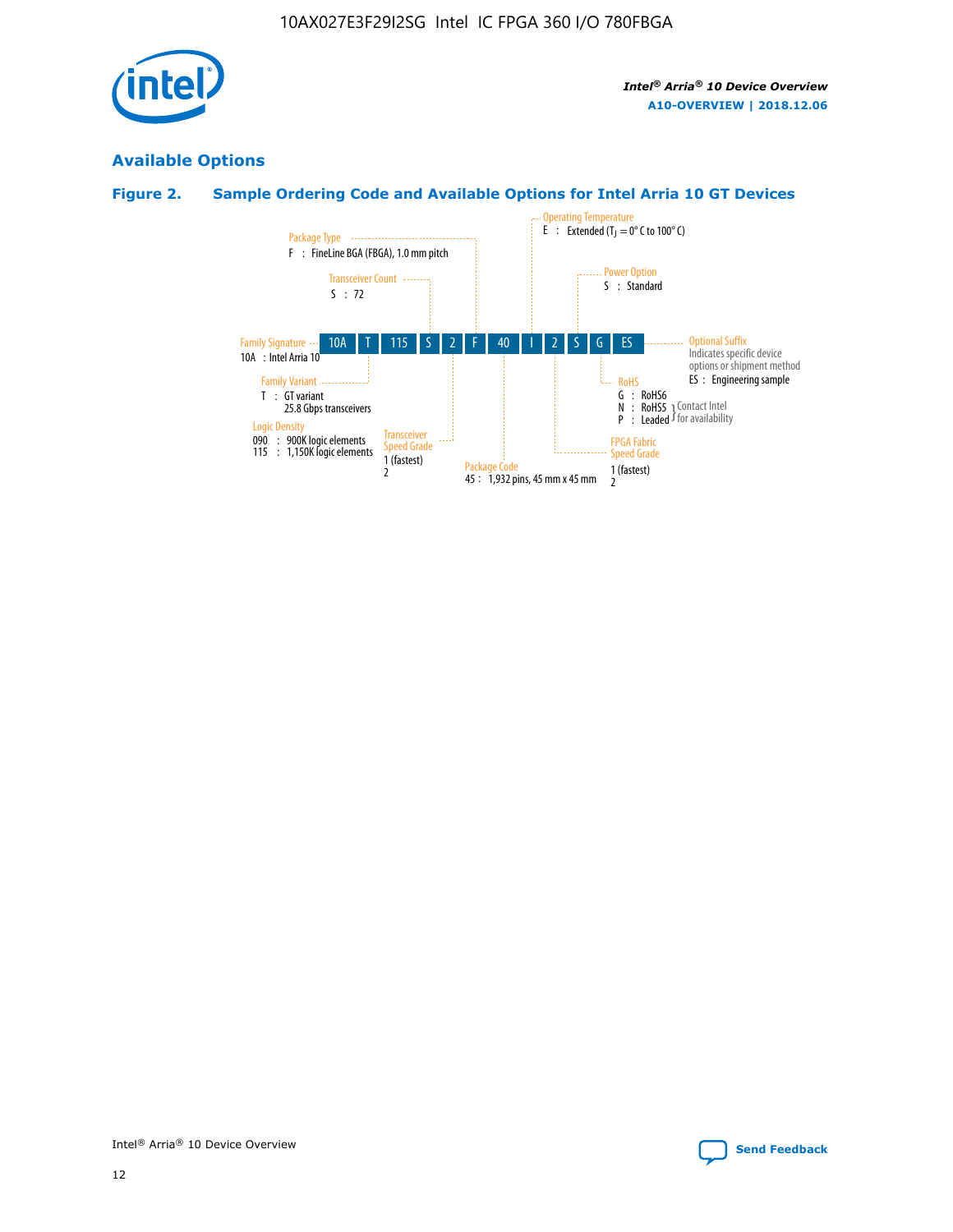## Available Options

### Figure 2. Sample Ordering Code and Available Options for Intel Arria 10 GT Devices

| 10A | T | 115 | S | 2 | F | 40 | I | 2 | S | G | ES |
|---|---|---|---|---|---|---|---|---|---|---|---|

**Family Signature**
10A : Intel Arria 10

**Family Variant**
T : GT variant
25.8 Gbps transceivers

**Logic Density**
090 : 900K logic elements
115 : 1,150K logic elements

**Transceiver Count**
S : 72

**Transceiver Speed Grade**
1 (fastest)
2

**Package Type**
F : FineLine BGA (FBGA), 1.0 mm pitch

**Package Code**
45 : 1,932 pins, 45 mm x 45 mm

**Operating Temperature**
E : Extended ($T_J$ = 0° C to 100° C)

**FPGA Fabric Speed Grade**
1 (fastest)
2

**Power Option**
S : Standard

**RoHS**
G : RoHS6
N : RoHS5 } Contact Intel for availability
P : Leaded } Contact Intel for availability

**Optional Suffix**
Indicates specific device options or shipment method
ES : Engineering sample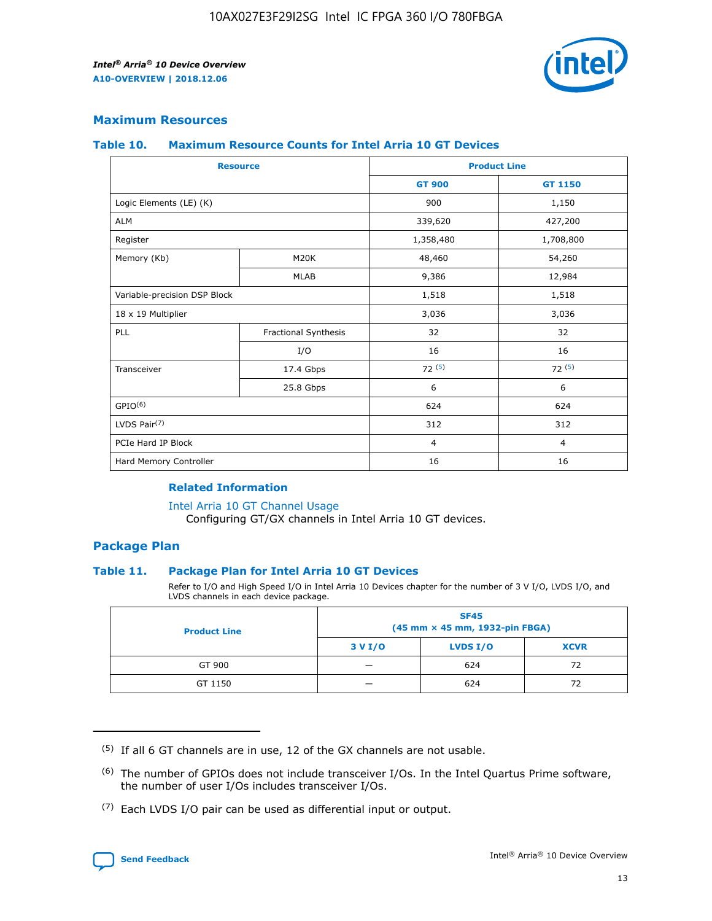## Maximum Resources

### Table 10. Maximum Resource Counts for Intel Arria 10 GT Devices

| Resource | | Product Line | |
|---|---|---|---|
| | | GT 900 | GT 1150 |
| Logic Elements (LE) (K) | | 900 | 1,150 |
| ALM | | 339,620 | 427,200 |
| Register | | 1,358,480 | 1,708,800 |
| Memory (Kb) | M20K | 48,460 | 54,260 |
| | MLAB | 9,386 | 12,984 |
| Variable-precision DSP Block | | 1,518 | 1,518 |
| 18 x 19 Multiplier | | 3,036 | 3,036 |
| PLL | Fractional Synthesis | 32 | 32 |
| | I/O | 16 | 16 |
| Transceiver | 17.4 Gbps | 72 [(5)] | 72 [(5)] |
| | 25.8 Gbps | 6 | 6 |
| GPIO[(6)] | | 624 | 624 |
| LVDS Pair[(7)] | | 312 | 312 |
| PCIe Hard IP Block | | 4 | 4 |
| Hard Memory Controller | | 16 | 16 |

#### Related Information

Intel Arria 10 GT Channel Usage
Configuring GT/GX channels in Intel Arria 10 GT devices.

## Package Plan

### Table 11. Package Plan for Intel Arria 10 GT Devices

Refer to I/O and High Speed I/O in Intel Arria 10 Devices chapter for the number of 3 V I/O, LVDS I/O, and LVDS channels in each device package.

| Product Line | SF45 (45 mm × 45 mm, 1932-pin FBGA) | | |
|---|---|---|---|
| | 3 V I/O | LVDS I/O | XCVR |
| GT 900 | — | 624 | 72 |
| GT 1150 | — | 624 | 72 |

(5) If all 6 GT channels are in use, 12 of the GX channels are not usable.

(6) The number of GPIOs does not include transceiver I/Os. In the Intel Quartus Prime software, the number of user I/Os includes transceiver I/Os.

(7) Each LVDS I/O pair can be used as differential input or output.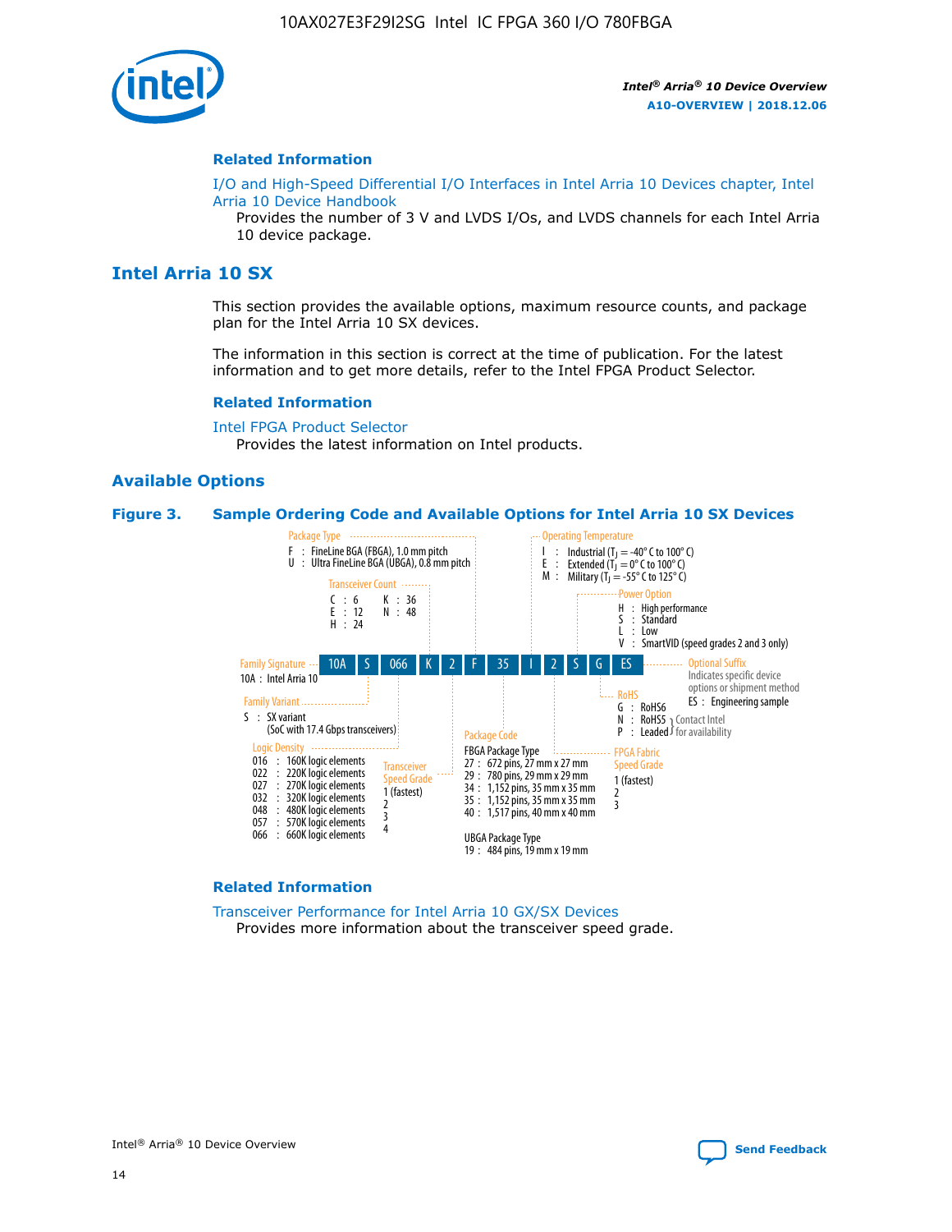## Related Information

I/O and High-Speed Differential I/O Interfaces in Intel Arria 10 Devices chapter, Intel Arria 10 Device Handbook

Provides the number of 3 V and LVDS I/Os, and LVDS channels for each Intel Arria 10 device package.

# Intel Arria 10 SX

This section provides the available options, maximum resource counts, and package plan for the Intel Arria 10 SX devices.

The information in this section is correct at the time of publication. For the latest information and to get more details, refer to the Intel FPGA Product Selector.

## Related Information

Intel FPGA Product Selector

Provides the latest information on Intel products.

## Available Options

**Figure 3. Sample Ordering Code and Available Options for Intel Arria 10 SX Devices**

Sample ordering code: 10A S 066 K 2 F 35 I 2 S G ES

**Family Signature**
- 10A : Intel Arria 10

**Family Variant**
- S : SX variant (SoC with 17.4 Gbps transceivers)

**Logic Density**
- 016 : 160K logic elements
- 022 : 220K logic elements
- 027 : 270K logic elements
- 032 : 320K logic elements
- 048 : 480K logic elements
- 057 : 570K logic elements
- 066 : 660K logic elements

**Transceiver Count**
- C : 6
- E : 12
- H : 24
- K : 36
- N : 48

**Transceiver Speed Grade**
- 1 (fastest)
- 2
- 3
- 4

**Package Type**
- F : FineLine BGA (FBGA), 1.0 mm pitch
- U : Ultra FineLine BGA (UBGA), 0.8 mm pitch

**Package Code**

FBGA Package Type
- 27 : 672 pins, 27 mm x 27 mm
- 29 : 780 pins, 29 mm x 29 mm
- 34 : 1,152 pins, 35 mm x 35 mm
- 35 : 1,152 pins, 35 mm x 35 mm
- 40 : 1,517 pins, 40 mm x 40 mm

UBGA Package Type
- 19 : 484 pins, 19 mm x 19 mm

**Operating Temperature**
- I : Industrial ($T_J$ = -40° C to 100° C)
- E : Extended ($T_J$ = 0° C to 100° C)
- M : Military ($T_J$ = -55° C to 125° C)

**FPGA Fabric Speed Grade**
- 1 (fastest)
- 2
- 3

**Power Option**
- H : High performance
- S : Standard
- L : Low
- V : SmartVID (speed grades 2 and 3 only)

**RoHS**
- G : RoHS6
- N : RoHS5 (Contact Intel for availability)
- P : Leaded (Contact Intel for availability)

**Optional Suffix**

Indicates specific device options or shipment method
- ES : Engineering sample

## Related Information

Transceiver Performance for Intel Arria 10 GX/SX Devices

Provides more information about the transceiver speed grade.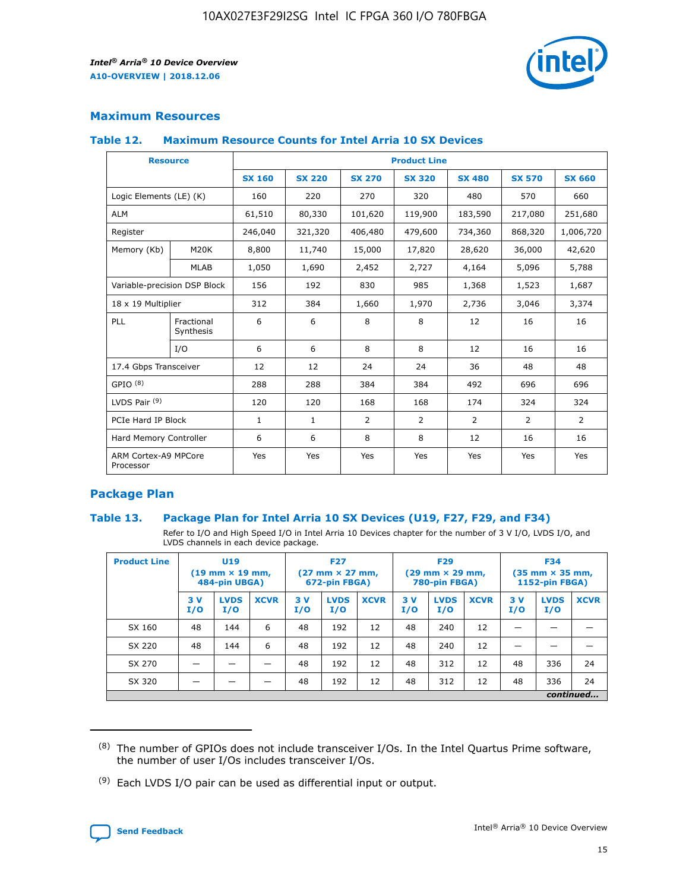## Maximum Resources

### Table 12. Maximum Resource Counts for Intel Arria 10 SX Devices

| Resource | | Product Line | | | | | | |
|---|---|---|---|---|---|---|---|---|
| | | SX 160 | SX 220 | SX 270 | SX 320 | SX 480 | SX 570 | SX 660 |
| Logic Elements (LE) (K) | | 160 | 220 | 270 | 320 | 480 | 570 | 660 |
| ALM | | 61,510 | 80,330 | 101,620 | 119,900 | 183,590 | 217,080 | 251,680 |
| Register | | 246,040 | 321,320 | 406,480 | 479,600 | 734,360 | 868,320 | 1,006,720 |
| Memory (Kb) | M20K | 8,800 | 11,740 | 15,000 | 17,820 | 28,620 | 36,000 | 42,620 |
| | MLAB | 1,050 | 1,690 | 2,452 | 2,727 | 4,164 | 5,096 | 5,788 |
| Variable-precision DSP Block | | 156 | 192 | 830 | 985 | 1,368 | 1,523 | 1,687 |
| 18 x 19 Multiplier | | 312 | 384 | 1,660 | 1,970 | 2,736 | 3,046 | 3,374 |
| PLL | Fractional Synthesis | 6 | 6 | 8 | 8 | 12 | 16 | 16 |
| | I/O | 6 | 6 | 8 | 8 | 12 | 16 | 16 |
| 17.4 Gbps Transceiver | | 12 | 12 | 24 | 24 | 36 | 48 | 48 |
| GPIO [8] | | 288 | 288 | 384 | 384 | 492 | 696 | 696 |
| LVDS Pair [9] | | 120 | 120 | 168 | 168 | 174 | 324 | 324 |
| PCIe Hard IP Block | | 1 | 1 | 2 | 2 | 2 | 2 | 2 |
| Hard Memory Controller | | 6 | 6 | 8 | 8 | 12 | 16 | 16 |
| ARM Cortex-A9 MPCore Processor | | Yes | Yes | Yes | Yes | Yes | Yes | Yes |

## Package Plan

### Table 13. Package Plan for Intel Arria 10 SX Devices (U19, F27, F29, and F34)

Refer to I/O and High Speed I/O in Intel Arria 10 Devices chapter for the number of 3 V I/O, LVDS I/O, and LVDS channels in each device package.

| Product Line | U19 (19 mm × 19 mm, 484-pin UBGA) | | | F27 (27 mm × 27 mm, 672-pin FBGA) | | | F29 (29 mm × 29 mm, 780-pin FBGA) | | | F34 (35 mm × 35 mm, 1152-pin FBGA) | | |
|---|---|---|---|---|---|---|---|---|---|---|---|---|
| | 3 V I/O | LVDS I/O | XCVR | 3 V I/O | LVDS I/O | XCVR | 3 V I/O | LVDS I/O | XCVR | 3 V I/O | LVDS I/O | XCVR |
| SX 160 | 48 | 144 | 6 | 48 | 192 | 12 | 48 | 240 | 12 | — | — | — |
| SX 220 | 48 | 144 | 6 | 48 | 192 | 12 | 48 | 240 | 12 | — | — | — |
| SX 270 | — | — | — | 48 | 192 | 12 | 48 | 312 | 12 | 48 | 336 | 24 |
| SX 320 | — | — | — | 48 | 192 | 12 | 48 | 312 | 12 | 48 | 336 | 24 |

*continued...*

(8) The number of GPIOs does not include transceiver I/Os. In the Intel Quartus Prime software, the number of user I/Os includes transceiver I/Os.

(9) Each LVDS I/O pair can be used as differential input or output.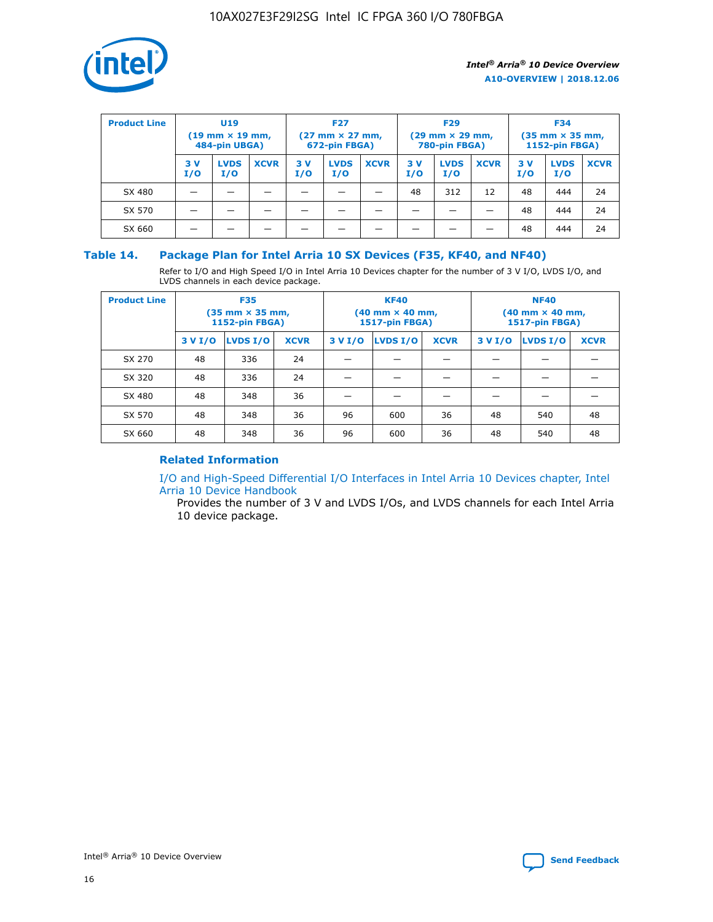| Product Line | U19 (19 mm × 19 mm, 484-pin UBGA) | | | F27 (27 mm × 27 mm, 672-pin FBGA) | | | F29 (29 mm × 29 mm, 780-pin FBGA) | | | F34 (35 mm × 35 mm, 1152-pin FBGA) | | |
|---|---|---|---|---|---|---|---|---|---|---|---|---|
| | 3 V I/O | LVDS I/O | XCVR | 3 V I/O | LVDS I/O | XCVR | 3 V I/O | LVDS I/O | XCVR | 3 V I/O | LVDS I/O | XCVR |
| SX 480 | — | — | — | — | — | — | 48 | 312 | 12 | 48 | 444 | 24 |
| SX 570 | — | — | — | — | — | — | — | — | — | 48 | 444 | 24 |
| SX 660 | — | — | — | — | — | — | — | — | — | 48 | 444 | 24 |

## Table 14. Package Plan for Intel Arria 10 SX Devices (F35, KF40, and NF40)

Refer to I/O and High Speed I/O in Intel Arria 10 Devices chapter for the number of 3 V I/O, LVDS I/O, and LVDS channels in each device package.

| Product Line | F35 (35 mm × 35 mm, 1152-pin FBGA) | | | KF40 (40 mm × 40 mm, 1517-pin FBGA) | | | NF40 (40 mm × 40 mm, 1517-pin FBGA) | | |
|---|---|---|---|---|---|---|---|---|---|
| | 3 V I/O | LVDS I/O | XCVR | 3 V I/O | LVDS I/O | XCVR | 3 V I/O | LVDS I/O | XCVR |
| SX 270 | 48 | 336 | 24 | — | — | — | — | — | — |
| SX 320 | 48 | 336 | 24 | — | — | — | — | — | — |
| SX 480 | 48 | 348 | 36 | — | — | — | — | — | — |
| SX 570 | 48 | 348 | 36 | 96 | 600 | 36 | 48 | 540 | 48 |
| SX 660 | 48 | 348 | 36 | 96 | 600 | 36 | 48 | 540 | 48 |

### Related Information

I/O and High-Speed Differential I/O Interfaces in Intel Arria 10 Devices chapter, Intel Arria 10 Device Handbook

Provides the number of 3 V and LVDS I/Os, and LVDS channels for each Intel Arria 10 device package.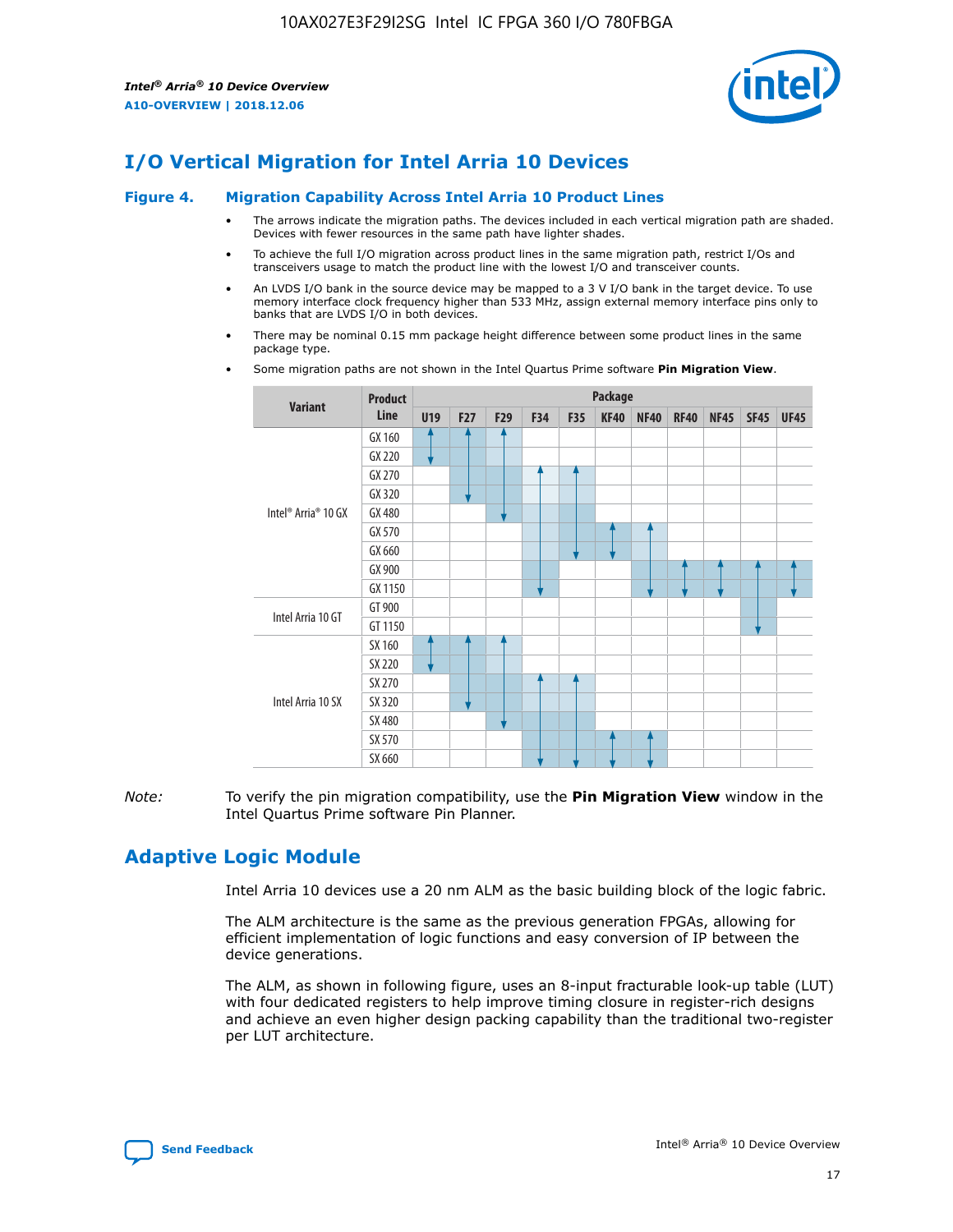# I/O Vertical Migration for Intel Arria 10 Devices

**Figure 4. Migration Capability Across Intel Arria 10 Product Lines**

- The arrows indicate the migration paths. The devices included in each vertical migration path are shaded. Devices with fewer resources in the same path have lighter shades.
- To achieve the full I/O migration across product lines in the same migration path, restrict I/Os and transceivers usage to match the product line with the lowest I/O and transceiver counts.
- An LVDS I/O bank in the source device may be mapped to a 3 V I/O bank in the target device. To use memory interface clock frequency higher than 533 MHz, assign external memory interface pins only to banks that are LVDS I/O in both devices.
- There may be nominal 0.15 mm package height difference between some product lines in the same package type.
- Some migration paths are not shown in the Intel Quartus Prime software **Pin Migration View**.

| Variant | Product Line | Package | | | | | | | | | | |
|---|---|---|---|---|---|---|---|---|---|---|---|---|
| | | U19 | F27 | F29 | F34 | F35 | KF40 | NF40 | RF40 | NF45 | SF45 | UF45 |
| Intel® Arria® 10 GX | GX 160 | | | | | | | | | | | |
| | GX 220 | | | | | | | | | | | |
| | GX 270 | | | | | | | | | | | |
| | GX 320 | | | | | | | | | | | |
| | GX 480 | | | | | | | | | | | |
| | GX 570 | | | | | | | | | | | |
| | GX 660 | | | | | | | | | | | |
| | GX 900 | | | | | | | | | | | |
| | GX 1150 | | | | | | | | | | | |
| Intel Arria 10 GT | GT 900 | | | | | | | | | | | |
| | GT 1150 | | | | | | | | | | | |
| Intel Arria 10 SX | SX 160 | | | | | | | | | | | |
| | SX 220 | | | | | | | | | | | |
| | SX 270 | | | | | | | | | | | |
| | SX 320 | | | | | | | | | | | |
| | SX 480 | | | | | | | | | | | |
| | SX 570 | | | | | | | | | | | |
| | SX 660 | | | | | | | | | | | |

*Note:* To verify the pin migration compatibility, use the **Pin Migration View** window in the Intel Quartus Prime software Pin Planner.

# Adaptive Logic Module

Intel Arria 10 devices use a 20 nm ALM as the basic building block of the logic fabric.

The ALM architecture is the same as the previous generation FPGAs, allowing for efficient implementation of logic functions and easy conversion of IP between the device generations.

The ALM, as shown in following figure, uses an 8-input fracturable look-up table (LUT) with four dedicated registers to help improve timing closure in register-rich designs and achieve an even higher design packing capability than the traditional two-register per LUT architecture.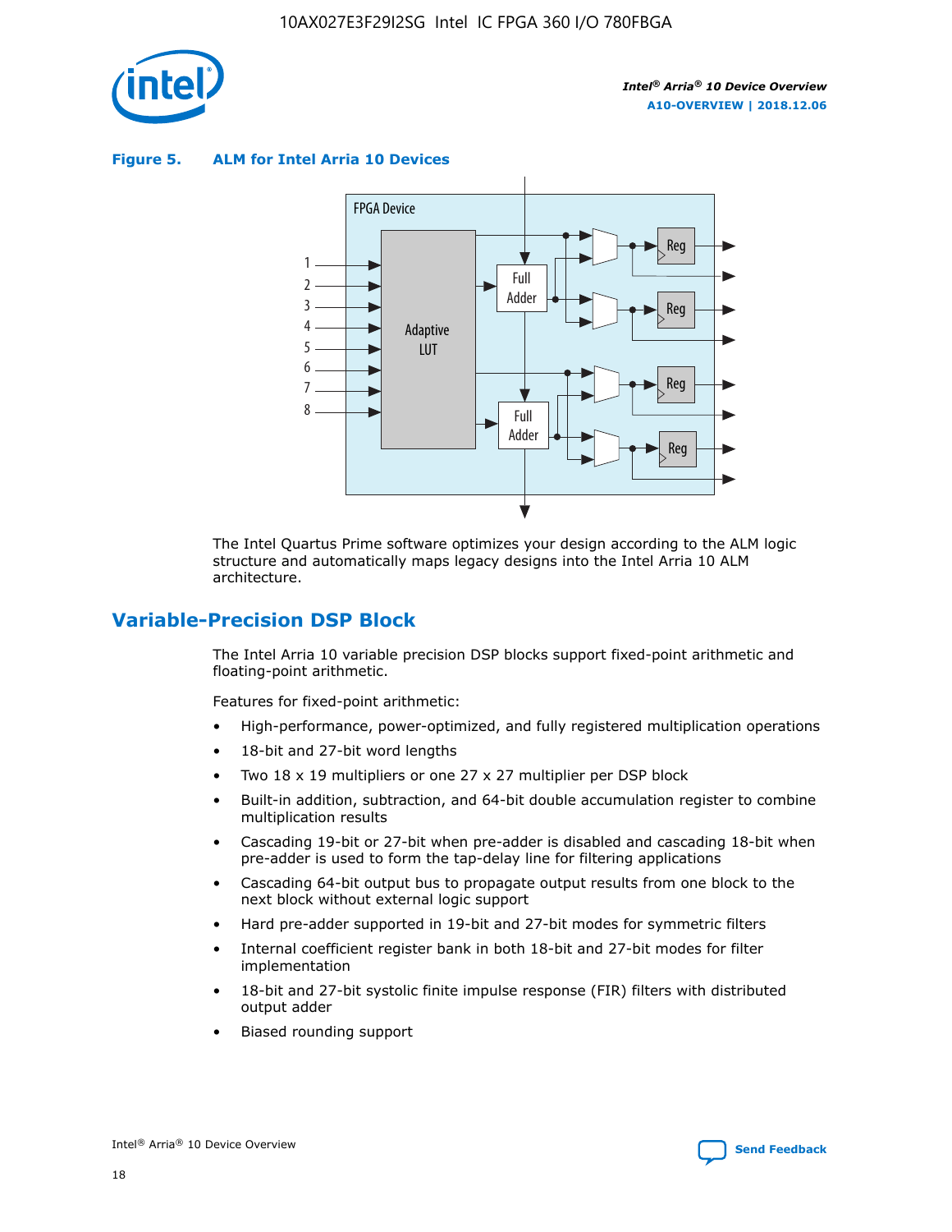**Figure 5. ALM for Intel Arria 10 Devices**

The Intel Quartus Prime software optimizes your design according to the ALM logic structure and automatically maps legacy designs into the Intel Arria 10 ALM architecture.

## Variable-Precision DSP Block

The Intel Arria 10 variable precision DSP blocks support fixed-point arithmetic and floating-point arithmetic.

Features for fixed-point arithmetic:

- High-performance, power-optimized, and fully registered multiplication operations
- 18-bit and 27-bit word lengths
- Two 18 x 19 multipliers or one 27 x 27 multiplier per DSP block
- Built-in addition, subtraction, and 64-bit double accumulation register to combine multiplication results
- Cascading 19-bit or 27-bit when pre-adder is disabled and cascading 18-bit when pre-adder is used to form the tap-delay line for filtering applications
- Cascading 64-bit output bus to propagate output results from one block to the next block without external logic support
- Hard pre-adder supported in 19-bit and 27-bit modes for symmetric filters
- Internal coefficient register bank in both 18-bit and 27-bit modes for filter implementation
- 18-bit and 27-bit systolic finite impulse response (FIR) filters with distributed output adder
- Biased rounding support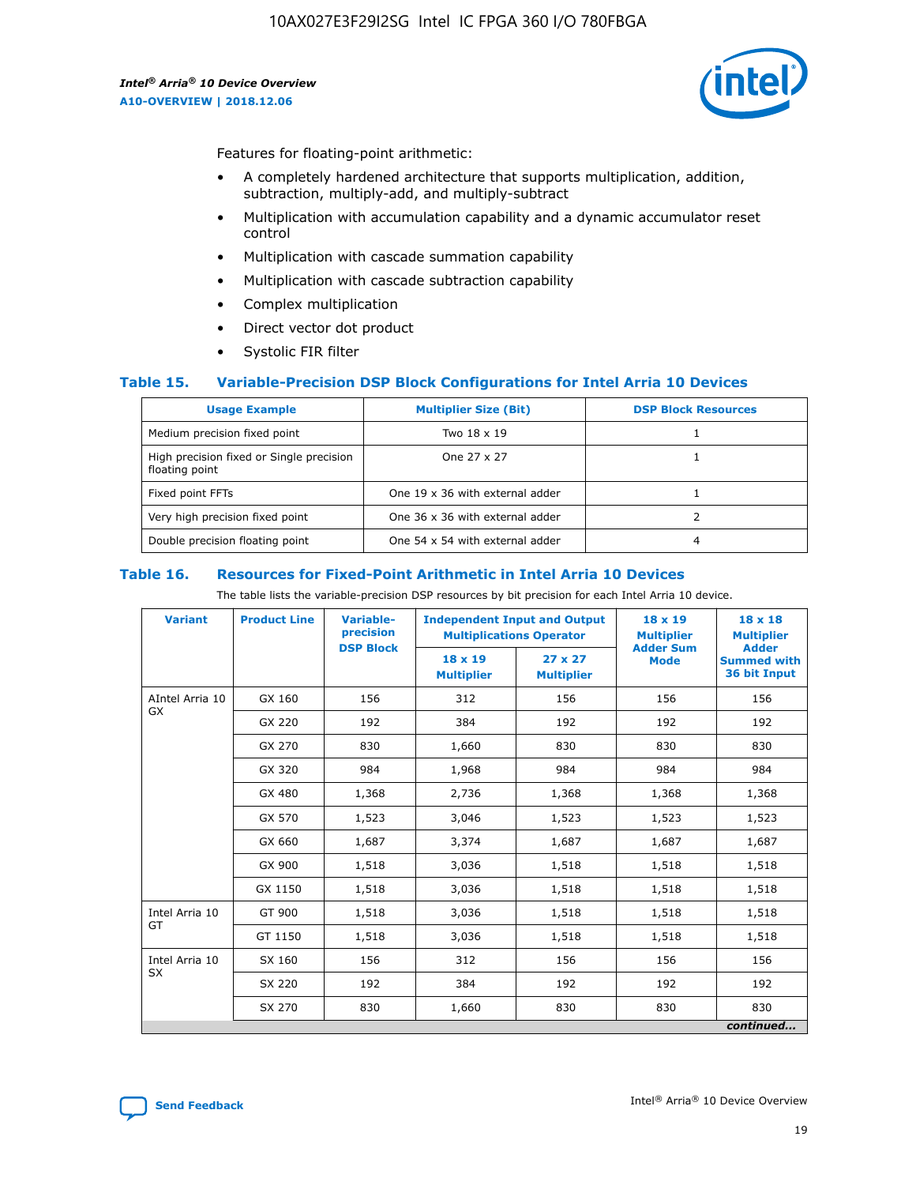Features for floating-point arithmetic:

- A completely hardened architecture that supports multiplication, addition, subtraction, multiply-add, and multiply-subtract
- Multiplication with accumulation capability and a dynamic accumulator reset control
- Multiplication with cascade summation capability
- Multiplication with cascade subtraction capability
- Complex multiplication
- Direct vector dot product
- Systolic FIR filter

### Table 15. Variable-Precision DSP Block Configurations for Intel Arria 10 Devices

| Usage Example | Multiplier Size (Bit) | DSP Block Resources |
| --- | --- | --- |
| Medium precision fixed point | Two 18 x 19 | 1 |
| High precision fixed or Single precision floating point | One 27 x 27 | 1 |
| Fixed point FFTs | One 19 x 36 with external adder | 1 |
| Very high precision fixed point | One 36 x 36 with external adder | 2 |
| Double precision floating point | One 54 x 54 with external adder | 4 |

### Table 16. Resources for Fixed-Point Arithmetic in Intel Arria 10 Devices

The table lists the variable-precision DSP resources by bit precision for each Intel Arria 10 device.

| Variant | Product Line | Variable-precision DSP Block | Independent Input and Output Multiplications Operator | | 18 x 19 Multiplier Adder Sum Mode | 18 x 18 Multiplier Adder Summed with 36 bit Input |
| --- | --- | --- | --- | --- | --- | --- |
| | | | 18 x 19 Multiplier | 27 x 27 Multiplier | | |
| AIntel Arria 10 GX | GX 160 | 156 | 312 | 156 | 156 | 156 |
| | GX 220 | 192 | 384 | 192 | 192 | 192 |
| | GX 270 | 830 | 1,660 | 830 | 830 | 830 |
| | GX 320 | 984 | 1,968 | 984 | 984 | 984 |
| | GX 480 | 1,368 | 2,736 | 1,368 | 1,368 | 1,368 |
| | GX 570 | 1,523 | 3,046 | 1,523 | 1,523 | 1,523 |
| | GX 660 | 1,687 | 3,374 | 1,687 | 1,687 | 1,687 |
| | GX 900 | 1,518 | 3,036 | 1,518 | 1,518 | 1,518 |
| | GX 1150 | 1,518 | 3,036 | 1,518 | 1,518 | 1,518 |
| Intel Arria 10 GT | GT 900 | 1,518 | 3,036 | 1,518 | 1,518 | 1,518 |
| | GT 1150 | 1,518 | 3,036 | 1,518 | 1,518 | 1,518 |
| Intel Arria 10 SX | SX 160 | 156 | 312 | 156 | 156 | 156 |
| | SX 220 | 192 | 384 | 192 | 192 | 192 |
| | SX 270 | 830 | 1,660 | 830 | 830 | 830 |

*continued...*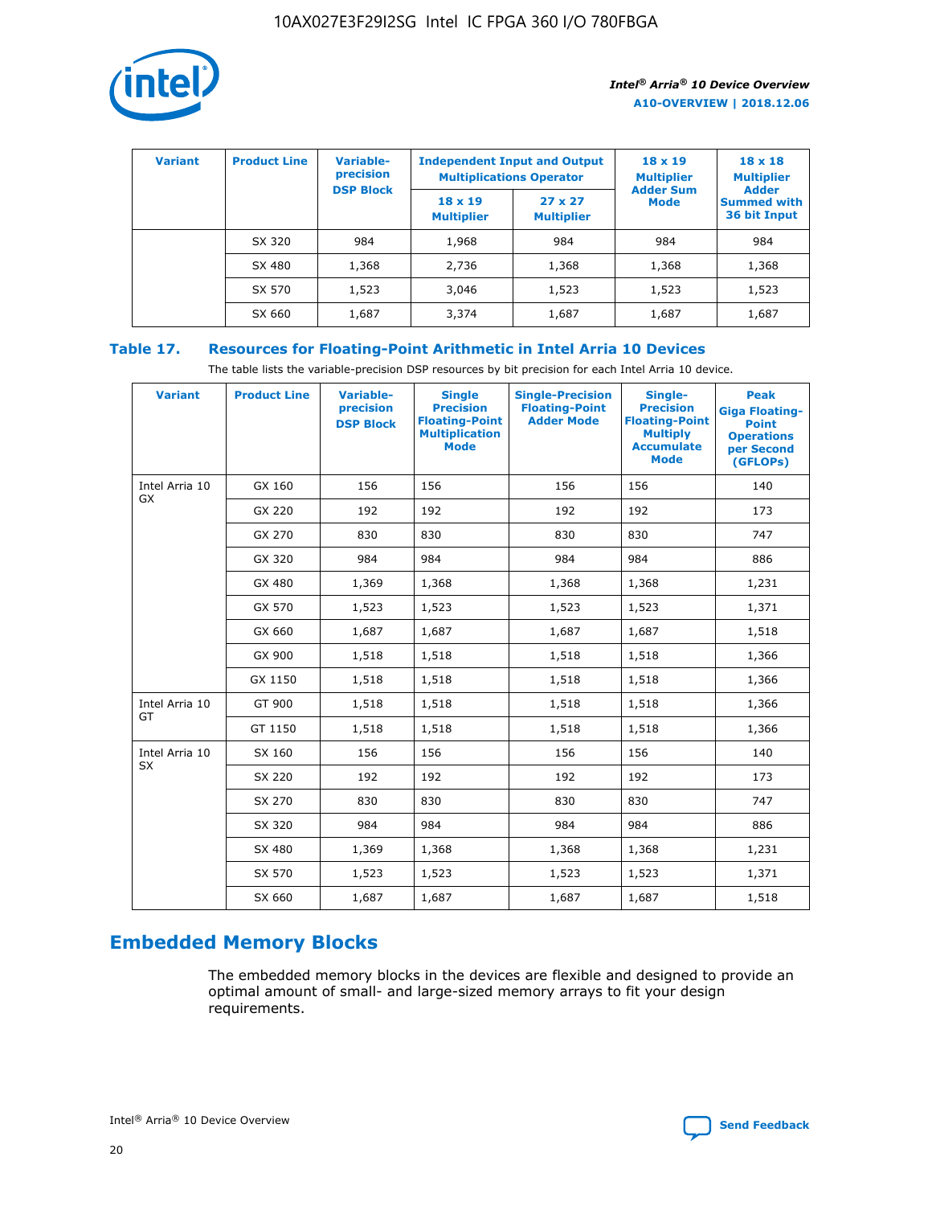| Variant | Product Line | Variable-precision DSP Block | Independent Input and Output Multiplications Operator | | 18 x 19 Multiplier Adder Sum Mode | 18 x 18 Multiplier Adder Summed with 36 bit Input |
|---|---|---|---|---|---|---|
| | | | 18 x 19 Multiplier | 27 x 27 Multiplier | | |
| | SX 320 | 984 | 1,968 | 984 | 984 | 984 |
| | SX 480 | 1,368 | 2,736 | 1,368 | 1,368 | 1,368 |
| | SX 570 | 1,523 | 3,046 | 1,523 | 1,523 | 1,523 |
| | SX 660 | 1,687 | 3,374 | 1,687 | 1,687 | 1,687 |

### Table 17. Resources for Floating-Point Arithmetic in Intel Arria 10 Devices

The table lists the variable-precision DSP resources by bit precision for each Intel Arria 10 device.

| Variant | Product Line | Variable-precision DSP Block | Single Precision Floating-Point Multiplication Mode | Single-Precision Floating-Point Adder Mode | Single-Precision Floating-Point Multiply Accumulate Mode | Peak Giga Floating-Point Operations per Second (GFLOPs) |
|---|---|---|---|---|---|---|
| Intel Arria 10 GX | GX 160 | 156 | 156 | 156 | 156 | 140 |
| | GX 220 | 192 | 192 | 192 | 192 | 173 |
| | GX 270 | 830 | 830 | 830 | 830 | 747 |
| | GX 320 | 984 | 984 | 984 | 984 | 886 |
| | GX 480 | 1,369 | 1,368 | 1,368 | 1,368 | 1,231 |
| | GX 570 | 1,523 | 1,523 | 1,523 | 1,523 | 1,371 |
| | GX 660 | 1,687 | 1,687 | 1,687 | 1,687 | 1,518 |
| | GX 900 | 1,518 | 1,518 | 1,518 | 1,518 | 1,366 |
| | GX 1150 | 1,518 | 1,518 | 1,518 | 1,518 | 1,366 |
| Intel Arria 10 GT | GT 900 | 1,518 | 1,518 | 1,518 | 1,518 | 1,366 |
| | GT 1150 | 1,518 | 1,518 | 1,518 | 1,518 | 1,366 |
| Intel Arria 10 SX | SX 160 | 156 | 156 | 156 | 156 | 140 |
| | SX 220 | 192 | 192 | 192 | 192 | 173 |
| | SX 270 | 830 | 830 | 830 | 830 | 747 |
| | SX 320 | 984 | 984 | 984 | 984 | 886 |
| | SX 480 | 1,369 | 1,368 | 1,368 | 1,368 | 1,231 |
| | SX 570 | 1,523 | 1,523 | 1,523 | 1,523 | 1,371 |
| | SX 660 | 1,687 | 1,687 | 1,687 | 1,687 | 1,518 |

## Embedded Memory Blocks

The embedded memory blocks in the devices are flexible and designed to provide an optimal amount of small- and large-sized memory arrays to fit your design requirements.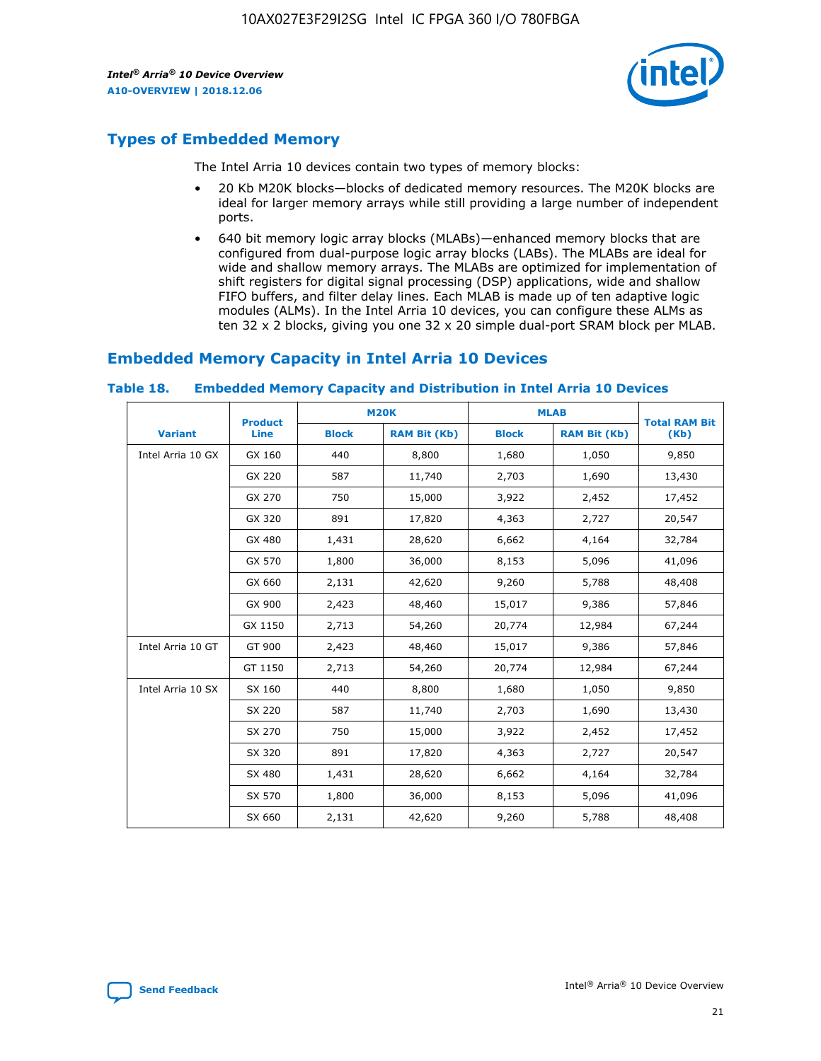## Types of Embedded Memory

The Intel Arria 10 devices contain two types of memory blocks:

- 20 Kb M20K blocks—blocks of dedicated memory resources. The M20K blocks are ideal for larger memory arrays while still providing a large number of independent ports.
- 640 bit memory logic array blocks (MLABs)—enhanced memory blocks that are configured from dual-purpose logic array blocks (LABs). The MLABs are ideal for wide and shallow memory arrays. The MLABs are optimized for implementation of shift registers for digital signal processing (DSP) applications, wide and shallow FIFO buffers, and filter delay lines. Each MLAB is made up of ten adaptive logic modules (ALMs). In the Intel Arria 10 devices, you can configure these ALMs as ten 32 x 2 blocks, giving you one 32 x 20 simple dual-port SRAM block per MLAB.

## Embedded Memory Capacity in Intel Arria 10 Devices

**Table 18. Embedded Memory Capacity and Distribution in Intel Arria 10 Devices**

| Variant | Product Line | M20K | | MLAB | | Total RAM Bit (Kb) |
|---|---|---|---|---|---|---|
| | | Block | RAM Bit (Kb) | Block | RAM Bit (Kb) | |
| Intel Arria 10 GX | GX 160 | 440 | 8,800 | 1,680 | 1,050 | 9,850 |
| | GX 220 | 587 | 11,740 | 2,703 | 1,690 | 13,430 |
| | GX 270 | 750 | 15,000 | 3,922 | 2,452 | 17,452 |
| | GX 320 | 891 | 17,820 | 4,363 | 2,727 | 20,547 |
| | GX 480 | 1,431 | 28,620 | 6,662 | 4,164 | 32,784 |
| | GX 570 | 1,800 | 36,000 | 8,153 | 5,096 | 41,096 |
| | GX 660 | 2,131 | 42,620 | 9,260 | 5,788 | 48,408 |
| | GX 900 | 2,423 | 48,460 | 15,017 | 9,386 | 57,846 |
| | GX 1150 | 2,713 | 54,260 | 20,774 | 12,984 | 67,244 |
| Intel Arria 10 GT | GT 900 | 2,423 | 48,460 | 15,017 | 9,386 | 57,846 |
| | GT 1150 | 2,713 | 54,260 | 20,774 | 12,984 | 67,244 |
| Intel Arria 10 SX | SX 160 | 440 | 8,800 | 1,680 | 1,050 | 9,850 |
| | SX 220 | 587 | 11,740 | 2,703 | 1,690 | 13,430 |
| | SX 270 | 750 | 15,000 | 3,922 | 2,452 | 17,452 |
| | SX 320 | 891 | 17,820 | 4,363 | 2,727 | 20,547 |
| | SX 480 | 1,431 | 28,620 | 6,662 | 4,164 | 32,784 |
| | SX 570 | 1,800 | 36,000 | 8,153 | 5,096 | 41,096 |
| | SX 660 | 2,131 | 42,620 | 9,260 | 5,788 | 48,408 |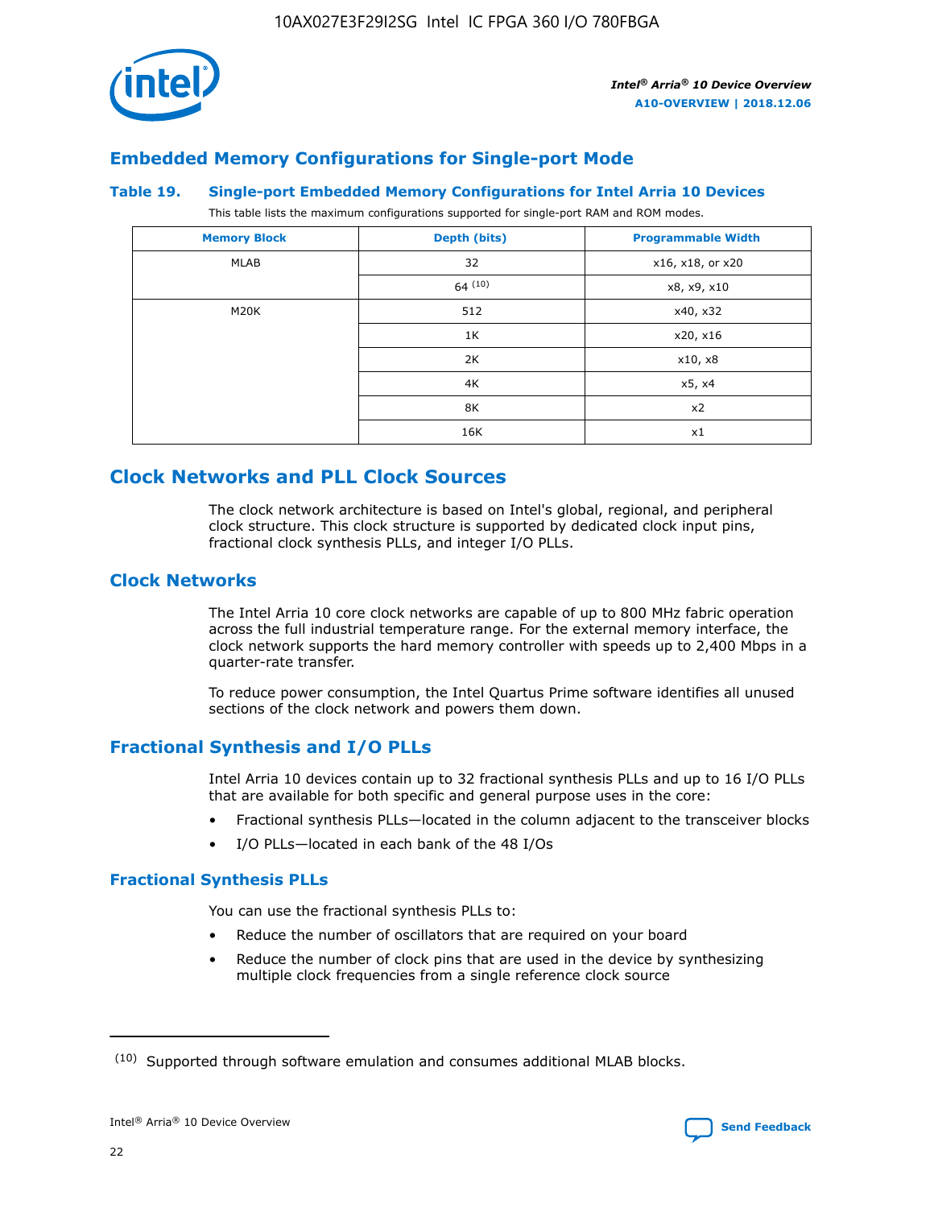## Embedded Memory Configurations for Single-port Mode

**Table 19. Single-port Embedded Memory Configurations for Intel Arria 10 Devices**

This table lists the maximum configurations supported for single-port RAM and ROM modes.

| Memory Block | Depth (bits) | Programmable Width |
|---|---|---|
| MLAB | 32 | x16, x18, or x20 |
| | 64 (10) | x8, x9, x10 |
| M20K | 512 | x40, x32 |
| | 1K | x20, x16 |
| | 2K | x10, x8 |
| | 4K | x5, x4 |
| | 8K | x2 |
| | 16K | x1 |

# Clock Networks and PLL Clock Sources

The clock network architecture is based on Intel's global, regional, and peripheral clock structure. This clock structure is supported by dedicated clock input pins, fractional clock synthesis PLLs, and integer I/O PLLs.

## Clock Networks

The Intel Arria 10 core clock networks are capable of up to 800 MHz fabric operation across the full industrial temperature range. For the external memory interface, the clock network supports the hard memory controller with speeds up to 2,400 Mbps in a quarter-rate transfer.

To reduce power consumption, the Intel Quartus Prime software identifies all unused sections of the clock network and powers them down.

## Fractional Synthesis and I/O PLLs

Intel Arria 10 devices contain up to 32 fractional synthesis PLLs and up to 16 I/O PLLs that are available for both specific and general purpose uses in the core:

- Fractional synthesis PLLs—located in the column adjacent to the transceiver blocks
- I/O PLLs—located in each bank of the 48 I/Os

### Fractional Synthesis PLLs

You can use the fractional synthesis PLLs to:

- Reduce the number of oscillators that are required on your board
- Reduce the number of clock pins that are used in the device by synthesizing multiple clock frequencies from a single reference clock source

(10) Supported through software emulation and consumes additional MLAB blocks.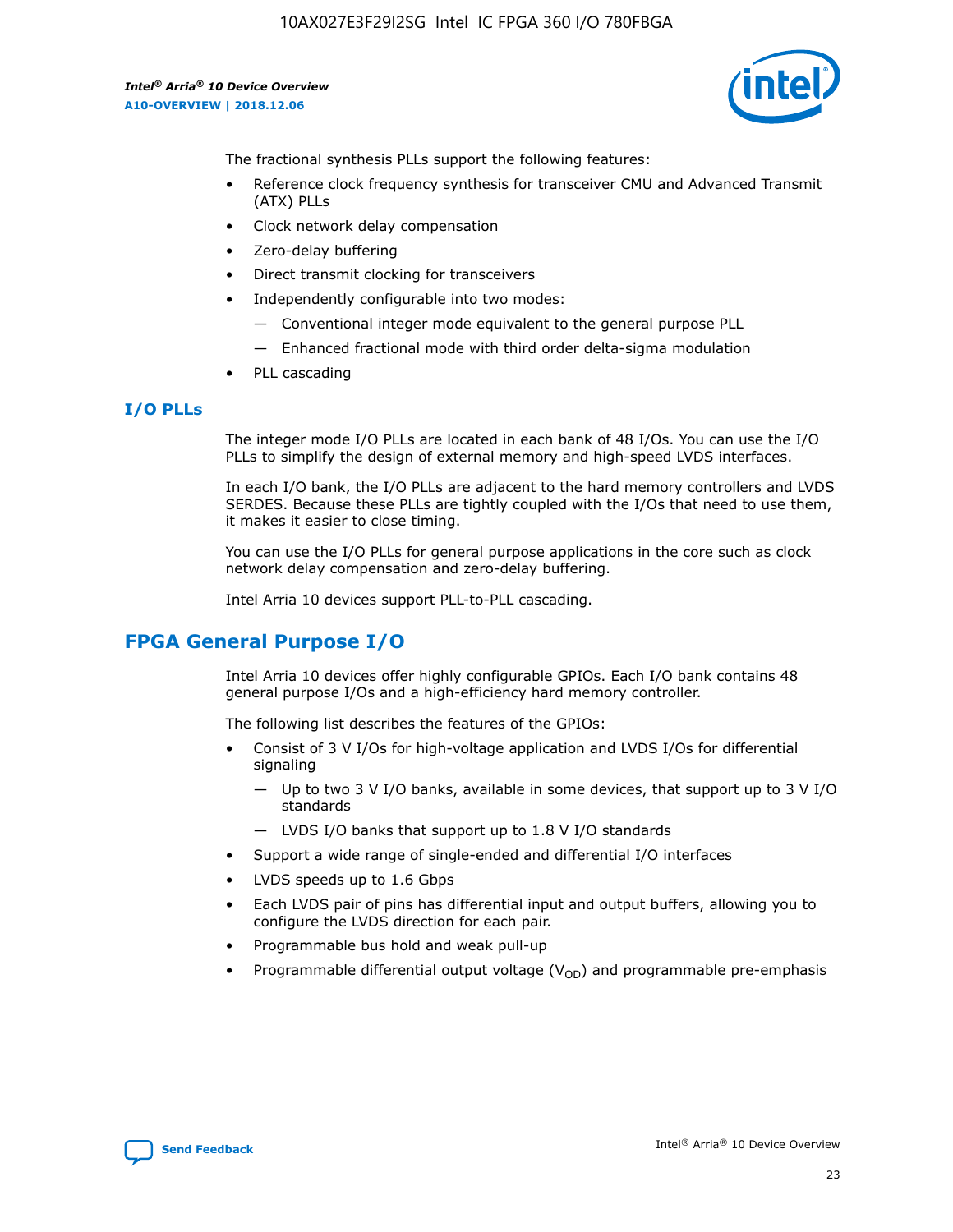The fractional synthesis PLLs support the following features:

- Reference clock frequency synthesis for transceiver CMU and Advanced Transmit (ATX) PLLs
- Clock network delay compensation
- Zero-delay buffering
- Direct transmit clocking for transceivers
- Independently configurable into two modes:
  - Conventional integer mode equivalent to the general purpose PLL
  - Enhanced fractional mode with third order delta-sigma modulation
- PLL cascading

### I/O PLLs

The integer mode I/O PLLs are located in each bank of 48 I/Os. You can use the I/O PLLs to simplify the design of external memory and high-speed LVDS interfaces.

In each I/O bank, the I/O PLLs are adjacent to the hard memory controllers and LVDS SERDES. Because these PLLs are tightly coupled with the I/Os that need to use them, it makes it easier to close timing.

You can use the I/O PLLs for general purpose applications in the core such as clock network delay compensation and zero-delay buffering.

Intel Arria 10 devices support PLL-to-PLL cascading.

## FPGA General Purpose I/O

Intel Arria 10 devices offer highly configurable GPIOs. Each I/O bank contains 48 general purpose I/Os and a high-efficiency hard memory controller.

The following list describes the features of the GPIOs:

- Consist of 3 V I/Os for high-voltage application and LVDS I/Os for differential signaling
  - Up to two 3 V I/O banks, available in some devices, that support up to 3 V I/O standards
  - LVDS I/O banks that support up to 1.8 V I/O standards
- Support a wide range of single-ended and differential I/O interfaces
- LVDS speeds up to 1.6 Gbps
- Each LVDS pair of pins has differential input and output buffers, allowing you to configure the LVDS direction for each pair.
- Programmable bus hold and weak pull-up
- Programmable differential output voltage ($V_{OD}$) and programmable pre-emphasis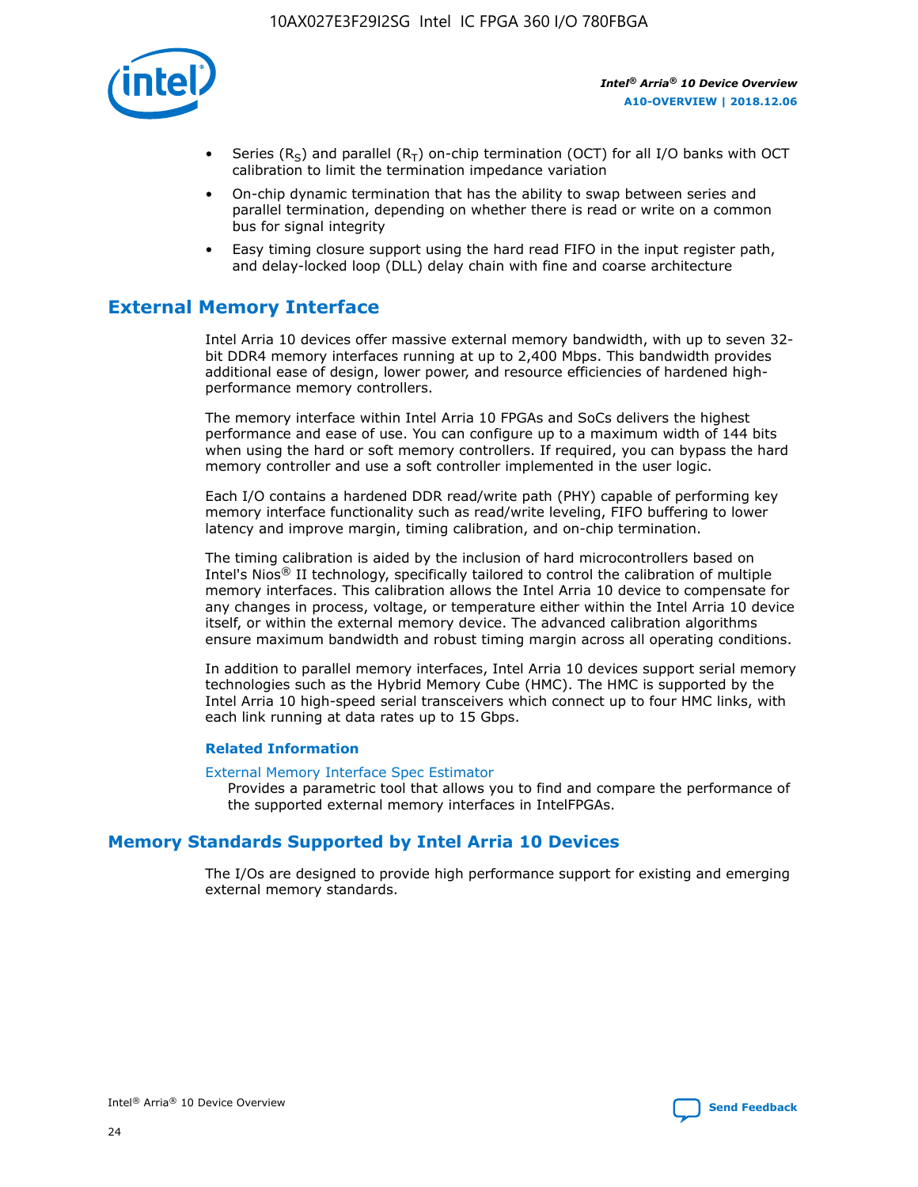- Series ($R_S$) and parallel ($R_T$) on-chip termination (OCT) for all I/O banks with OCT calibration to limit the termination impedance variation
- On-chip dynamic termination that has the ability to swap between series and parallel termination, depending on whether there is read or write on a common bus for signal integrity
- Easy timing closure support using the hard read FIFO in the input register path, and delay-locked loop (DLL) delay chain with fine and coarse architecture

## External Memory Interface

Intel Arria 10 devices offer massive external memory bandwidth, with up to seven 32-bit DDR4 memory interfaces running at up to 2,400 Mbps. This bandwidth provides additional ease of design, lower power, and resource efficiencies of hardened high-performance memory controllers.

The memory interface within Intel Arria 10 FPGAs and SoCs delivers the highest performance and ease of use. You can configure up to a maximum width of 144 bits when using the hard or soft memory controllers. If required, you can bypass the hard memory controller and use a soft controller implemented in the user logic.

Each I/O contains a hardened DDR read/write path (PHY) capable of performing key memory interface functionality such as read/write leveling, FIFO buffering to lower latency and improve margin, timing calibration, and on-chip termination.

The timing calibration is aided by the inclusion of hard microcontrollers based on Intel's Nios® II technology, specifically tailored to control the calibration of multiple memory interfaces. This calibration allows the Intel Arria 10 device to compensate for any changes in process, voltage, or temperature either within the Intel Arria 10 device itself, or within the external memory device. The advanced calibration algorithms ensure maximum bandwidth and robust timing margin across all operating conditions.

In addition to parallel memory interfaces, Intel Arria 10 devices support serial memory technologies such as the Hybrid Memory Cube (HMC). The HMC is supported by the Intel Arria 10 high-speed serial transceivers which connect up to four HMC links, with each link running at data rates up to 15 Gbps.

### Related Information

External Memory Interface Spec Estimator

Provides a parametric tool that allows you to find and compare the performance of the supported external memory interfaces in IntelFPGAs.

## Memory Standards Supported by Intel Arria 10 Devices

The I/Os are designed to provide high performance support for existing and emerging external memory standards.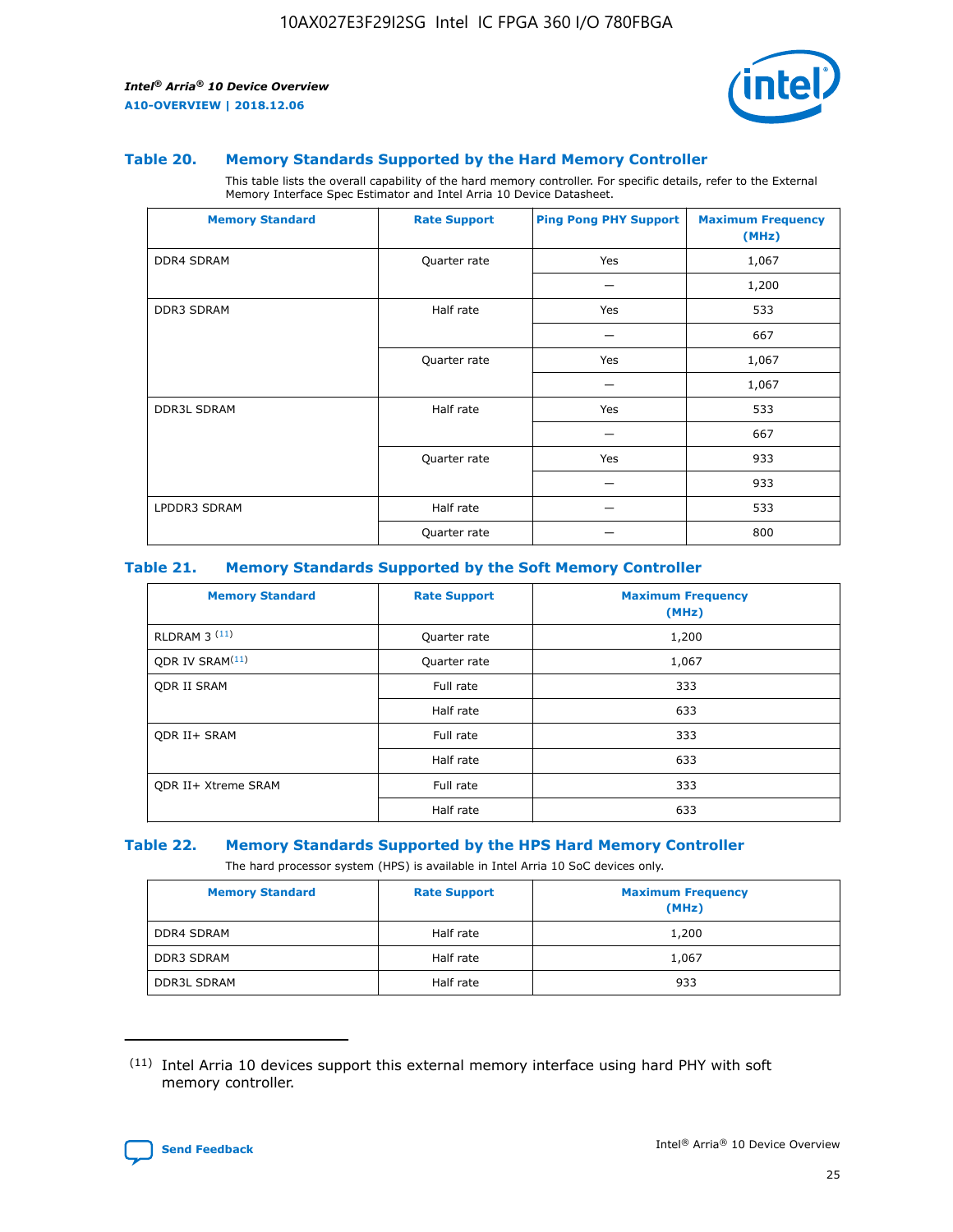### Table 20. Memory Standards Supported by the Hard Memory Controller

This table lists the overall capability of the hard memory controller. For specific details, refer to the External Memory Interface Spec Estimator and Intel Arria 10 Device Datasheet.

| Memory Standard | Rate Support | Ping Pong PHY Support | Maximum Frequency (MHz) |
| --- | --- | --- | --- |
| DDR4 SDRAM | Quarter rate | Yes | 1,067 |
| | | — | 1,200 |
| DDR3 SDRAM | Half rate | Yes | 533 |
| | | — | 667 |
| | Quarter rate | Yes | 1,067 |
| | | — | 1,067 |
| DDR3L SDRAM | Half rate | Yes | 533 |
| | | — | 667 |
| | Quarter rate | Yes | 933 |
| | | — | 933 |
| LPDDR3 SDRAM | Half rate | — | 533 |
| | Quarter rate | — | 800 |

### Table 21. Memory Standards Supported by the Soft Memory Controller

| Memory Standard | Rate Support | Maximum Frequency (MHz) |
| --- | --- | --- |
| RLDRAM 3 [(11)] | Quarter rate | 1,200 |
| QDR IV SRAM[(11)] | Quarter rate | 1,067 |
| QDR II SRAM | Full rate | 333 |
| | Half rate | 633 |
| QDR II+ SRAM | Full rate | 333 |
| | Half rate | 633 |
| QDR II+ Xtreme SRAM | Full rate | 333 |
| | Half rate | 633 |

### Table 22. Memory Standards Supported by the HPS Hard Memory Controller

The hard processor system (HPS) is available in Intel Arria 10 SoC devices only.

| Memory Standard | Rate Support | Maximum Frequency (MHz) |
| --- | --- | --- |
| DDR4 SDRAM | Half rate | 1,200 |
| DDR3 SDRAM | Half rate | 1,067 |
| DDR3L SDRAM | Half rate | 933 |

(11) Intel Arria 10 devices support this external memory interface using hard PHY with soft memory controller.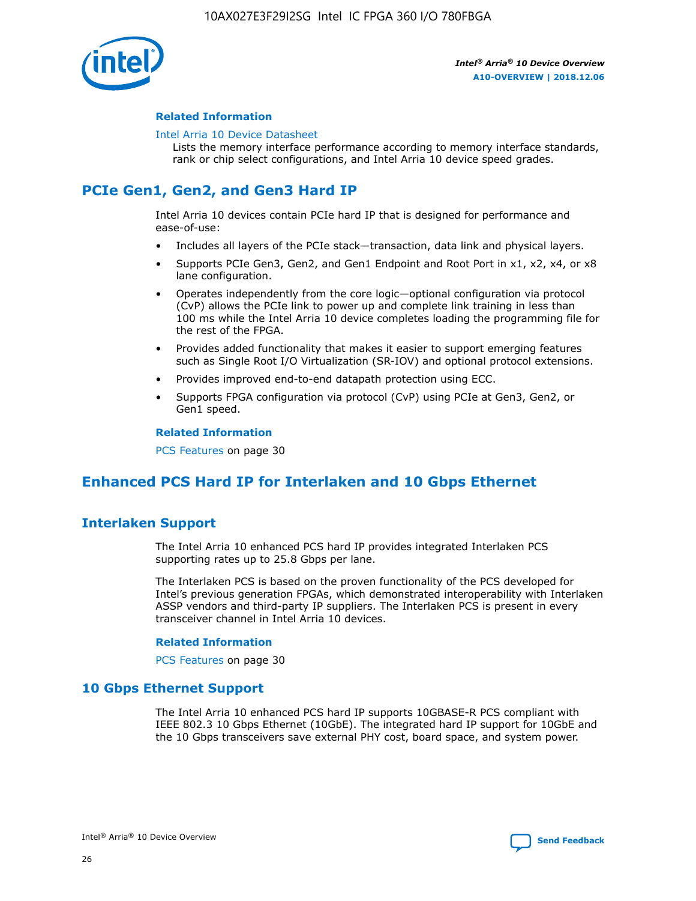#### Related Information

Intel Arria 10 Device Datasheet
Lists the memory interface performance according to memory interface standards, rank or chip select configurations, and Intel Arria 10 device speed grades.

## PCIe Gen1, Gen2, and Gen3 Hard IP

Intel Arria 10 devices contain PCIe hard IP that is designed for performance and ease-of-use:

- Includes all layers of the PCIe stack—transaction, data link and physical layers.
- Supports PCIe Gen3, Gen2, and Gen1 Endpoint and Root Port in x1, x2, x4, or x8 lane configuration.
- Operates independently from the core logic—optional configuration via protocol (CvP) allows the PCIe link to power up and complete link training in less than 100 ms while the Intel Arria 10 device completes loading the programming file for the rest of the FPGA.
- Provides added functionality that makes it easier to support emerging features such as Single Root I/O Virtualization (SR-IOV) and optional protocol extensions.
- Provides improved end-to-end datapath protection using ECC.
- Supports FPGA configuration via protocol (CvP) using PCIe at Gen3, Gen2, or Gen1 speed.

#### Related Information

PCS Features on page 30

## Enhanced PCS Hard IP for Interlaken and 10 Gbps Ethernet

### Interlaken Support

The Intel Arria 10 enhanced PCS hard IP provides integrated Interlaken PCS supporting rates up to 25.8 Gbps per lane.

The Interlaken PCS is based on the proven functionality of the PCS developed for Intel's previous generation FPGAs, which demonstrated interoperability with Interlaken ASSP vendors and third-party IP suppliers. The Interlaken PCS is present in every transceiver channel in Intel Arria 10 devices.

#### Related Information

PCS Features on page 30

### 10 Gbps Ethernet Support

The Intel Arria 10 enhanced PCS hard IP supports 10GBASE-R PCS compliant with IEEE 802.3 10 Gbps Ethernet (10GbE). The integrated hard IP support for 10GbE and the 10 Gbps transceivers save external PHY cost, board space, and system power.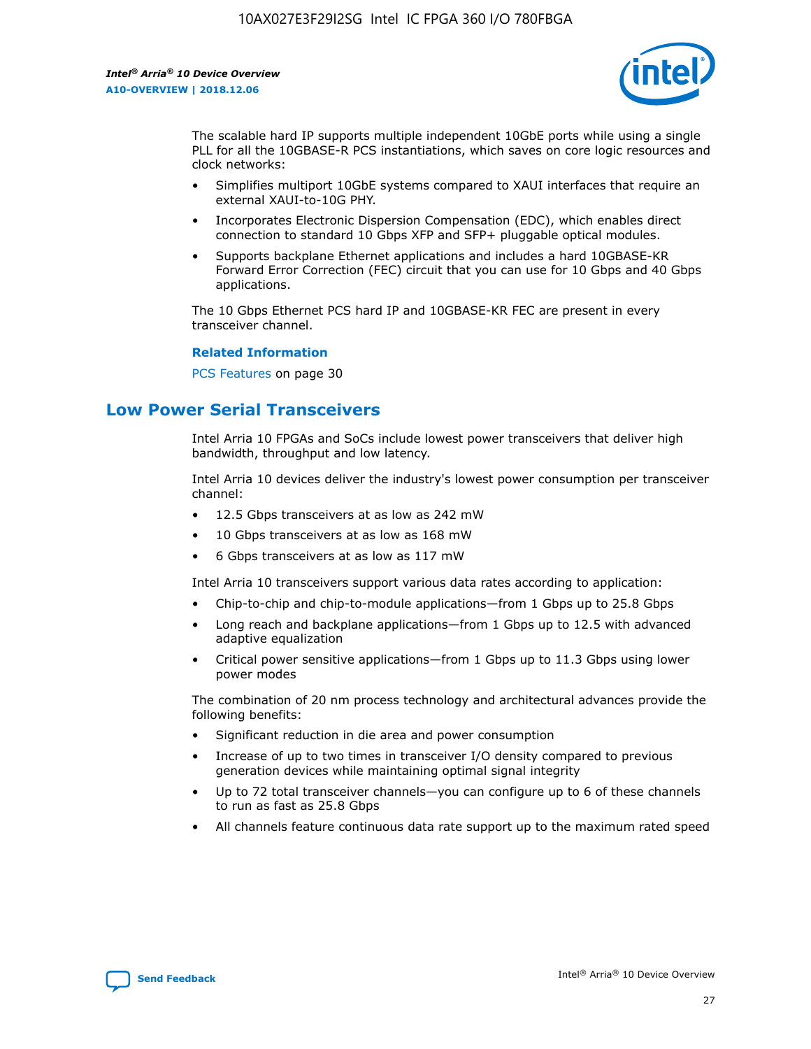The scalable hard IP supports multiple independent 10GbE ports while using a single PLL for all the 10GBASE-R PCS instantiations, which saves on core logic resources and clock networks:

- Simplifies multiport 10GbE systems compared to XAUI interfaces that require an external XAUI-to-10G PHY.
- Incorporates Electronic Dispersion Compensation (EDC), which enables direct connection to standard 10 Gbps XFP and SFP+ pluggable optical modules.
- Supports backplane Ethernet applications and includes a hard 10GBASE-KR Forward Error Correction (FEC) circuit that you can use for 10 Gbps and 40 Gbps applications.

The 10 Gbps Ethernet PCS hard IP and 10GBASE-KR FEC are present in every transceiver channel.

**Related Information**

PCS Features on page 30

## Low Power Serial Transceivers

Intel Arria 10 FPGAs and SoCs include lowest power transceivers that deliver high bandwidth, throughput and low latency.

Intel Arria 10 devices deliver the industry's lowest power consumption per transceiver channel:

- 12.5 Gbps transceivers at as low as 242 mW
- 10 Gbps transceivers at as low as 168 mW
- 6 Gbps transceivers at as low as 117 mW

Intel Arria 10 transceivers support various data rates according to application:

- Chip-to-chip and chip-to-module applications—from 1 Gbps up to 25.8 Gbps
- Long reach and backplane applications—from 1 Gbps up to 12.5 with advanced adaptive equalization
- Critical power sensitive applications—from 1 Gbps up to 11.3 Gbps using lower power modes

The combination of 20 nm process technology and architectural advances provide the following benefits:

- Significant reduction in die area and power consumption
- Increase of up to two times in transceiver I/O density compared to previous generation devices while maintaining optimal signal integrity
- Up to 72 total transceiver channels—you can configure up to 6 of these channels to run as fast as 25.8 Gbps
- All channels feature continuous data rate support up to the maximum rated speed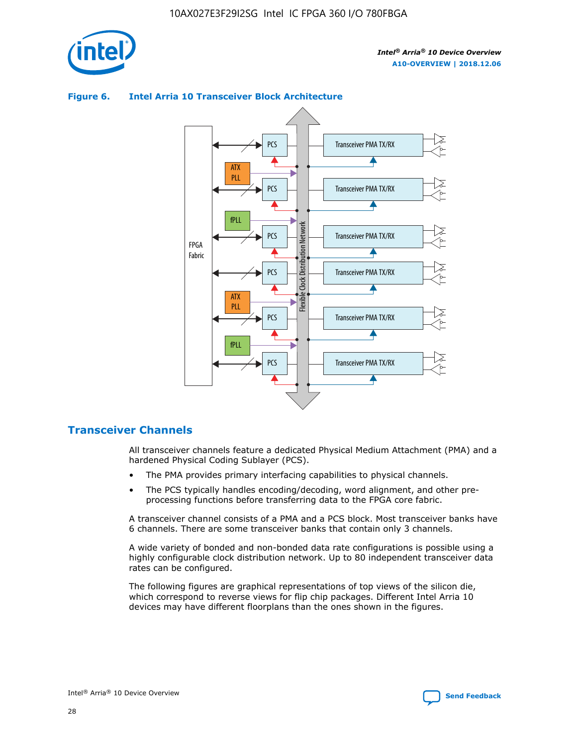**Figure 6. Intel Arria 10 Transceiver Block Architecture**

## Transceiver Channels

All transceiver channels feature a dedicated Physical Medium Attachment (PMA) and a hardened Physical Coding Sublayer (PCS).

- The PMA provides primary interfacing capabilities to physical channels.
- The PCS typically handles encoding/decoding, word alignment, and other pre-processing functions before transferring data to the FPGA core fabric.

A transceiver channel consists of a PMA and a PCS block. Most transceiver banks have 6 channels. There are some transceiver banks that contain only 3 channels.

A wide variety of bonded and non-bonded data rate configurations is possible using a highly configurable clock distribution network. Up to 80 independent transceiver data rates can be configured.

The following figures are graphical representations of top views of the silicon die, which correspond to reverse views for flip chip packages. Different Intel Arria 10 devices may have different floorplans than the ones shown in the figures.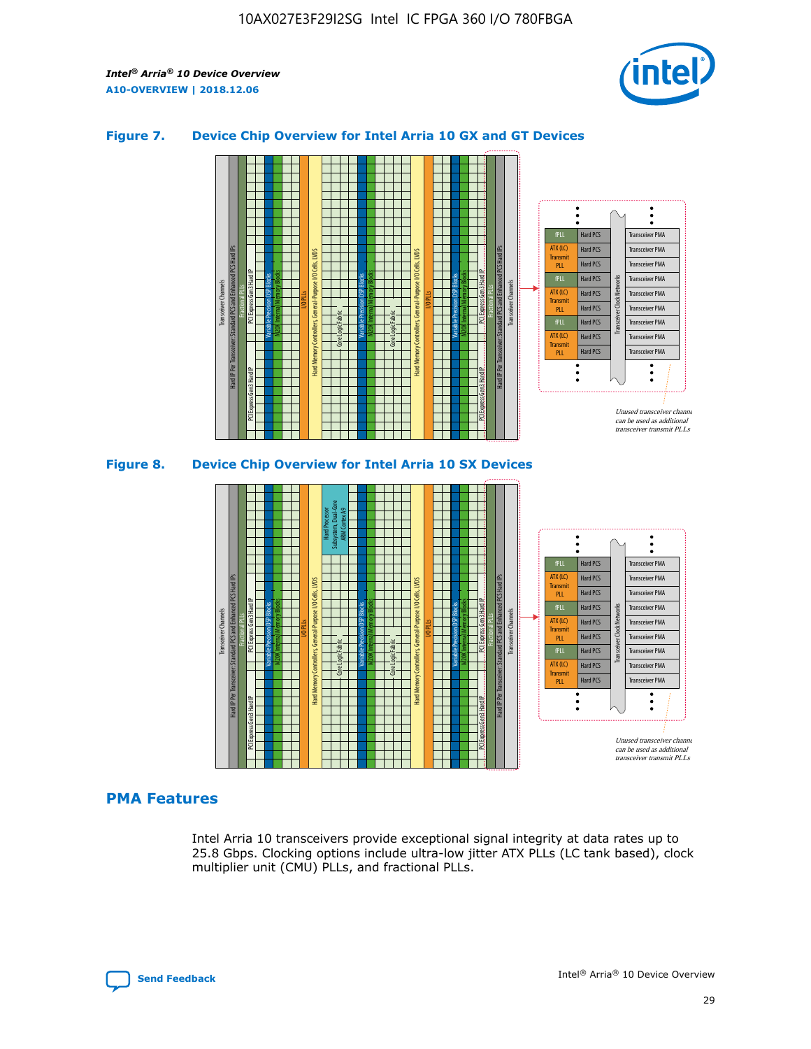### Figure 7. Device Chip Overview for Intel Arria 10 GX and GT Devices

### Figure 8. Device Chip Overview for Intel Arria 10 SX Devices

## PMA Features

Intel Arria 10 transceivers provide exceptional signal integrity at data rates up to 25.8 Gbps. Clocking options include ultra-low jitter ATX PLLs (LC tank based), clock multiplier unit (CMU) PLLs, and fractional PLLs.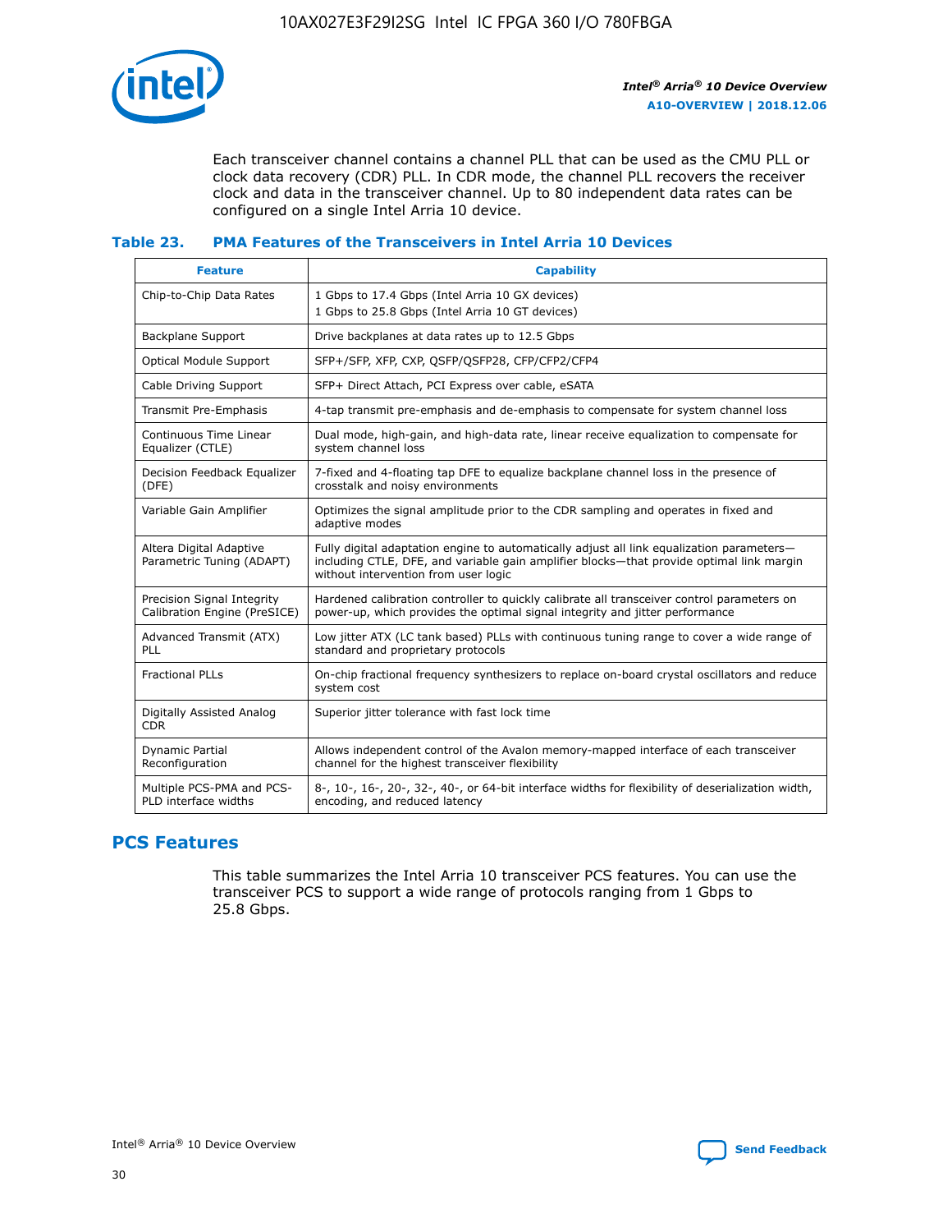Each transceiver channel contains a channel PLL that can be used as the CMU PLL or clock data recovery (CDR) PLL. In CDR mode, the channel PLL recovers the receiver clock and data in the transceiver channel. Up to 80 independent data rates can be configured on a single Intel Arria 10 device.

### Table 23. PMA Features of the Transceivers in Intel Arria 10 Devices

| Feature | Capability |
| --- | --- |
| Chip-to-Chip Data Rates | 1 Gbps to 17.4 Gbps (Intel Arria 10 GX devices)<br>1 Gbps to 25.8 Gbps (Intel Arria 10 GT devices) |
| Backplane Support | Drive backplanes at data rates up to 12.5 Gbps |
| Optical Module Support | SFP+/SFP, XFP, CXP, QSFP/QSFP28, CFP/CFP2/CFP4 |
| Cable Driving Support | SFP+ Direct Attach, PCI Express over cable, eSATA |
| Transmit Pre-Emphasis | 4-tap transmit pre-emphasis and de-emphasis to compensate for system channel loss |
| Continuous Time Linear Equalizer (CTLE) | Dual mode, high-gain, and high-data rate, linear receive equalization to compensate for system channel loss |
| Decision Feedback Equalizer (DFE) | 7-fixed and 4-floating tap DFE to equalize backplane channel loss in the presence of crosstalk and noisy environments |
| Variable Gain Amplifier | Optimizes the signal amplitude prior to the CDR sampling and operates in fixed and adaptive modes |
| Altera Digital Adaptive Parametric Tuning (ADAPT) | Fully digital adaptation engine to automatically adjust all link equalization parameters—including CTLE, DFE, and variable gain amplifier blocks—that provide optimal link margin without intervention from user logic |
| Precision Signal Integrity Calibration Engine (PreSICE) | Hardened calibration controller to quickly calibrate all transceiver control parameters on power-up, which provides the optimal signal integrity and jitter performance |
| Advanced Transmit (ATX) PLL | Low jitter ATX (LC tank based) PLLs with continuous tuning range to cover a wide range of standard and proprietary protocols |
| Fractional PLLs | On-chip fractional frequency synthesizers to replace on-board crystal oscillators and reduce system cost |
| Digitally Assisted Analog CDR | Superior jitter tolerance with fast lock time |
| Dynamic Partial Reconfiguration | Allows independent control of the Avalon memory-mapped interface of each transceiver channel for the highest transceiver flexibility |
| Multiple PCS-PMA and PCS-PLD interface widths | 8-, 10-, 16-, 20-, 32-, 40-, or 64-bit interface widths for flexibility of deserialization width, encoding, and reduced latency |

## PCS Features

This table summarizes the Intel Arria 10 transceiver PCS features. You can use the transceiver PCS to support a wide range of protocols ranging from 1 Gbps to 25.8 Gbps.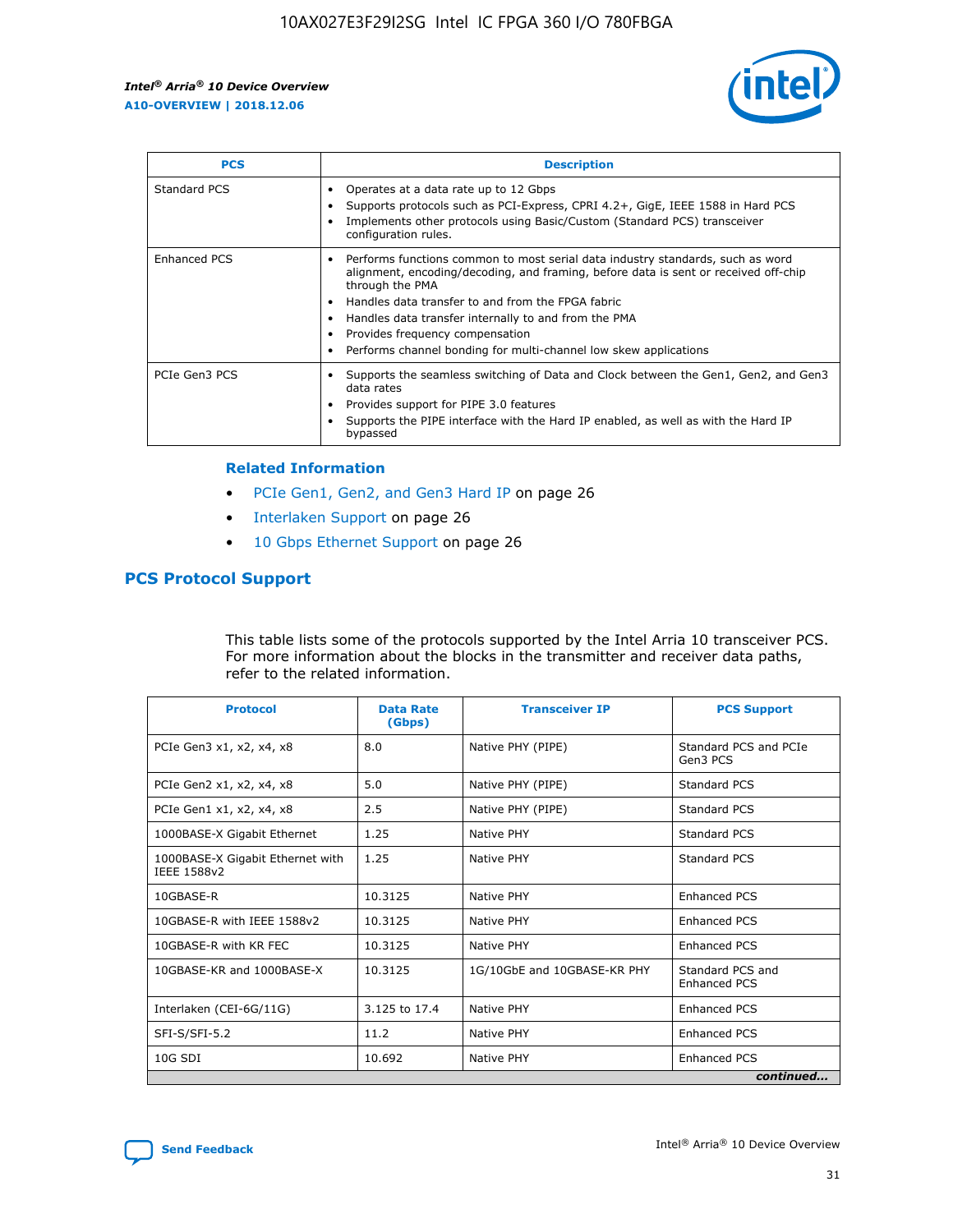| PCS | Description |
| --- | --- |
| Standard PCS | • Operates at a data rate up to 12 Gbps<br>• Supports protocols such as PCI-Express, CPRI 4.2+, GigE, IEEE 1588 in Hard PCS<br>• Implements other protocols using Basic/Custom (Standard PCS) transceiver configuration rules. |
| Enhanced PCS | • Performs functions common to most serial data industry standards, such as word alignment, encoding/decoding, and framing, before data is sent or received off-chip through the PMA<br>• Handles data transfer to and from the FPGA fabric<br>• Handles data transfer internally to and from the PMA<br>• Provides frequency compensation<br>• Performs channel bonding for multi-channel low skew applications |
| PCIe Gen3 PCS | • Supports the seamless switching of Data and Clock between the Gen1, Gen2, and Gen3 data rates<br>• Provides support for PIPE 3.0 features<br>• Supports the PIPE interface with the Hard IP enabled, as well as with the Hard IP bypassed |

**Related Information**

- PCIe Gen1, Gen2, and Gen3 Hard IP on page 26
- Interlaken Support on page 26
- 10 Gbps Ethernet Support on page 26

## PCS Protocol Support

This table lists some of the protocols supported by the Intel Arria 10 transceiver PCS. For more information about the blocks in the transmitter and receiver data paths, refer to the related information.

| Protocol | Data Rate (Gbps) | Transceiver IP | PCS Support |
| --- | --- | --- | --- |
| PCIe Gen3 x1, x2, x4, x8 | 8.0 | Native PHY (PIPE) | Standard PCS and PCIe Gen3 PCS |
| PCIe Gen2 x1, x2, x4, x8 | 5.0 | Native PHY (PIPE) | Standard PCS |
| PCIe Gen1 x1, x2, x4, x8 | 2.5 | Native PHY (PIPE) | Standard PCS |
| 1000BASE-X Gigabit Ethernet | 1.25 | Native PHY | Standard PCS |
| 1000BASE-X Gigabit Ethernet with IEEE 1588v2 | 1.25 | Native PHY | Standard PCS |
| 10GBASE-R | 10.3125 | Native PHY | Enhanced PCS |
| 10GBASE-R with IEEE 1588v2 | 10.3125 | Native PHY | Enhanced PCS |
| 10GBASE-R with KR FEC | 10.3125 | Native PHY | Enhanced PCS |
| 10GBASE-KR and 1000BASE-X | 10.3125 | 1G/10GbE and 10GBASE-KR PHY | Standard PCS and Enhanced PCS |
| Interlaken (CEI-6G/11G) | 3.125 to 17.4 | Native PHY | Enhanced PCS |
| SFI-S/SFI-5.2 | 11.2 | Native PHY | Enhanced PCS |
| 10G SDI | 10.692 | Native PHY | Enhanced PCS |

*continued...*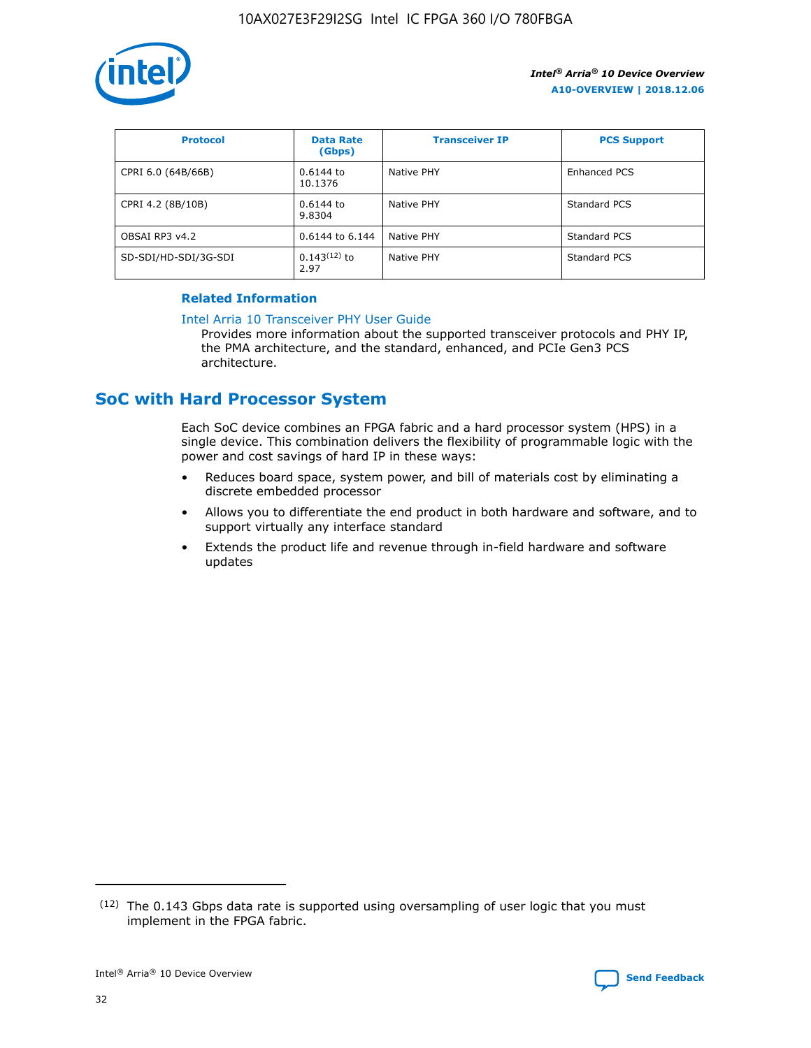| Protocol | Data Rate (Gbps) | Transceiver IP | PCS Support |
| --- | --- | --- | --- |
| CPRI 6.0 (64B/66B) | 0.6144 to 10.1376 | Native PHY | Enhanced PCS |
| CPRI 4.2 (8B/10B) | 0.6144 to 9.8304 | Native PHY | Standard PCS |
| OBSAI RP3 v4.2 | 0.6144 to 6.144 | Native PHY | Standard PCS |
| SD-SDI/HD-SDI/3G-SDI | 0.143[12] to 2.97 | Native PHY | Standard PCS |

**Related Information**

Intel Arria 10 Transceiver PHY User Guide
Provides more information about the supported transceiver protocols and PHY IP, the PMA architecture, and the standard, enhanced, and PCIe Gen3 PCS architecture.

## SoC with Hard Processor System

Each SoC device combines an FPGA fabric and a hard processor system (HPS) in a single device. This combination delivers the flexibility of programmable logic with the power and cost savings of hard IP in these ways:

- Reduces board space, system power, and bill of materials cost by eliminating a discrete embedded processor
- Allows you to differentiate the end product in both hardware and software, and to support virtually any interface standard
- Extends the product life and revenue through in-field hardware and software updates

(12) The 0.143 Gbps data rate is supported using oversampling of user logic that you must implement in the FPGA fabric.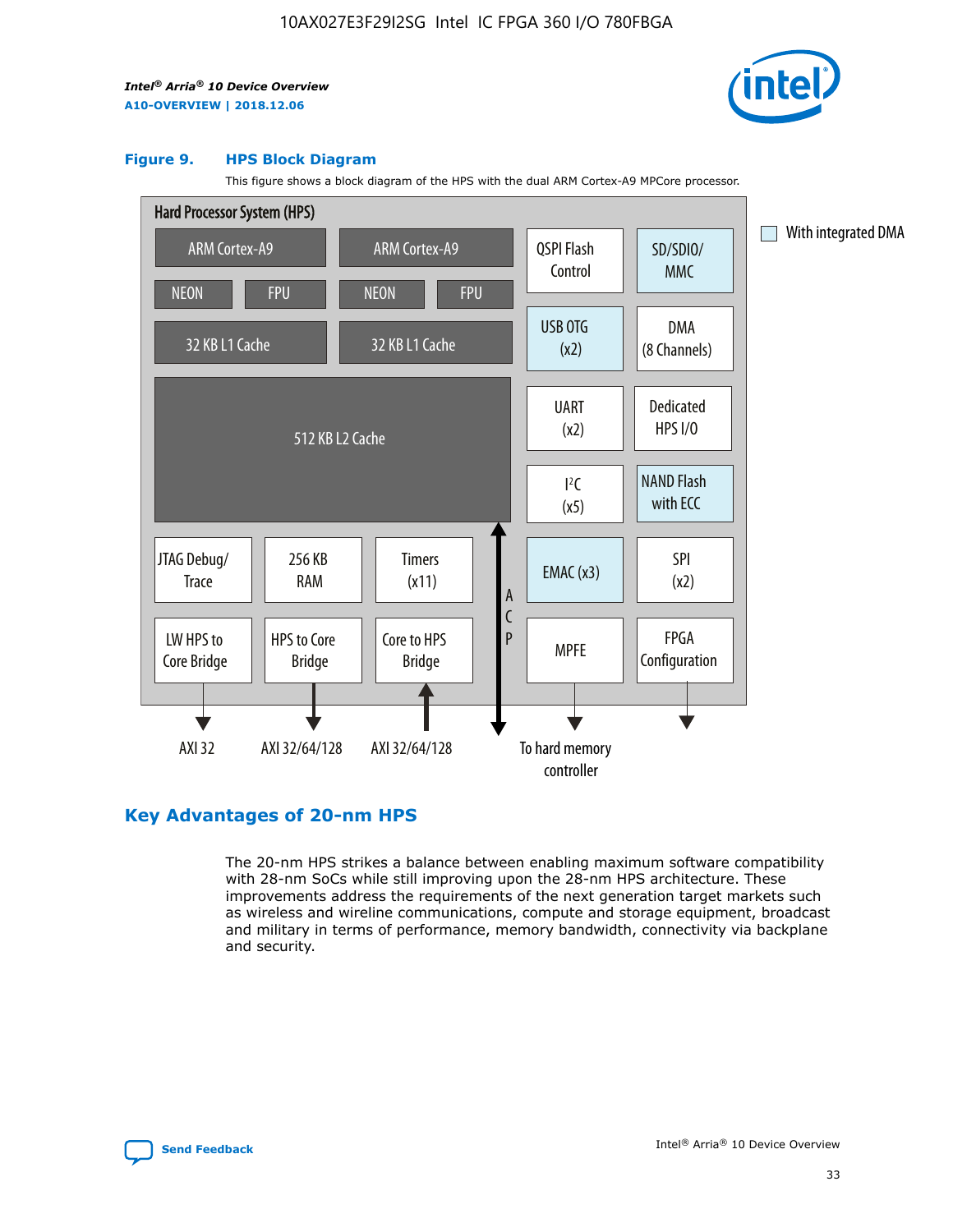**Figure 9. HPS Block Diagram**

This figure shows a block diagram of the HPS with the dual ARM Cortex-A9 MPCore processor.

Hard Processor System (HPS)

- ARM Cortex-A9 (NEON, FPU, 32 KB L1 Cache)
- ARM Cortex-A9 (NEON, FPU, 32 KB L1 Cache)
- 512 KB L2 Cache
- QSPI Flash Control
- SD/SDIO/MMC
- USB OTG (x2)
- DMA (8 Channels)
- UART (x2)
- Dedicated HPS I/O
- I²C (x5)
- NAND Flash with ECC
- JTAG Debug/Trace
- 256 KB RAM
- Timers (x11)
- EMAC (x3)
- SPI (x2)
- LW HPS to Core Bridge → AXI 32
- HPS to Core Bridge → AXI 32/64/128
- Core to HPS Bridge ← AXI 32/64/128
- ACP
- MPFE → To hard memory controller
- FPGA Configuration

With integrated DMA

## Key Advantages of 20-nm HPS

The 20-nm HPS strikes a balance between enabling maximum software compatibility with 28-nm SoCs while still improving upon the 28-nm HPS architecture. These improvements address the requirements of the next generation target markets such as wireless and wireline communications, compute and storage equipment, broadcast and military in terms of performance, memory bandwidth, connectivity via backplane and security.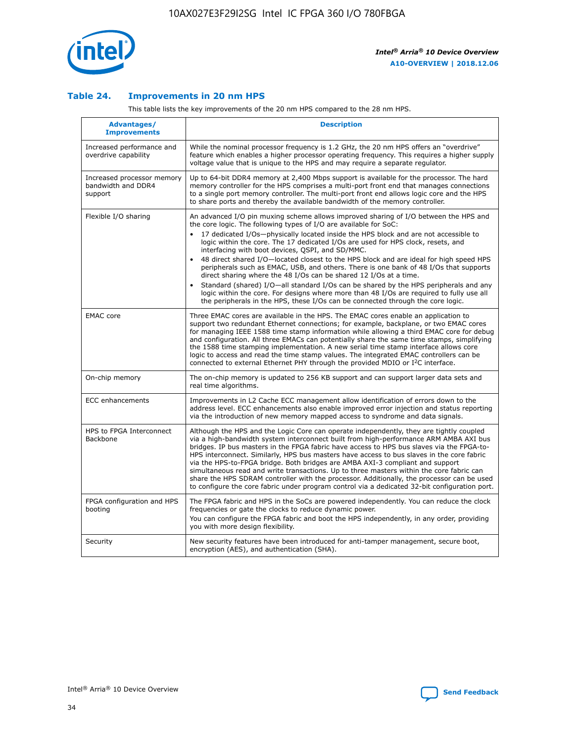### Table 24. Improvements in 20 nm HPS

This table lists the key improvements of the 20 nm HPS compared to the 28 nm HPS.

| Advantages/ Improvements | Description |
| --- | --- |
| Increased performance and overdrive capability | While the nominal processor frequency is 1.2 GHz, the 20 nm HPS offers an "overdrive" feature which enables a higher processor operating frequency. This requires a higher supply voltage value that is unique to the HPS and may require a separate regulator. |
| Increased processor memory bandwidth and DDR4 support | Up to 64-bit DDR4 memory at 2,400 Mbps support is available for the processor. The hard memory controller for the HPS comprises a multi-port front end that manages connections to a single port memory controller. The multi-port front end allows logic core and the HPS to share ports and thereby the available bandwidth of the memory controller. |
| Flexible I/O sharing | An advanced I/O pin muxing scheme allows improved sharing of I/O between the HPS and the core logic. The following types of I/O are available for SoC:<br>• 17 dedicated I/Os—physically located inside the HPS block and are not accessible to logic within the core. The 17 dedicated I/Os are used for HPS clock, resets, and interfacing with boot devices, QSPI, and SD/MMC.<br>• 48 direct shared I/O—located closest to the HPS block and are ideal for high speed HPS peripherals such as EMAC, USB, and others. There is one bank of 48 I/Os that supports direct sharing where the 48 I/Os can be shared 12 I/Os at a time.<br>• Standard (shared) I/O—all standard I/Os can be shared by the HPS peripherals and any logic within the core. For designs where more than 48 I/Os are required to fully use all the peripherals in the HPS, these I/Os can be connected through the core logic. |
| EMAC core | Three EMAC cores are available in the HPS. The EMAC cores enable an application to support two redundant Ethernet connections; for example, backplane, or two EMAC cores for managing IEEE 1588 time stamp information while allowing a third EMAC core for debug and configuration. All three EMACs can potentially share the same time stamps, simplifying the 1588 time stamping implementation. A new serial time stamp interface allows core logic to access and read the time stamp values. The integrated EMAC controllers can be connected to external Ethernet PHY through the provided MDIO or I²C interface. |
| On-chip memory | The on-chip memory is updated to 256 KB support and can support larger data sets and real time algorithms. |
| ECC enhancements | Improvements in L2 Cache ECC management allow identification of errors down to the address level. ECC enhancements also enable improved error injection and status reporting via the introduction of new memory mapped access to syndrome and data signals. |
| HPS to FPGA Interconnect Backbone | Although the HPS and the Logic Core can operate independently, they are tightly coupled via a high-bandwidth system interconnect built from high-performance ARM AMBA AXI bus bridges. IP bus masters in the FPGA fabric have access to HPS bus slaves via the FPGA-to-HPS interconnect. Similarly, HPS bus masters have access to bus slaves in the core fabric via the HPS-to-FPGA bridge. Both bridges are AMBA AXI-3 compliant and support simultaneous read and write transactions. Up to three masters within the core fabric can share the HPS SDRAM controller with the processor. Additionally, the processor can be used to configure the core fabric under program control via a dedicated 32-bit configuration port. |
| FPGA configuration and HPS booting | The FPGA fabric and HPS in the SoCs are powered independently. You can reduce the clock frequencies or gate the clocks to reduce dynamic power.<br>You can configure the FPGA fabric and boot the HPS independently, in any order, providing you with more design flexibility. |
| Security | New security features have been introduced for anti-tamper management, secure boot, encryption (AES), and authentication (SHA). |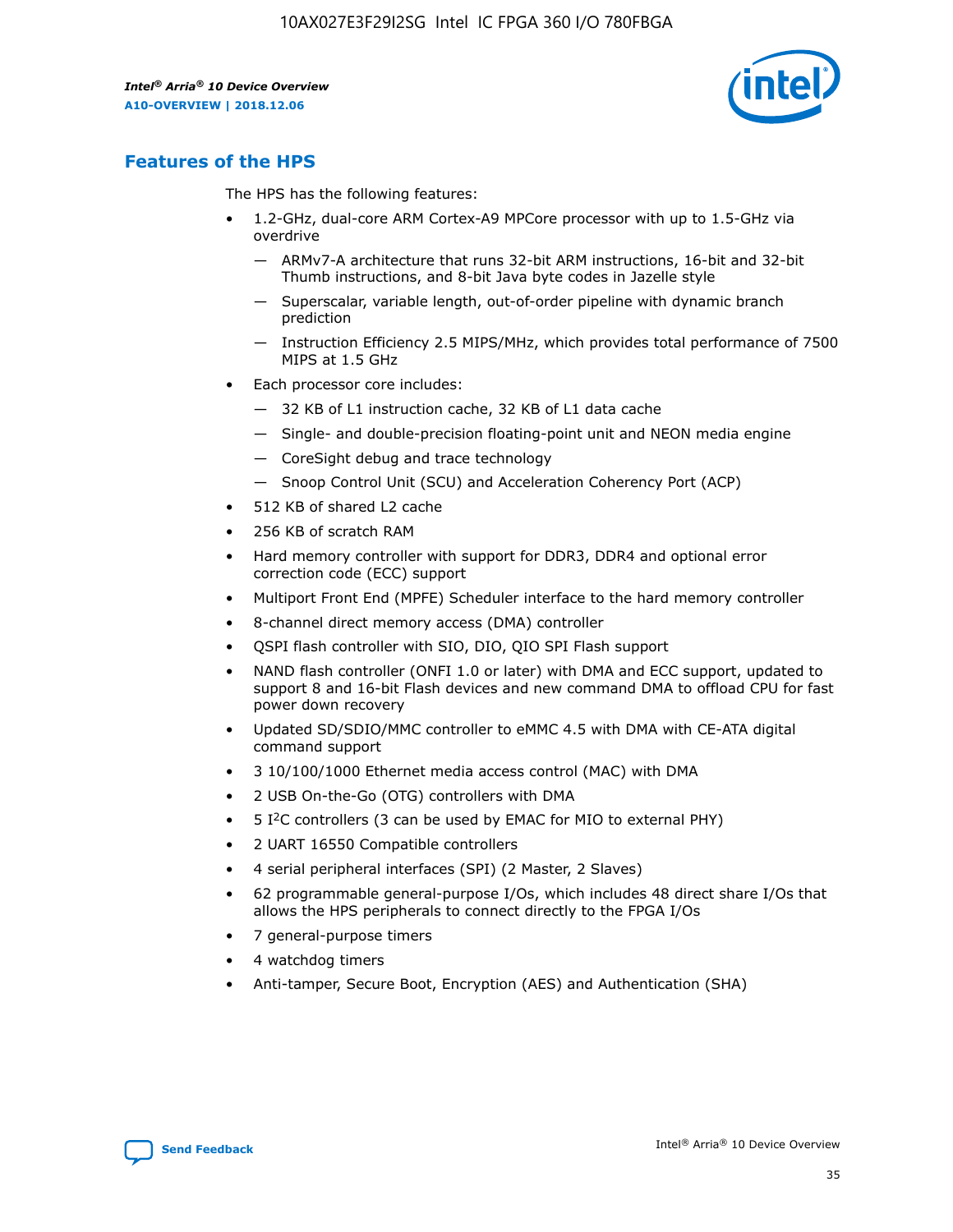## Features of the HPS

The HPS has the following features:

- 1.2-GHz, dual-core ARM Cortex-A9 MPCore processor with up to 1.5-GHz via overdrive
  - — ARMv7-A architecture that runs 32-bit ARM instructions, 16-bit and 32-bit Thumb instructions, and 8-bit Java byte codes in Jazelle style
  - — Superscalar, variable length, out-of-order pipeline with dynamic branch prediction
  - — Instruction Efficiency 2.5 MIPS/MHz, which provides total performance of 7500 MIPS at 1.5 GHz
- Each processor core includes:
  - — 32 KB of L1 instruction cache, 32 KB of L1 data cache
  - — Single- and double-precision floating-point unit and NEON media engine
  - — CoreSight debug and trace technology
  - — Snoop Control Unit (SCU) and Acceleration Coherency Port (ACP)
- 512 KB of shared L2 cache
- 256 KB of scratch RAM
- Hard memory controller with support for DDR3, DDR4 and optional error correction code (ECC) support
- Multiport Front End (MPFE) Scheduler interface to the hard memory controller
- 8-channel direct memory access (DMA) controller
- QSPI flash controller with SIO, DIO, QIO SPI Flash support
- NAND flash controller (ONFI 1.0 or later) with DMA and ECC support, updated to support 8 and 16-bit Flash devices and new command DMA to offload CPU for fast power down recovery
- Updated SD/SDIO/MMC controller to eMMC 4.5 with DMA with CE-ATA digital command support
- 3 10/100/1000 Ethernet media access control (MAC) with DMA
- 2 USB On-the-Go (OTG) controllers with DMA
- 5 I$^2$C controllers (3 can be used by EMAC for MIO to external PHY)
- 2 UART 16550 Compatible controllers
- 4 serial peripheral interfaces (SPI) (2 Master, 2 Slaves)
- 62 programmable general-purpose I/Os, which includes 48 direct share I/Os that allows the HPS peripherals to connect directly to the FPGA I/Os
- 7 general-purpose timers
- 4 watchdog timers
- Anti-tamper, Secure Boot, Encryption (AES) and Authentication (SHA)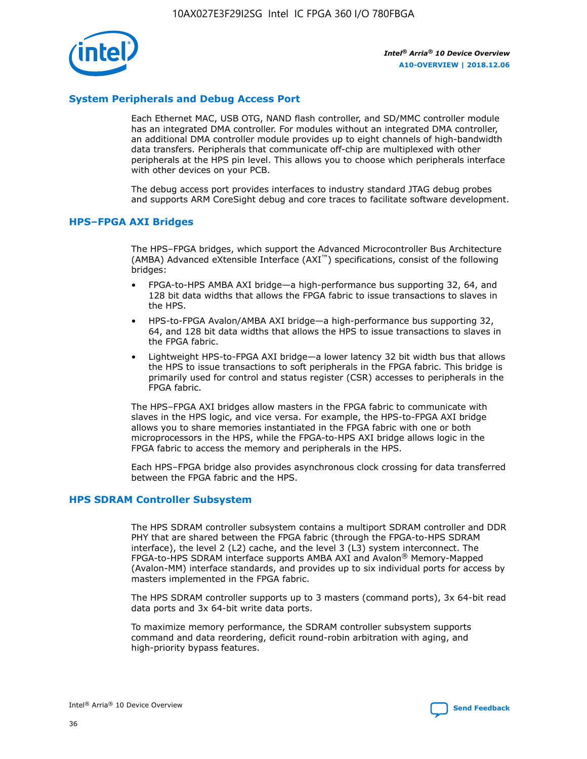## System Peripherals and Debug Access Port

Each Ethernet MAC, USB OTG, NAND flash controller, and SD/MMC controller module has an integrated DMA controller. For modules without an integrated DMA controller, an additional DMA controller module provides up to eight channels of high-bandwidth data transfers. Peripherals that communicate off-chip are multiplexed with other peripherals at the HPS pin level. This allows you to choose which peripherals interface with other devices on your PCB.

The debug access port provides interfaces to industry standard JTAG debug probes and supports ARM CoreSight debug and core traces to facilitate software development.

## HPS–FPGA AXI Bridges

The HPS–FPGA bridges, which support the Advanced Microcontroller Bus Architecture (AMBA) Advanced eXtensible Interface (AXI™) specifications, consist of the following bridges:

- FPGA-to-HPS AMBA AXI bridge—a high-performance bus supporting 32, 64, and 128 bit data widths that allows the FPGA fabric to issue transactions to slaves in the HPS.
- HPS-to-FPGA Avalon/AMBA AXI bridge—a high-performance bus supporting 32, 64, and 128 bit data widths that allows the HPS to issue transactions to slaves in the FPGA fabric.
- Lightweight HPS-to-FPGA AXI bridge—a lower latency 32 bit width bus that allows the HPS to issue transactions to soft peripherals in the FPGA fabric. This bridge is primarily used for control and status register (CSR) accesses to peripherals in the FPGA fabric.

The HPS–FPGA AXI bridges allow masters in the FPGA fabric to communicate with slaves in the HPS logic, and vice versa. For example, the HPS-to-FPGA AXI bridge allows you to share memories instantiated in the FPGA fabric with one or both microprocessors in the HPS, while the FPGA-to-HPS AXI bridge allows logic in the FPGA fabric to access the memory and peripherals in the HPS.

Each HPS–FPGA bridge also provides asynchronous clock crossing for data transferred between the FPGA fabric and the HPS.

## HPS SDRAM Controller Subsystem

The HPS SDRAM controller subsystem contains a multiport SDRAM controller and DDR PHY that are shared between the FPGA fabric (through the FPGA-to-HPS SDRAM interface), the level 2 (L2) cache, and the level 3 (L3) system interconnect. The FPGA-to-HPS SDRAM interface supports AMBA AXI and Avalon® Memory-Mapped (Avalon-MM) interface standards, and provides up to six individual ports for access by masters implemented in the FPGA fabric.

The HPS SDRAM controller supports up to 3 masters (command ports), 3x 64-bit read data ports and 3x 64-bit write data ports.

To maximize memory performance, the SDRAM controller subsystem supports command and data reordering, deficit round-robin arbitration with aging, and high-priority bypass features.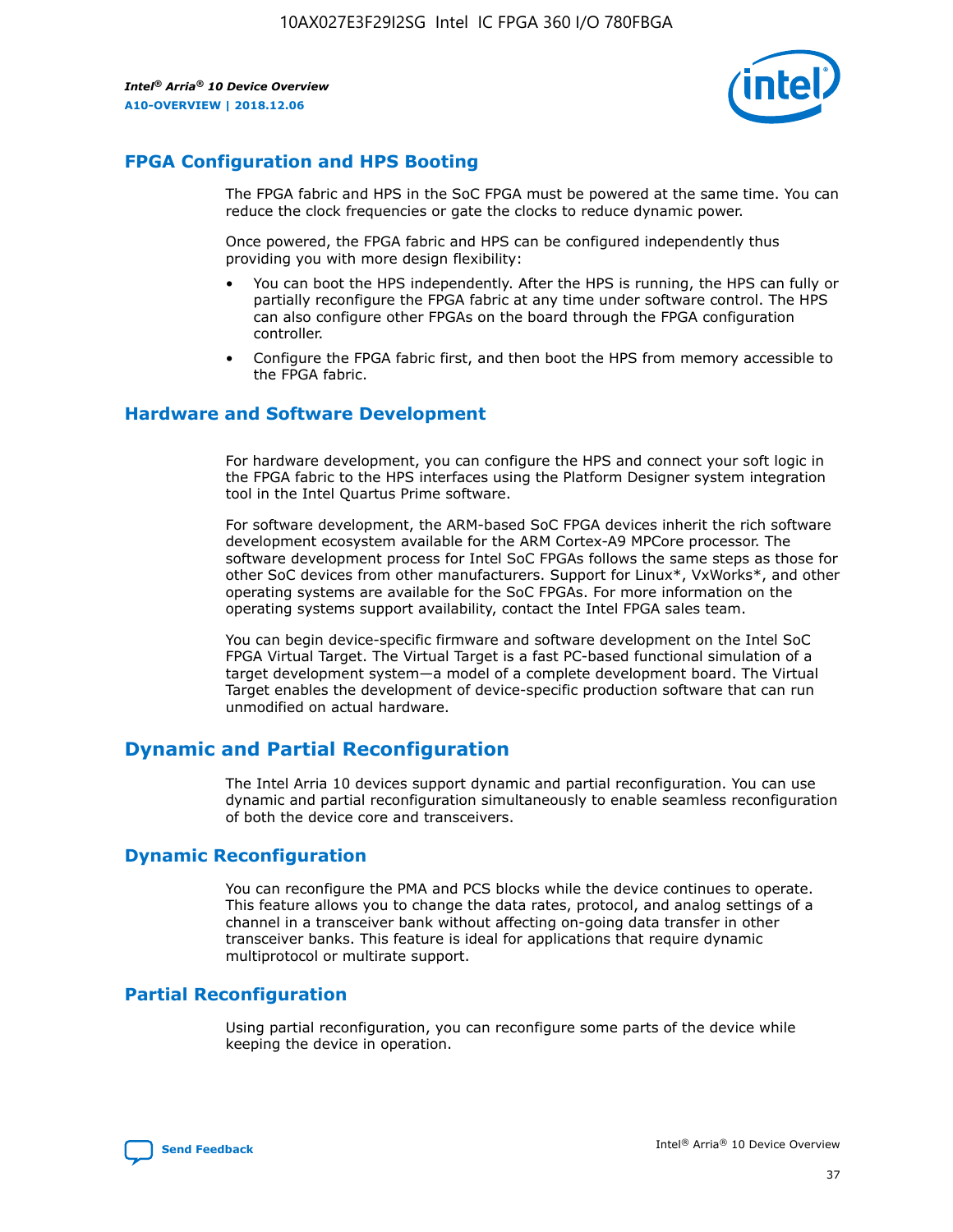## FPGA Configuration and HPS Booting

The FPGA fabric and HPS in the SoC FPGA must be powered at the same time. You can reduce the clock frequencies or gate the clocks to reduce dynamic power.

Once powered, the FPGA fabric and HPS can be configured independently thus providing you with more design flexibility:

- You can boot the HPS independently. After the HPS is running, the HPS can fully or partially reconfigure the FPGA fabric at any time under software control. The HPS can also configure other FPGAs on the board through the FPGA configuration controller.
- Configure the FPGA fabric first, and then boot the HPS from memory accessible to the FPGA fabric.

## Hardware and Software Development

For hardware development, you can configure the HPS and connect your soft logic in the FPGA fabric to the HPS interfaces using the Platform Designer system integration tool in the Intel Quartus Prime software.

For software development, the ARM-based SoC FPGA devices inherit the rich software development ecosystem available for the ARM Cortex-A9 MPCore processor. The software development process for Intel SoC FPGAs follows the same steps as those for other SoC devices from other manufacturers. Support for Linux*, VxWorks*, and other operating systems are available for the SoC FPGAs. For more information on the operating systems support availability, contact the Intel FPGA sales team.

You can begin device-specific firmware and software development on the Intel SoC FPGA Virtual Target. The Virtual Target is a fast PC-based functional simulation of a target development system—a model of a complete development board. The Virtual Target enables the development of device-specific production software that can run unmodified on actual hardware.

# Dynamic and Partial Reconfiguration

The Intel Arria 10 devices support dynamic and partial reconfiguration. You can use dynamic and partial reconfiguration simultaneously to enable seamless reconfiguration of both the device core and transceivers.

## Dynamic Reconfiguration

You can reconfigure the PMA and PCS blocks while the device continues to operate. This feature allows you to change the data rates, protocol, and analog settings of a channel in a transceiver bank without affecting on-going data transfer in other transceiver banks. This feature is ideal for applications that require dynamic multiprotocol or multirate support.

## Partial Reconfiguration

Using partial reconfiguration, you can reconfigure some parts of the device while keeping the device in operation.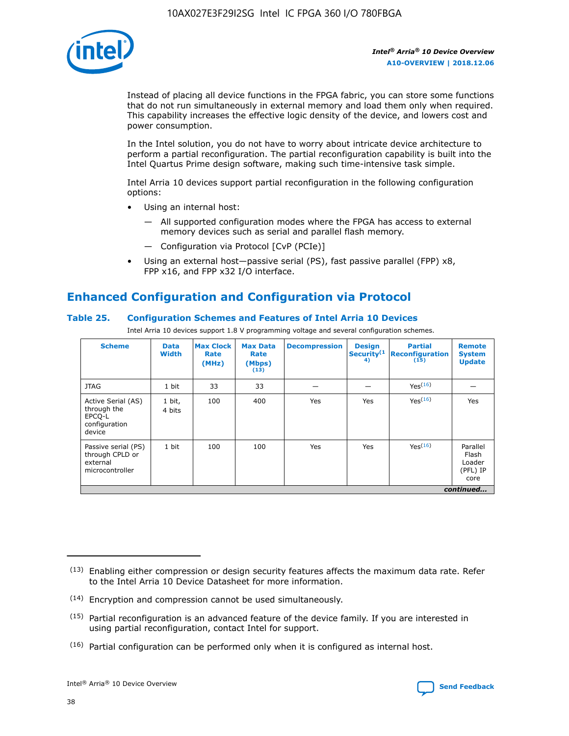Instead of placing all device functions in the FPGA fabric, you can store some functions that do not run simultaneously in external memory and load them only when required. This capability increases the effective logic density of the device, and lowers cost and power consumption.

In the Intel solution, you do not have to worry about intricate device architecture to perform a partial reconfiguration. The partial reconfiguration capability is built into the Intel Quartus Prime design software, making such time-intensive task simple.

Intel Arria 10 devices support partial reconfiguration in the following configuration options:

- Using an internal host:
  - All supported configuration modes where the FPGA has access to external memory devices such as serial and parallel flash memory.
  - Configuration via Protocol [CvP (PCIe)]
- Using an external host—passive serial (PS), fast passive parallel (FPP) x8, FPP x16, and FPP x32 I/O interface.

## Enhanced Configuration and Configuration via Protocol

### Table 25. Configuration Schemes and Features of Intel Arria 10 Devices

Intel Arria 10 devices support 1.8 V programming voltage and several configuration schemes.

| Scheme | Data Width | Max Clock Rate (MHz) | Max Data Rate (Mbps) (13) | Decompression | Design Security(14) | Partial Reconfiguration (15) | Remote System Update |
|---|---|---|---|---|---|---|---|
| JTAG | 1 bit | 33 | 33 | — | — | Yes(16) | — |
| Active Serial (AS) through the EPCQ-L configuration device | 1 bit, 4 bits | 100 | 400 | Yes | Yes | Yes(16) | Yes |
| Passive serial (PS) through CPLD or external microcontroller | 1 bit | 100 | 100 | Yes | Yes | Yes(16) | Parallel Flash Loader (PFL) IP core |

*continued...*

(13) Enabling either compression or design security features affects the maximum data rate. Refer to the Intel Arria 10 Device Datasheet for more information.

(14) Encryption and compression cannot be used simultaneously.

(15) Partial reconfiguration is an advanced feature of the device family. If you are interested in using partial reconfiguration, contact Intel for support.

(16) Partial configuration can be performed only when it is configured as internal host.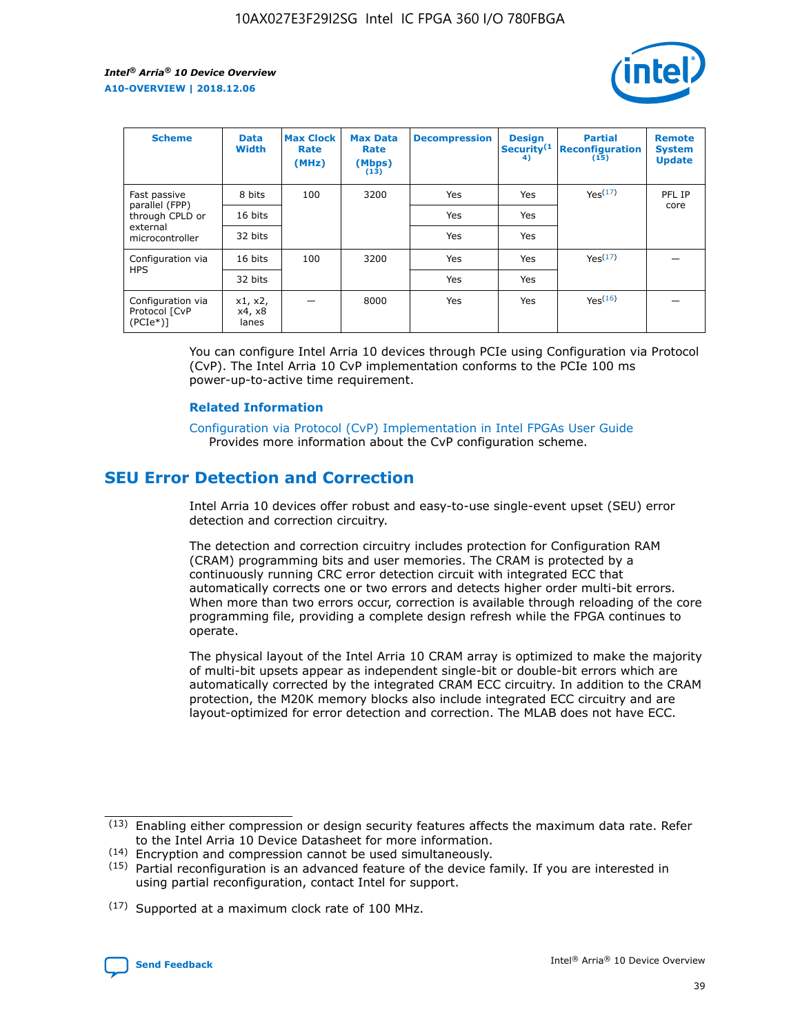| Scheme | Data Width | Max Clock Rate (MHz) | Max Data Rate (Mbps) (13) | Decompression | Design Security(14) | Partial Reconfiguration (15) | Remote System Update |
|---|---|---|---|---|---|---|---|
| Fast passive parallel (FPP) through CPLD or external microcontroller | 8 bits | 100 | 3200 | Yes | Yes | Yes(17) | PFL IP core |
| | 16 bits | | | Yes | Yes | | |
| | 32 bits | | | Yes | Yes | | |
| Configuration via HPS | 16 bits | 100 | 3200 | Yes | Yes | Yes(17) | — |
| | 32 bits | | | Yes | Yes | | |
| Configuration via Protocol [CvP (PCIe*)] | x1, x2, x4, x8 lanes | — | 8000 | Yes | Yes | Yes(16) | — |

You can configure Intel Arria 10 devices through PCIe using Configuration via Protocol (CvP). The Intel Arria 10 CvP implementation conforms to the PCIe 100 ms power-up-to-active time requirement.

### Related Information

Configuration via Protocol (CvP) Implementation in Intel FPGAs User Guide
Provides more information about the CvP configuration scheme.

## SEU Error Detection and Correction

Intel Arria 10 devices offer robust and easy-to-use single-event upset (SEU) error detection and correction circuitry.

The detection and correction circuitry includes protection for Configuration RAM (CRAM) programming bits and user memories. The CRAM is protected by a continuously running CRC error detection circuit with integrated ECC that automatically corrects one or two errors and detects higher order multi-bit errors. When more than two errors occur, correction is available through reloading of the core programming file, providing a complete design refresh while the FPGA continues to operate.

The physical layout of the Intel Arria 10 CRAM array is optimized to make the majority of multi-bit upsets appear as independent single-bit or double-bit errors which are automatically corrected by the integrated CRAM ECC circuitry. In addition to the CRAM protection, the M20K memory blocks also include integrated ECC circuitry and are layout-optimized for error detection and correction. The MLAB does not have ECC.

(13) Enabling either compression or design security features affects the maximum data rate. Refer to the Intel Arria 10 Device Datasheet for more information.

(14) Encryption and compression cannot be used simultaneously.

(15) Partial reconfiguration is an advanced feature of the device family. If you are interested in using partial reconfiguration, contact Intel for support.

(17) Supported at a maximum clock rate of 100 MHz.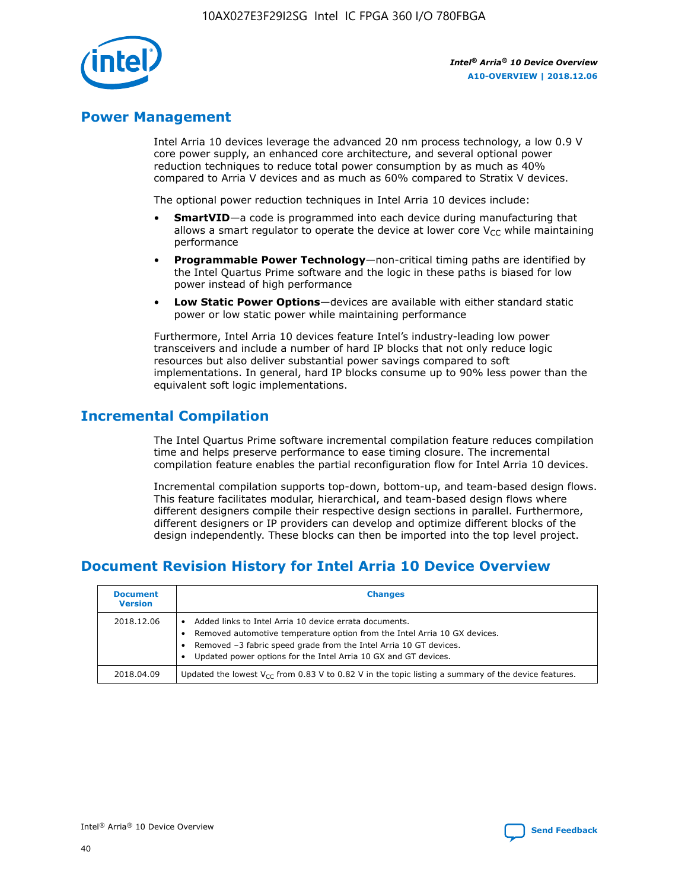## Power Management

Intel Arria 10 devices leverage the advanced 20 nm process technology, a low 0.9 V core power supply, an enhanced core architecture, and several optional power reduction techniques to reduce total power consumption by as much as 40% compared to Arria V devices and as much as 60% compared to Stratix V devices.

The optional power reduction techniques in Intel Arria 10 devices include:

- **SmartVID**—a code is programmed into each device during manufacturing that allows a smart regulator to operate the device at lower core $V_{CC}$ while maintaining performance
- **Programmable Power Technology**—non-critical timing paths are identified by the Intel Quartus Prime software and the logic in these paths is biased for low power instead of high performance
- **Low Static Power Options**—devices are available with either standard static power or low static power while maintaining performance

Furthermore, Intel Arria 10 devices feature Intel's industry-leading low power transceivers and include a number of hard IP blocks that not only reduce logic resources but also deliver substantial power savings compared to soft implementations. In general, hard IP blocks consume up to 90% less power than the equivalent soft logic implementations.

## Incremental Compilation

The Intel Quartus Prime software incremental compilation feature reduces compilation time and helps preserve performance to ease timing closure. The incremental compilation feature enables the partial reconfiguration flow for Intel Arria 10 devices.

Incremental compilation supports top-down, bottom-up, and team-based design flows. This feature facilitates modular, hierarchical, and team-based design flows where different designers compile their respective design sections in parallel. Furthermore, different designers or IP providers can develop and optimize different blocks of the design independently. These blocks can then be imported into the top level project.

## Document Revision History for Intel Arria 10 Device Overview

| Document Version | Changes |
| --- | --- |
| 2018.12.06 | • Added links to Intel Arria 10 device errata documents.<br>• Removed automotive temperature option from the Intel Arria 10 GX devices.<br>• Removed –3 fabric speed grade from the Intel Arria 10 GT devices.<br>• Updated power options for the Intel Arria 10 GX and GT devices. |
| 2018.04.09 | Updated the lowest $V_{CC}$ from 0.83 V to 0.82 V in the topic listing a summary of the device features. |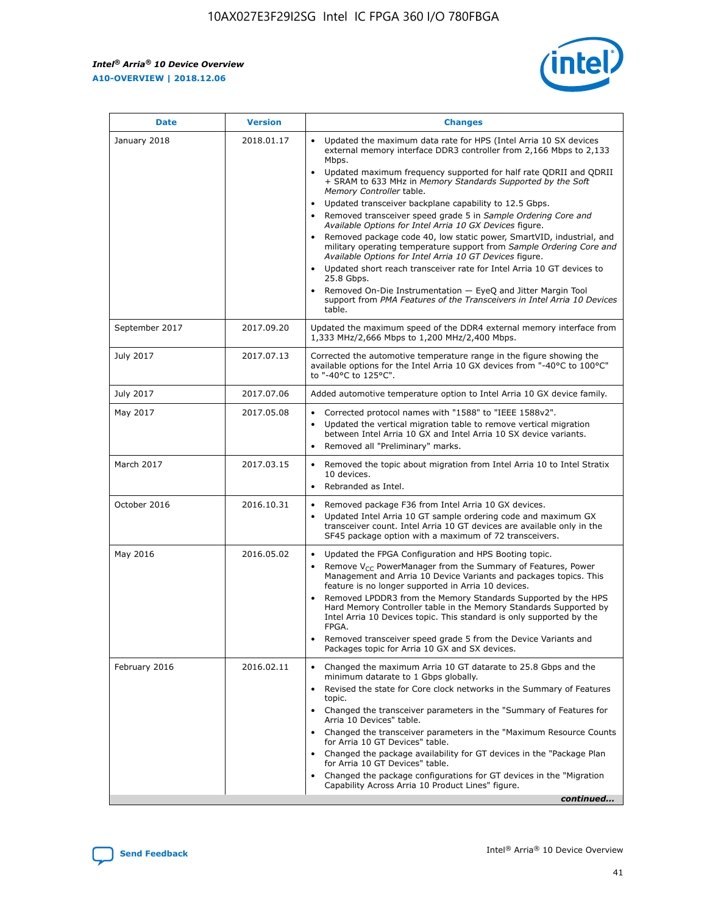| Date | Version | Changes |
| --- | --- | --- |
| January 2018 | 2018.01.17 | • Updated the maximum data rate for HPS (Intel Arria 10 SX devices external memory interface DDR3 controller from 2,166 Mbps to 2,133 Mbps.<br>• Updated maximum frequency supported for half rate QDRII and QDRII + SRAM to 633 MHz in *Memory Standards Supported by the Soft Memory Controller* table.<br>• Updated transceiver backplane capability to 12.5 Gbps.<br>• Removed transceiver speed grade 5 in *Sample Ordering Core and Available Options for Intel Arria 10 GX Devices* figure.<br>• Removed package code 40, low static power, SmartVID, industrial, and military operating temperature support from *Sample Ordering Core and Available Options for Intel Arria 10 GT Devices* figure.<br>• Updated short reach transceiver rate for Intel Arria 10 GT devices to 25.8 Gbps.<br>• Removed On-Die Instrumentation — EyeQ and Jitter Margin Tool support from *PMA Features of the Transceivers in Intel Arria 10 Devices* table. |
| September 2017 | 2017.09.20 | Updated the maximum speed of the DDR4 external memory interface from 1,333 MHz/2,666 Mbps to 1,200 MHz/2,400 Mbps. |
| July 2017 | 2017.07.13 | Corrected the automotive temperature range in the figure showing the available options for the Intel Arria 10 GX devices from "-40°C to 100°C" to "-40°C to 125°C". |
| July 2017 | 2017.07.06 | Added automotive temperature option to Intel Arria 10 GX device family. |
| May 2017 | 2017.05.08 | • Corrected protocol names with "1588" to "IEEE 1588v2".<br>• Updated the vertical migration table to remove vertical migration between Intel Arria 10 GX and Intel Arria 10 SX device variants.<br>• Removed all "Preliminary" marks. |
| March 2017 | 2017.03.15 | • Removed the topic about migration from Intel Arria 10 to Intel Stratix 10 devices.<br>• Rebranded as Intel. |
| October 2016 | 2016.10.31 | • Removed package F36 from Intel Arria 10 GX devices.<br>• Updated Intel Arria 10 GT sample ordering code and maximum GX transceiver count. Intel Arria 10 GT devices are available only in the SF45 package option with a maximum of 72 transceivers. |
| May 2016 | 2016.05.02 | • Updated the FPGA Configuration and HPS Booting topic.<br>• Remove $V_{CC}$ PowerManager from the Summary of Features, Power Management and Arria 10 Device Variants and packages topics. This feature is no longer supported in Arria 10 devices.<br>• Removed LPDDR3 from the Memory Standards Supported by the HPS Hard Memory Controller table in the Memory Standards Supported by Intel Arria 10 Devices topic. This standard is only supported by the FPGA.<br>• Removed transceiver speed grade 5 from the Device Variants and Packages topic for Arria 10 GX and SX devices. |
| February 2016 | 2016.02.11 | • Changed the maximum Arria 10 GT datarate to 25.8 Gbps and the minimum datarate to 1 Gbps globally.<br>• Revised the state for Core clock networks in the Summary of Features topic.<br>• Changed the transceiver parameters in the "Summary of Features for Arria 10 Devices" table.<br>• Changed the transceiver parameters in the "Maximum Resource Counts for Arria 10 GT Devices" table.<br>• Changed the package availability for GT devices in the "Package Plan for Arria 10 GT Devices" table.<br>• Changed the package configurations for GT devices in the "Migration Capability Across Arria 10 Product Lines" figure. |

*continued...*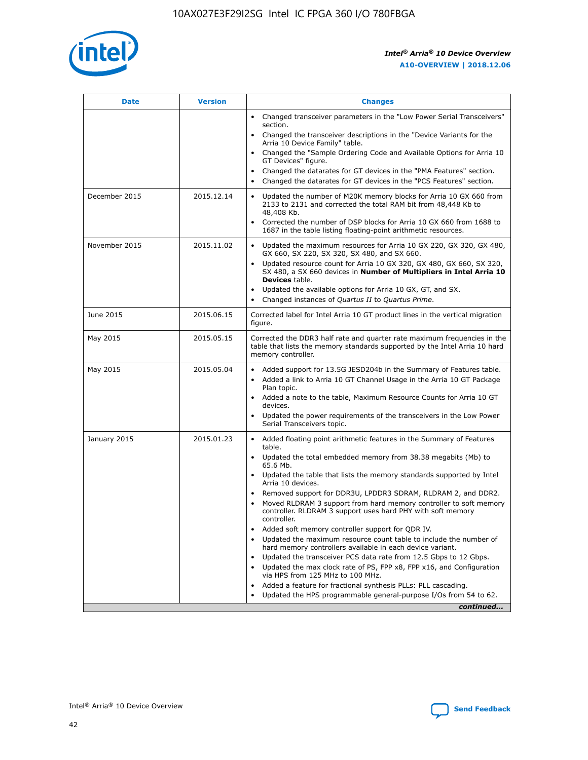| Date | Version | Changes |
| --- | --- | --- |
| | | • Changed transceiver parameters in the "Low Power Serial Transceivers" section.<br>• Changed the transceiver descriptions in the "Device Variants for the Arria 10 Device Family" table.<br>• Changed the "Sample Ordering Code and Available Options for Arria 10 GT Devices" figure.<br>• Changed the datarates for GT devices in the "PMA Features" section.<br>• Changed the datarates for GT devices in the "PCS Features" section. |
| December 2015 | 2015.12.14 | • Updated the number of M20K memory blocks for Arria 10 GX 660 from 2133 to 2131 and corrected the total RAM bit from 48,448 Kb to 48,408 Kb.<br>• Corrected the number of DSP blocks for Arria 10 GX 660 from 1688 to 1687 in the table listing floating-point arithmetic resources. |
| November 2015 | 2015.11.02 | • Updated the maximum resources for Arria 10 GX 220, GX 320, GX 480, GX 660, SX 220, SX 320, SX 480, and SX 660.<br>• Updated resource count for Arria 10 GX 320, GX 480, GX 660, SX 320, SX 480, a SX 660 devices in **Number of Multipliers in Intel Arria 10 Devices** table.<br>• Updated the available options for Arria 10 GX, GT, and SX.<br>• Changed instances of *Quartus II* to *Quartus Prime*. |
| June 2015 | 2015.06.15 | Corrected label for Intel Arria 10 GT product lines in the vertical migration figure. |
| May 2015 | 2015.05.15 | Corrected the DDR3 half rate and quarter rate maximum frequencies in the table that lists the memory standards supported by the Intel Arria 10 hard memory controller. |
| May 2015 | 2015.05.04 | • Added support for 13.5G JESD204b in the Summary of Features table.<br>• Added a link to Arria 10 GT Channel Usage in the Arria 10 GT Package Plan topic.<br>• Added a note to the table, Maximum Resource Counts for Arria 10 GT devices.<br>• Updated the power requirements of the transceivers in the Low Power Serial Transceivers topic. |
| January 2015 | 2015.01.23 | • Added floating point arithmetic features in the Summary of Features table.<br>• Updated the total embedded memory from 38.38 megabits (Mb) to 65.6 Mb.<br>• Updated the table that lists the memory standards supported by Intel Arria 10 devices.<br>• Removed support for DDR3U, LPDDR3 SDRAM, RLDRAM 2, and DDR2.<br>• Moved RLDRAM 3 support from hard memory controller to soft memory controller. RLDRAM 3 support uses hard PHY with soft memory controller.<br>• Added soft memory controller support for QDR IV.<br>• Updated the maximum resource count table to include the number of hard memory controllers available in each device variant.<br>• Updated the transceiver PCS data rate from 12.5 Gbps to 12 Gbps.<br>• Updated the max clock rate of PS, FPP x8, FPP x16, and Configuration via HPS from 125 MHz to 100 MHz.<br>• Added a feature for fractional synthesis PLLs: PLL cascading.<br>• Updated the HPS programmable general-purpose I/Os from 54 to 62. |

*continued...*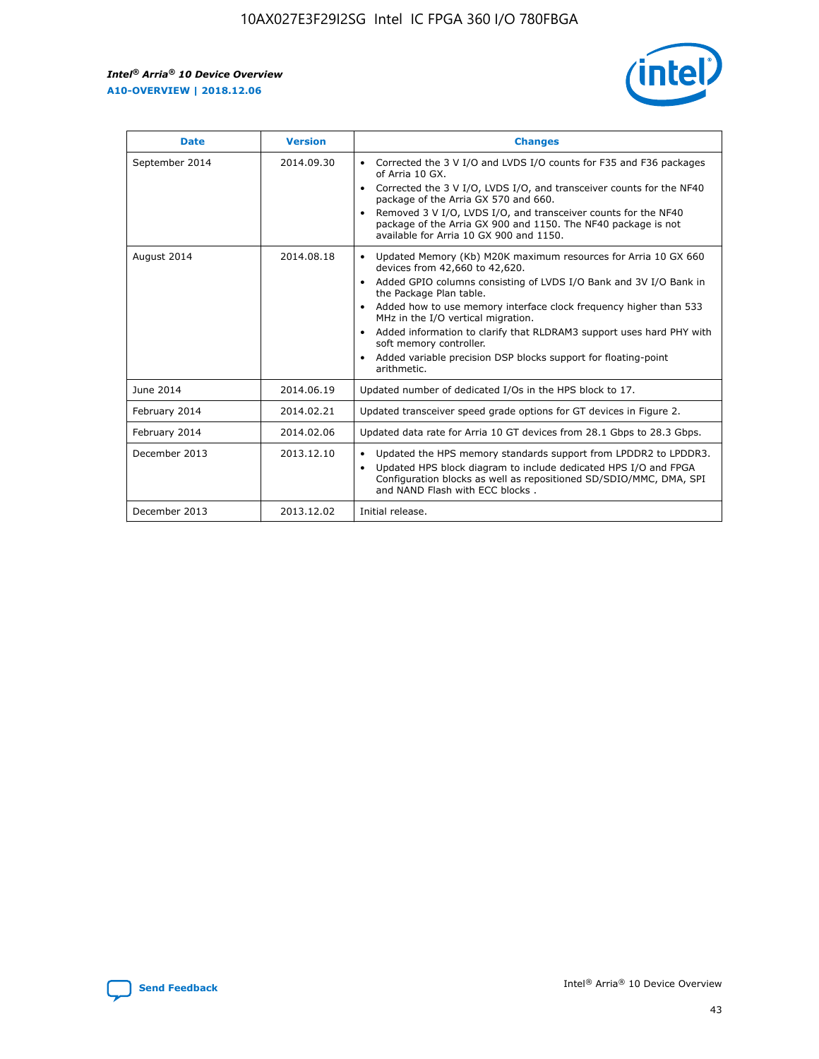| Date | Version | Changes |
| --- | --- | --- |
| September 2014 | 2014.09.30 | • Corrected the 3 V I/O and LVDS I/O counts for F35 and F36 packages of Arria 10 GX.<br>• Corrected the 3 V I/O, LVDS I/O, and transceiver counts for the NF40 package of the Arria GX 570 and 660.<br>• Removed 3 V I/O, LVDS I/O, and transceiver counts for the NF40 package of the Arria GX 900 and 1150. The NF40 package is not available for Arria 10 GX 900 and 1150. |
| August 2014 | 2014.08.18 | • Updated Memory (Kb) M20K maximum resources for Arria 10 GX 660 devices from 42,660 to 42,620.<br>• Added GPIO columns consisting of LVDS I/O Bank and 3V I/O Bank in the Package Plan table.<br>• Added how to use memory interface clock frequency higher than 533 MHz in the I/O vertical migration.<br>• Added information to clarify that RLDRAM3 support uses hard PHY with soft memory controller.<br>• Added variable precision DSP blocks support for floating-point arithmetic. |
| June 2014 | 2014.06.19 | Updated number of dedicated I/Os in the HPS block to 17. |
| February 2014 | 2014.02.21 | Updated transceiver speed grade options for GT devices in Figure 2. |
| February 2014 | 2014.02.06 | Updated data rate for Arria 10 GT devices from 28.1 Gbps to 28.3 Gbps. |
| December 2013 | 2013.12.10 | • Updated the HPS memory standards support from LPDDR2 to LPDDR3.<br>• Updated HPS block diagram to include dedicated HPS I/O and FPGA Configuration blocks as well as repositioned SD/SDIO/MMC, DMA, SPI and NAND Flash with ECC blocks . |
| December 2013 | 2013.12.02 | Initial release. |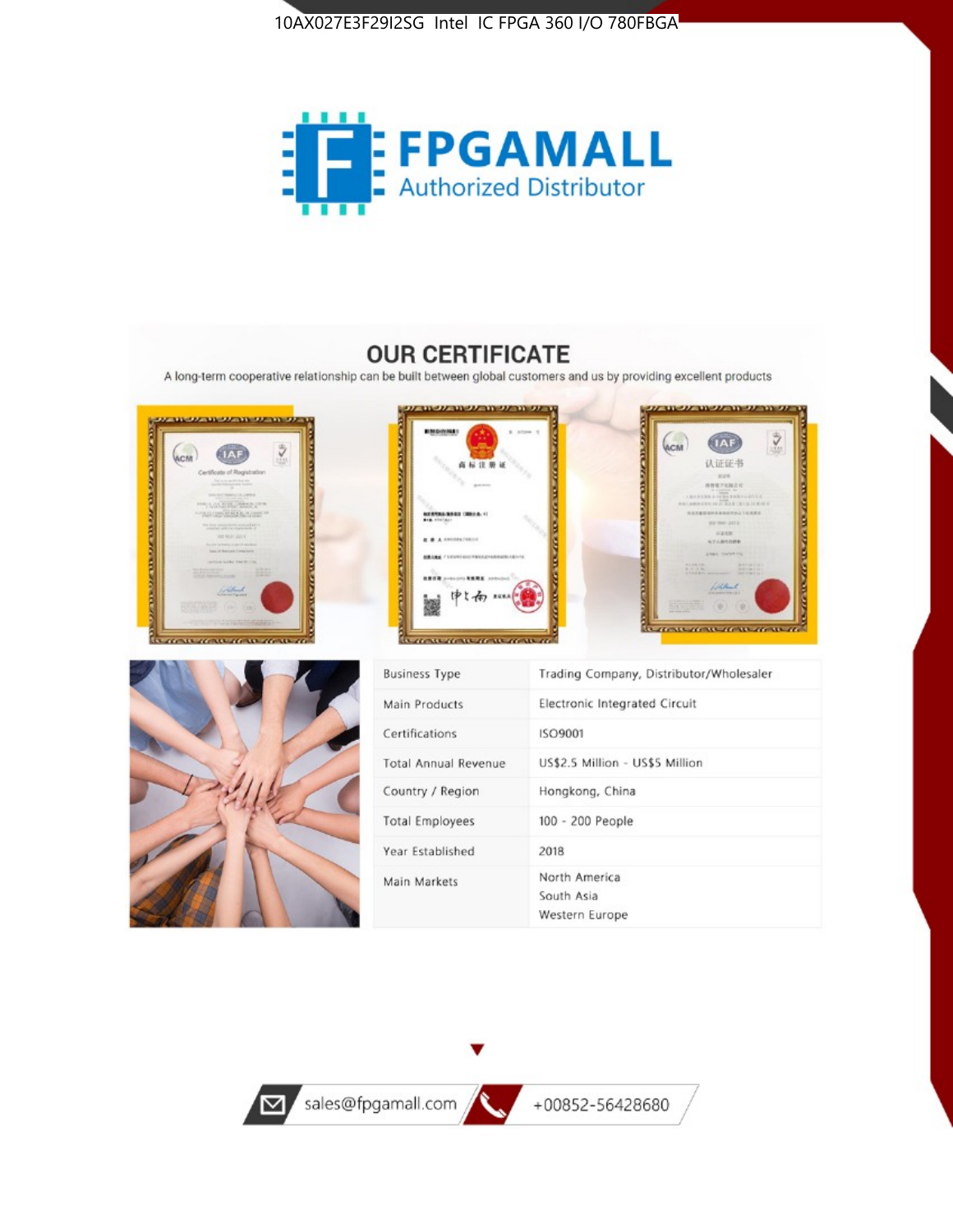# FPGAMALL

Authorized Distributor

## OUR CERTIFICATE

A long-term cooperative relationship can be built between global customers and us by providing excellent products

| | |
|---|---|
| Business Type | Trading Company, Distributor/Wholesaler |
| Main Products | Electronic Integrated Circuit |
| Certifications | ISO9001 |
| Total Annual Revenue | US$2.5 Million - US$5 Million |
| Country / Region | Hongkong, China |
| Total Employees | 100 - 200 People |
| Year Established | 2018 |
| Main Markets | North America<br>South Asia<br>Western Europe |

sales@fpgamall.com

+00852-56428680